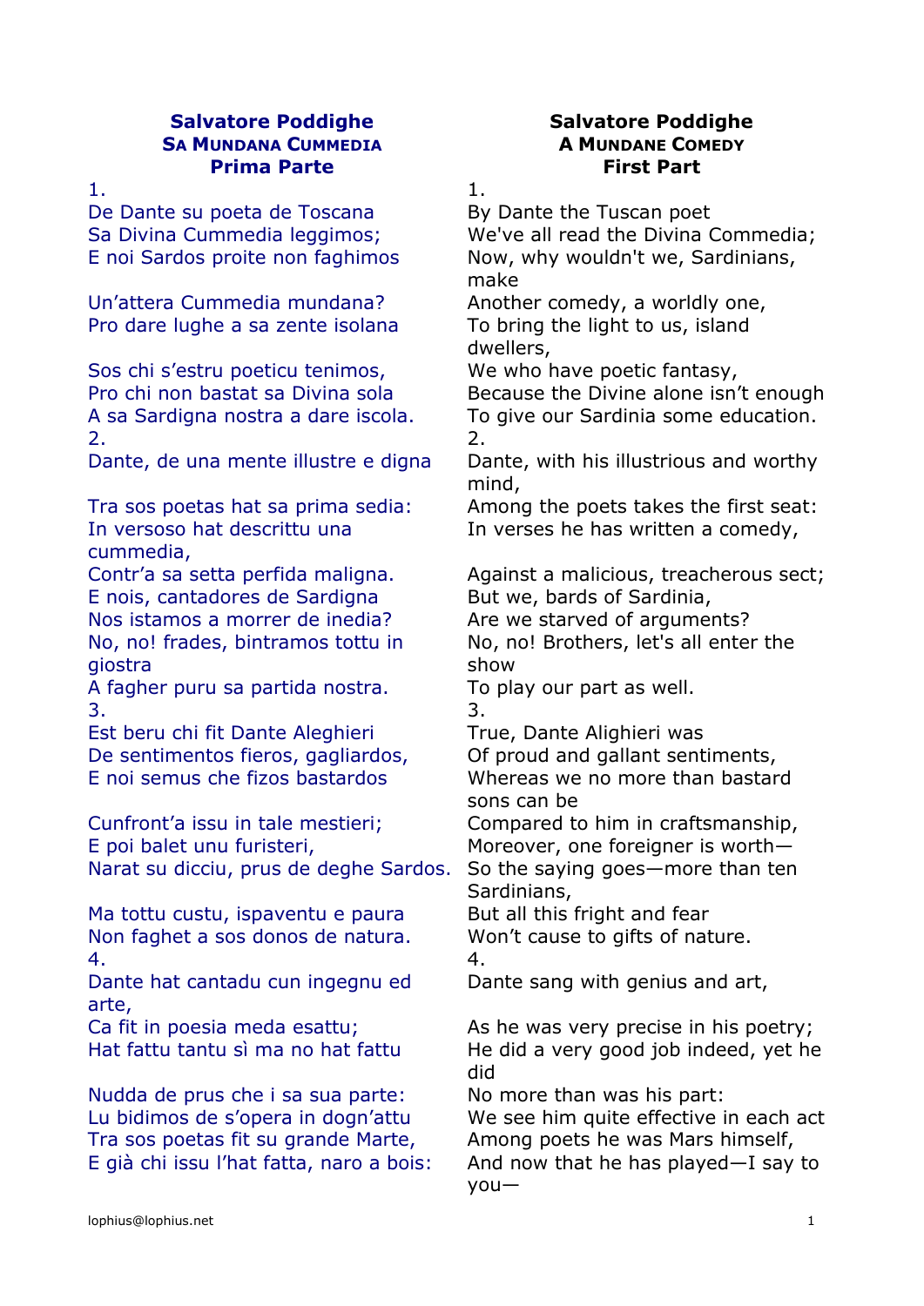## Salvatore Poddighe
### Sa Mundana Cummedia
### Prima Parte

1.
De Dante su poeta de Toscana
Sa Divina Cummedia leggimos;
E noi Sardos proite non faghimos
Un'attera Cummedia mundana?
Pro dare lughe a sa zente isolana
Sos chi s'estru poeticu tenimos,
Pro chi non bastat sa Divina sola
A sa Sardigna nostra a dare iscola.

2.
Dante, de una mente illustre e digna
Tra sos poetas hat sa prima sedia:
In versoso hat descrittu una cummedia,
Contr'a sa setta perfida maligna.
E nois, cantadores de Sardigna
Nos istamos a morrer de inedia?
No, no! frades, bintramos tottu in giostra
A fagher puru sa partida nostra.

3.
Est beru chi fit Dante Aleghieri
De sentimentos fieros, gagliardos,
E noi semus che fizos bastardos
Cunfront'a issu in tale mestieri;
E poi balet unu furisteri,
Narat su dicciu, prus de deghe Sardos.
Ma tottu custu, ispaventu e paura
Non faghet a sos donos de natura.

4.
Dante hat cantadu cun ingegnu ed arte,
Ca fit in poesia meda esattu;
Hat fattu tantu sì ma no hat fattu
Nudda de prus che i sa sua parte:
Lu bidimos de s'opera in dogn'attu
Tra sos poetas fit su grande Marte,
E già chi issu l'hat fatta, naro a bois:

## Salvatore Poddighe
### A Mundane Comedy
### First Part

1.
By Dante the Tuscan poet
We've all read the Divina Commedia;
Now, why wouldn't we, Sardinians, make
Another comedy, a worldly one,
To bring the light to us, island dwellers,
We who have poetic fantasy,
Because the Divine alone isn't enough
To give our Sardinia some education.

2.
Dante, with his illustrious and worthy mind,
Among the poets takes the first seat:
In verses he has written a comedy,
Against a malicious, treacherous sect;
But we, bards of Sardinia,
Are we starved of arguments?
No, no! Brothers, let's all enter the show
To play our part as well.

3.
True, Dante Alighieri was
Of proud and gallant sentiments,
Whereas we no more than bastard sons can be
Compared to him in craftsmanship,
Moreover, one foreigner is worth—
So the saying goes—more than ten Sardinians,
But all this fright and fear
Won't cause to gifts of nature.

4.
Dante sang with genius and art,
As he was very precise in his poetry;
He did a very good job indeed, yet he did
No more than was his part:
We see him quite effective in each act
Among poets he was Mars himself,
And now that he has played—I say to you—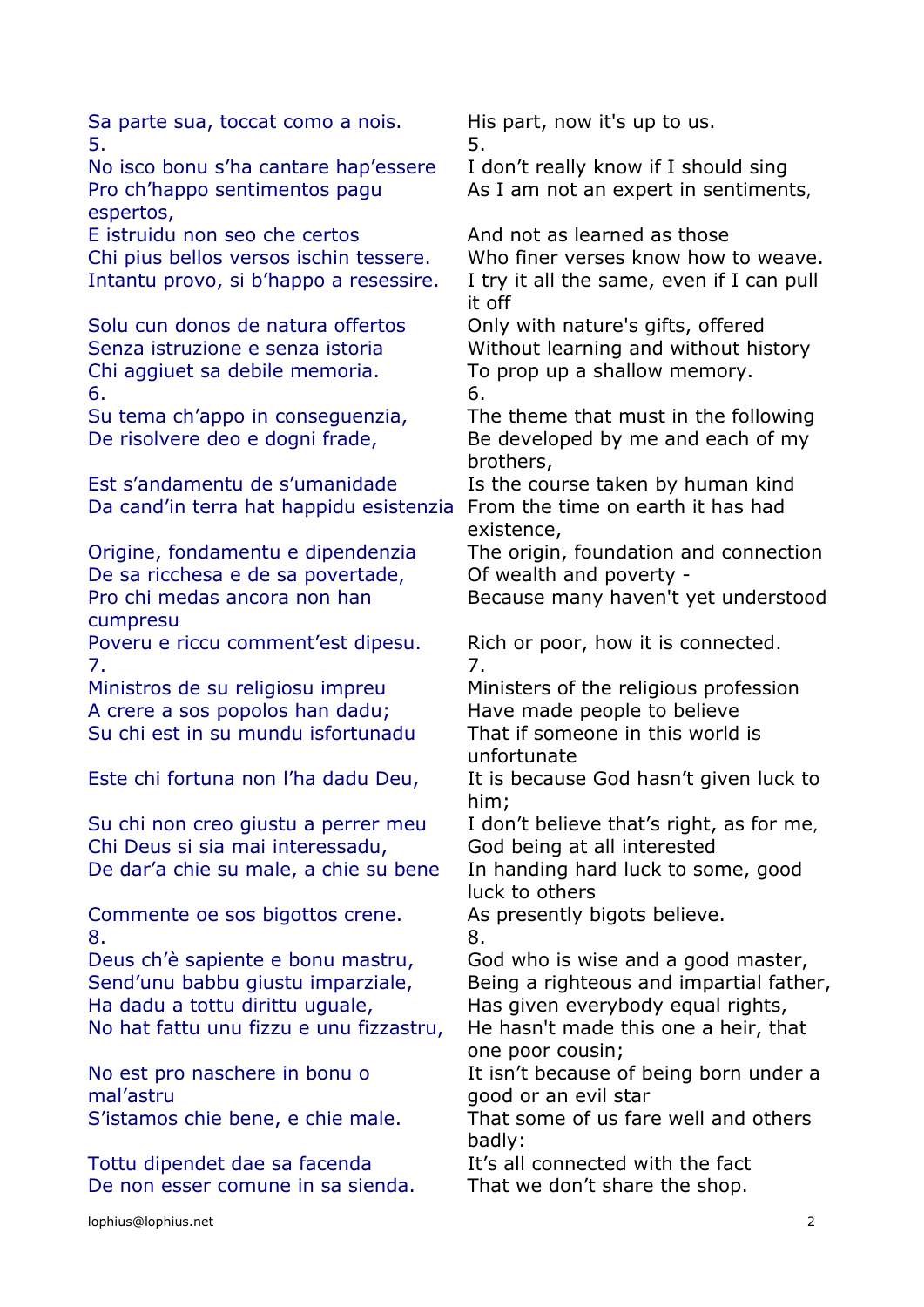| | |
|---|---|
| Sa parte sua, toccat como a nois. | His part, now it's up to us. |
| 5. | 5. |
| No isco bonu s'ha cantare hap'essere | I don't really know if I should sing |
| Pro ch'happo sentimentos pagu espertos, | As I am not an expert in sentiments, |
| E istruidu non seo che certos | And not as learned as those |
| Chi pius bellos versos ischin tessere. | Who finer verses know how to weave. |
| Intantu provo, si b'happo a resessire. | I try it all the same, even if I can pull it off |
| Solu cun donos de natura offertos | Only with nature's gifts, offered |
| Senza istruzione e senza istoria | Without learning and without history |
| Chi aggiuet sa debile memoria. | To prop up a shallow memory. |
| 6. | 6. |
| Su tema ch'appo in conseguenzia, | The theme that must in the following |
| De risolvere deo e dogni frade, | Be developed by me and each of my brothers, |
| Est s'andamentu de s'umanidade | Is the course taken by human kind |
| Da cand'in terra hat happidu esistenzia | From the time on earth it has had existence, |
| Origine, fondamentu e dipendenzia | The origin, foundation and connection |
| De sa ricchesa e de sa povertade, | Of wealth and poverty - |
| Pro chi medas ancora non han cumpresu | Because many haven't yet understood |
| Poveru e riccu comment'est dipesu. | Rich or poor, how it is connected. |
| 7. | 7. |
| Ministros de su religiosu impreu | Ministers of the religious profession |
| A crere a sos popolos han dadu; | Have made people to believe |
| Su chi est in su mundu isfortunadu | That if someone in this world is unfortunate |
| Este chi fortuna non l'ha dadu Deu, | It is because God hasn't given luck to him; |
| Su chi non creo giustu a perrer meu | I don't believe that's right, as for me, |
| Chi Deus si sia mai interessadu, | God being at all interested |
| De dar'a chie su male, a chie su bene | In handing hard luck to some, good luck to others |
| Commente oe sos bigottos crene. | As presently bigots believe. |
| 8. | 8. |
| Deus ch'è sapiente e bonu mastru, | God who is wise and a good master, |
| Send'unu babbu giustu imparziale, | Being a righteous and impartial father, |
| Ha dadu a tottu dirittu uguale, | Has given everybody equal rights, |
| No hat fattu unu fizzu e unu fizzastru, | He hasn't made this one a heir, that one poor cousin; |
| No est pro naschere in bonu o mal'astru | It isn't because of being born under a good or an evil star |
| S'istamos chie bene, e chie male. | That some of us fare well and others badly: |
| Tottu dipendet dae sa facenda | It's all connected with the fact |
| De non esser comune in sa sienda. | That we don't share the shop. |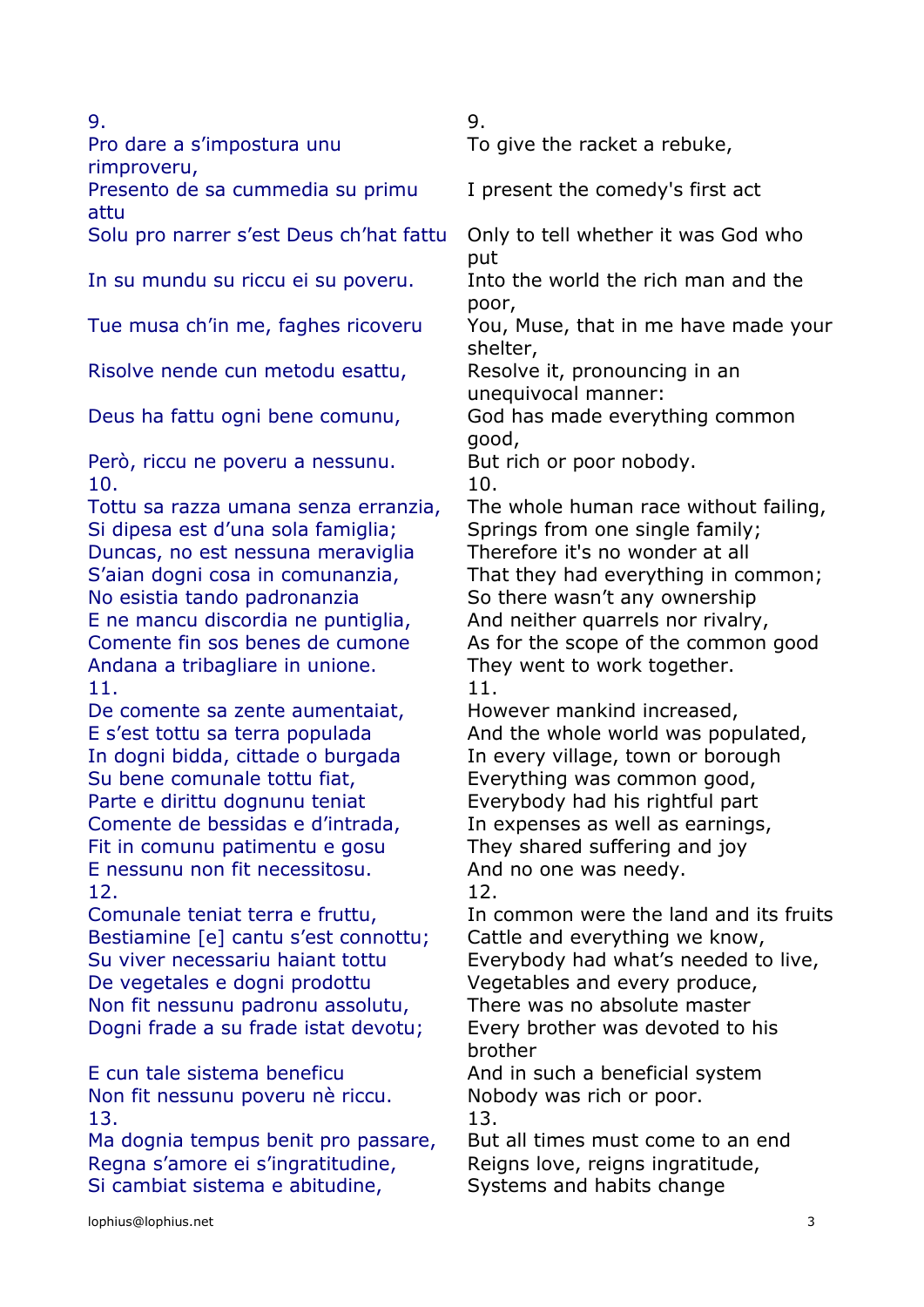| | |
|---|---|
| 9. | 9. |
| Pro dare a s'impostura unu rimproveru, | To give the racket a rebuke, |
| Presento de sa cummedia su primu attu | I present the comedy's first act |
| Solu pro narrer s'est Deus ch'hat fattu | Only to tell whether it was God who put |
| In su mundu su riccu ei su poveru. | Into the world the rich man and the poor, |
| Tue musa ch'in me, faghes ricoveru | You, Muse, that in me have made your shelter, |
| Risolve nende cun metodu esattu, | Resolve it, pronouncing in an unequivocal manner: |
| Deus ha fattu ogni bene comunu, | God has made everything common good, |
| Però, riccu ne poveru a nessunu. | But rich or poor nobody. |
| 10. | 10. |
| Tottu sa razza umana senza erranzia, | The whole human race without failing, |
| Si dipesa est d'una sola famiglia; | Springs from one single family; |
| Duncas, no est nessuna meraviglia | Therefore it's no wonder at all |
| S'aian dogni cosa in comunanzia, | That they had everything in common; |
| No esistia tando padronanzia | So there wasn't any ownership |
| E ne mancu discordia ne puntiglia, | And neither quarrels nor rivalry, |
| Comente fin sos benes de cumone | As for the scope of the common good |
| Andana a tribagliare in unione. | They went to work together. |
| 11. | 11. |
| De comente sa zente aumentaiat, | However mankind increased, |
| E s'est tottu sa terra populada | And the whole world was populated, |
| In dogni bidda, cittade o burgada | In every village, town or borough |
| Su bene comunale tottu fiat, | Everything was common good, |
| Parte e dirittu dognunu teniat | Everybody had his rightful part |
| Comente de bessidas e d'intrada, | In expenses as well as earnings, |
| Fit in comunu patimentu e gosu | They shared suffering and joy |
| E nessunu non fit necessitosu. | And no one was needy. |
| 12. | 12. |
| Comunale teniat terra e fruttu, | In common were the land and its fruits |
| Bestiamine [e] cantu s'est connottu; | Cattle and everything we know, |
| Su viver necessariu haiant tottu | Everybody had what's needed to live, |
| De vegetales e dogni prodottu | Vegetables and every produce, |
| Non fit nessunu padronu assolutu, | There was no absolute master |
| Dogni frade a su frade istat devotu; | Every brother was devoted to his brother |
| E cun tale sistema beneficu | And in such a beneficial system |
| Non fit nessunu poveru nè riccu. | Nobody was rich or poor. |
| 13. | 13. |
| Ma dognia tempus benit pro passare, | But all times must come to an end |
| Regna s'amore ei s'ingratitudine, | Reigns love, reigns ingratitude, |
| Si cambiat sistema e abitudine, | Systems and habits change |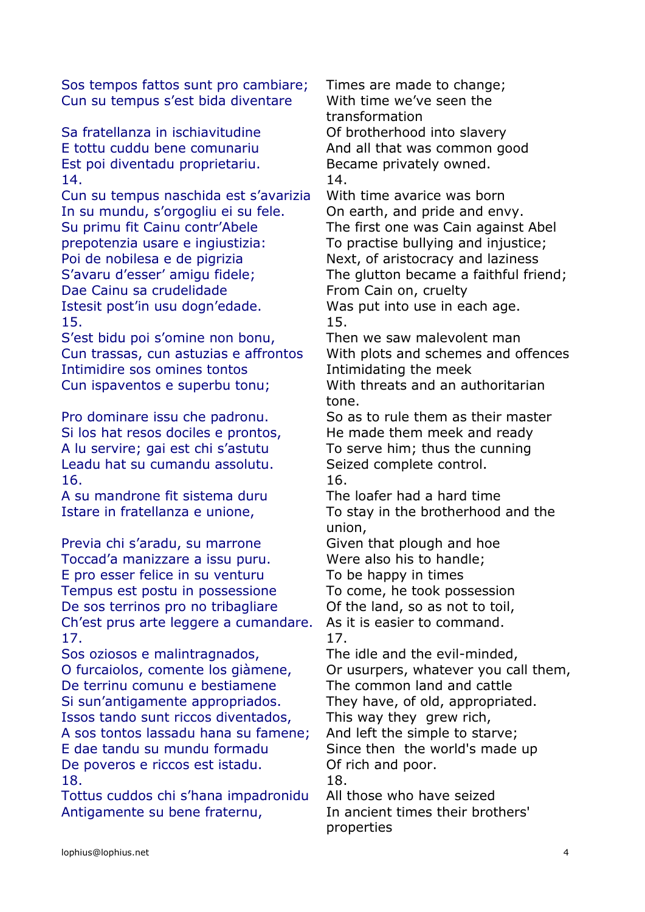| | |
|---|---|
| Sos tempos fattos sunt pro cambiare; | Times are made to change; |
| Cun su tempus s'est bida diventare | With time we've seen the transformation |
| Sa fratellanza in ischiavitudine | Of brotherhood into slavery |
| E tottu cuddu bene comunariu | And all that was common good |
| Est poi diventadu proprietariu. | Became privately owned. |
| 14. | 14. |
| Cun su tempus naschida est s'avarizia | With time avarice was born |
| In su mundu, s'orgogliu ei su fele. | On earth, and pride and envy. |
| Su primu fit Cainu contr'Abele | The first one was Cain against Abel |
| prepotenzia usare e ingiustizia: | To practise bullying and injustice; |
| Poi de nobilesa e de pigrizia | Next, of aristocracy and laziness |
| S'avaru d'esser' amigu fidele; | The glutton became a faithful friend; |
| Dae Cainu sa crudelidade | From Cain on, cruelty |
| Istesit post'in usu dogn'edade. | Was put into use in each age. |
| 15. | 15. |
| S'est bidu poi s'omine non bonu, | Then we saw malevolent man |
| Cun trassas, cun astuzias e affrontos | With plots and schemes and offences |
| Intimidire sos omines tontos | Intimidating the meek |
| Cun ispaventos e superbu tonu; | With threats and an authoritarian tone. |
| Pro dominare issu che padronu. | So as to rule them as their master |
| Si los hat resos dociles e prontos, | He made them meek and ready |
| A lu servire; gai est chi s'astutu | To serve him; thus the cunning |
| Leadu hat su cumandu assolutu. | Seized complete control. |
| 16. | 16. |
| A su mandrone fit sistema duru | The loafer had a hard time |
| Istare in fratellanza e unione, | To stay in the brotherhood and the union, |
| Previa chi s'aradu, su marrone | Given that plough and hoe |
| Toccad'a manizzare a issu puru. | Were also his to handle; |
| E pro esser felice in su venturu | To be happy in times |
| Tempus est postu in possessione | To come, he took possession |
| De sos terrinos pro no tribagliare | Of the land, so as not to toil, |
| Ch'est prus arte leggere a cumandare. | As it is easier to command. |
| 17. | 17. |
| Sos oziosos e malintragnados, | The idle and the evil-minded, |
| O furcaiolos, comente los giàmene, | Or usurpers, whatever you call them, |
| De terrinu comunu e bestiamene | The common land and cattle |
| Si sun'antigamente appropriados. | They have, of old, appropriated. |
| Issos tando sunt riccos diventados, | This way they grew rich, |
| A sos tontos lassadu hana su famene; | And left the simple to starve; |
| E dae tandu su mundu formadu | Since then the world's made up |
| De poveros e riccos est istadu. | Of rich and poor. |
| 18. | 18. |
| Tottus cuddos chi s'hana impadronidu | All those who have seized |
| Antigamente su bene fraternu, | In ancient times their brothers' properties |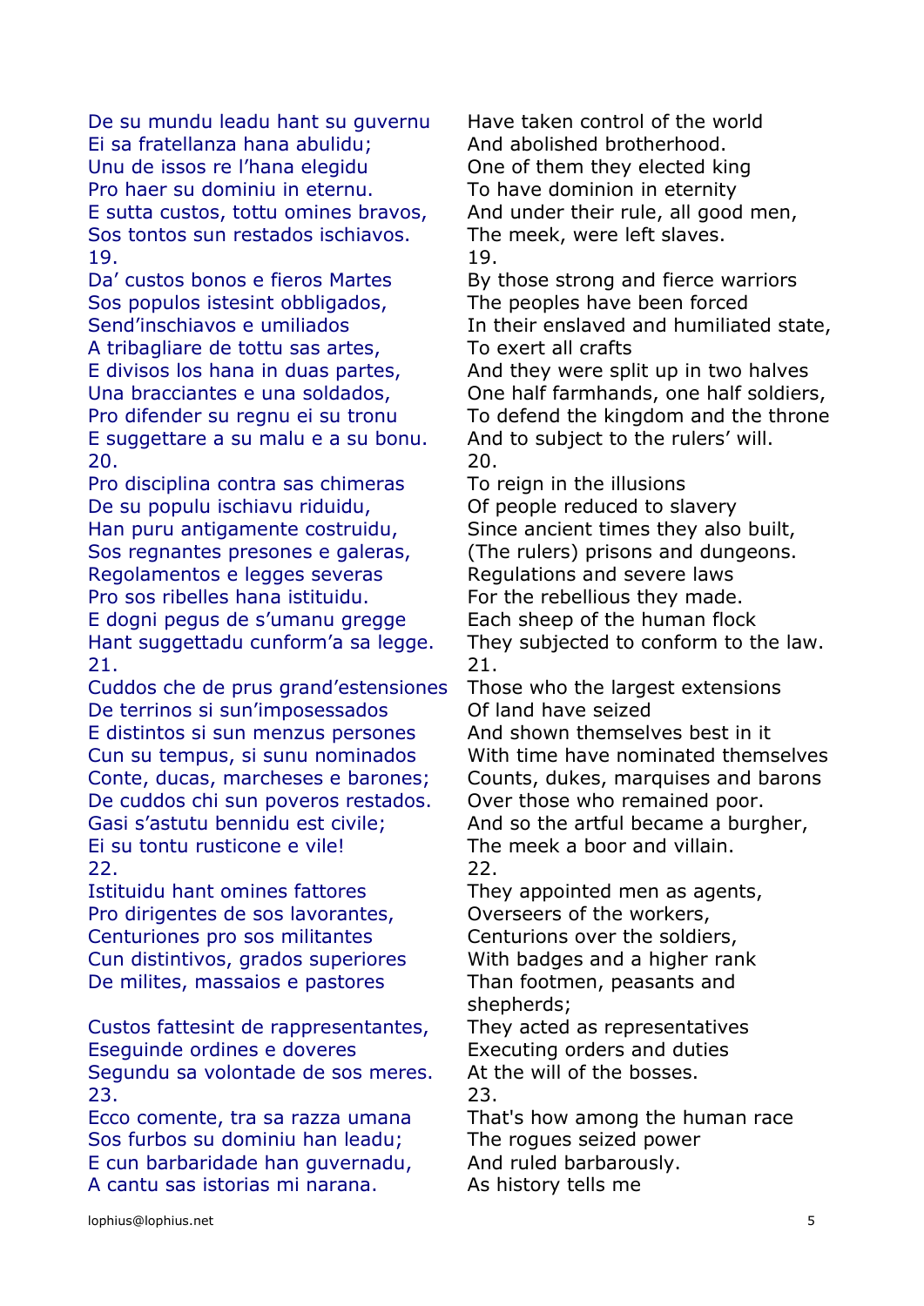| | |
|---|---|
| De su mundu leadu hant su guvernu | Have taken control of the world |
| Ei sa fratellanza hana abulidu; | And abolished brotherhood. |
| Unu de issos re l'hana elegidu | One of them they elected king |
| Pro haer su dominiu in eternu. | To have dominion in eternity |
| E sutta custos, tottu omines bravos, | And under their rule, all good men, |
| Sos tontos sun restados ischiavos. | The meek, were left slaves. |
| 19. | 19. |
| Da' custos bonos e fieros Martes | By those strong and fierce warriors |
| Sos populos istesint obbligados, | The peoples have been forced |
| Send'inschiavos e umiliados | In their enslaved and humiliated state, |
| A tribagliare de tottu sas artes, | To exert all crafts |
| E divisos los hana in duas partes, | And they were split up in two halves |
| Una bracciantes e una soldados, | One half farmhands, one half soldiers, |
| Pro difender su regnu ei su tronu | To defend the kingdom and the throne |
| E suggettare a su malu e a su bonu. | And to subject to the rulers' will. |
| 20. | 20. |
| Pro disciplina contra sas chimeras | To reign in the illusions |
| De su populu ischiavu riduidu, | Of people reduced to slavery |
| Han puru antigamente costruidu, | Since ancient times they also built, |
| Sos regnantes presones e galeras, | (The rulers) prisons and dungeons. |
| Regolamentos e legges severas | Regulations and severe laws |
| Pro sos ribelles hana istituidu. | For the rebellious they made. |
| E dogni pegus de s'umanu gregge | Each sheep of the human flock |
| Hant suggettadu cunform'a sa legge. | They subjected to conform to the law. |
| 21. | 21. |
| Cuddos che de prus grand'estensiones | Those who the largest extensions |
| De terrinos si sun'impossessados | Of land have seized |
| E distintos si sun menzus persones | And shown themselves best in it |
| Cun su tempus, si sunu nominados | With time have nominated themselves |
| Conte, ducas, marcheses e barones; | Counts, dukes, marquises and barons |
| De cuddos chi sun poveros restados. | Over those who remained poor. |
| Gasi s'astutu bennidu est civile; | And so the artful became a burgher, |
| Ei su tontu rusticone e vile! | The meek a boor and villain. |
| 22. | 22. |
| Istituidu hant omines fattores | They appointed men as agents, |
| Pro dirigentes de sos lavorantes, | Overseers of the workers, |
| Centuriones pro sos militantes | Centurions over the soldiers, |
| Cun distintivos, grados superiores | With badges and a higher rank |
| De milites, massaios e pastores | Than footmen, peasants and shepherds; |
| Custos fattesint de rappresentantes, | They acted as representatives |
| Eseguinde ordines e doveres | Executing orders and duties |
| Segundu sa volontade de sos meres. | At the will of the bosses. |
| 23. | 23. |
| Ecco comente, tra sa razza umana | That's how among the human race |
| Sos furbos su dominiu han leadu; | The rogues seized power |
| E cun barbaridade han guvernadu, | And ruled barbarously. |
| A cantu sas istorias mi narana. | As history tells me |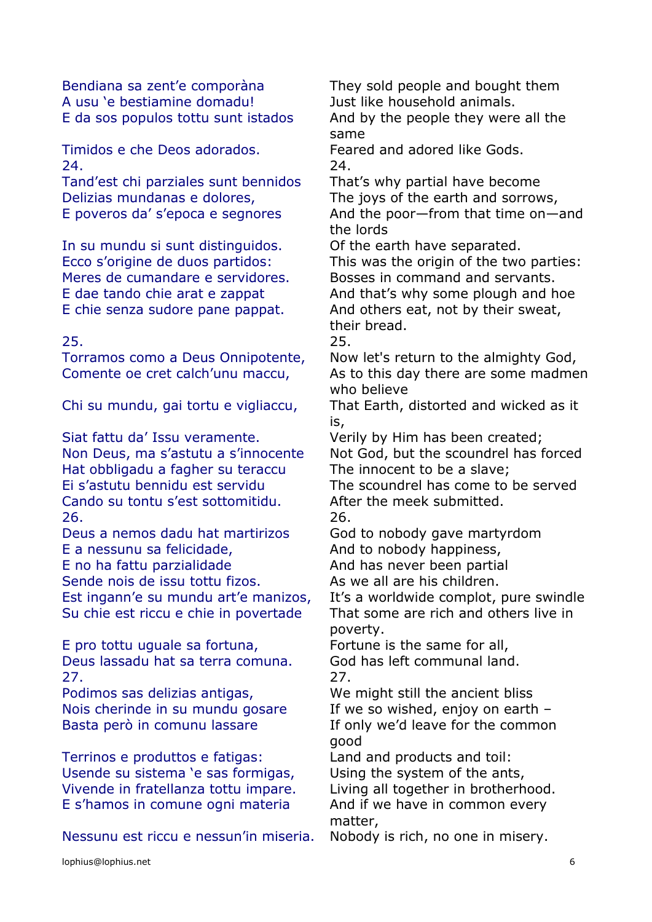| | |
|---|---|
| Bendiana sa zent'e comporàna | They sold people and bought them |
| A usu 'e bestiamine domadu! | Just like household animals. |
| E da sos populos tottu sunt istados | And by the people they were all the same |
| Timidos e che Deos adorados. | Feared and adored like Gods. |
| 24. | 24. |
| Tand'est chi parziales sunt bennidos | That's why partial have become |
| Delizias mundanas e dolores, | The joys of the earth and sorrows, |
| E poveros da' s'epoca e segnores | And the poor—from that time on—and the lords |
| In su mundu si sunt distinguidos. | Of the earth have separated. |
| Ecco s'origine de duos partidos: | This was the origin of the two parties: |
| Meres de cumandare e servidores. | Bosses in command and servants. |
| E dae tando chie arat e zappat | And that's why some plough and hoe |
| E chie senza sudore pane pappat. | And others eat, not by their sweat, their bread. |
| 25. | 25. |
| Torramos como a Deus Onnipotente, | Now let's return to the almighty God, |
| Comente oe cret calch'unu maccu, | As to this day there are some madmen who believe |
| Chi su mundu, gai tortu e vigliaccu, | That Earth, distorted and wicked as it is, |
| Siat fattu da' Issu veramente. | Verily by Him has been created; |
| Non Deus, ma s'astutu a s'innocente | Not God, but the scoundrel has forced |
| Hat obbligadu a fagher su teraccu | The innocent to be a slave; |
| Ei s'astutu bennidu est servidu | The scoundrel has come to be served |
| Cando su tontu s'est sottomitidu. | After the meek submitted. |
| 26. | 26. |
| Deus a nemos dadu hat martirizos | God to nobody gave martyrdom |
| E a nessunu sa felicidade, | And to nobody happiness, |
| E no ha fattu parzialidade | And has never been partial |
| Sende nois de issu tottu fizos. | As we all are his children. |
| Est ingann'e su mundu art'e manizos, | It's a worldwide complot, pure swindle |
| Su chie est riccu e chie in povertade | That some are rich and others live in poverty. |
| E pro tottu uguale sa fortuna, | Fortune is the same for all, |
| Deus lassadu hat sa terra comuna. | God has left communal land. |
| 27. | 27. |
| Podimos sas delizias antigas, | We might still the ancient bliss |
| Nois cherinde in su mundu gosare | If we so wished, enjoy on earth – |
| Basta però in comunu lassare | If only we'd leave for the common good |
| Terrinos e produttos e fatigas: | Land and products and toil: |
| Usende su sistema 'e sas formigas, | Using the system of the ants, |
| Vivende in fratellanza tottu impare. | Living all together in brotherhood. |
| E s'hamos in comune ogni materia | And if we have in common every matter, |
| Nessunu est riccu e nessun'in miseria. | Nobody is rich, no one in misery. |

lophius@lophius.net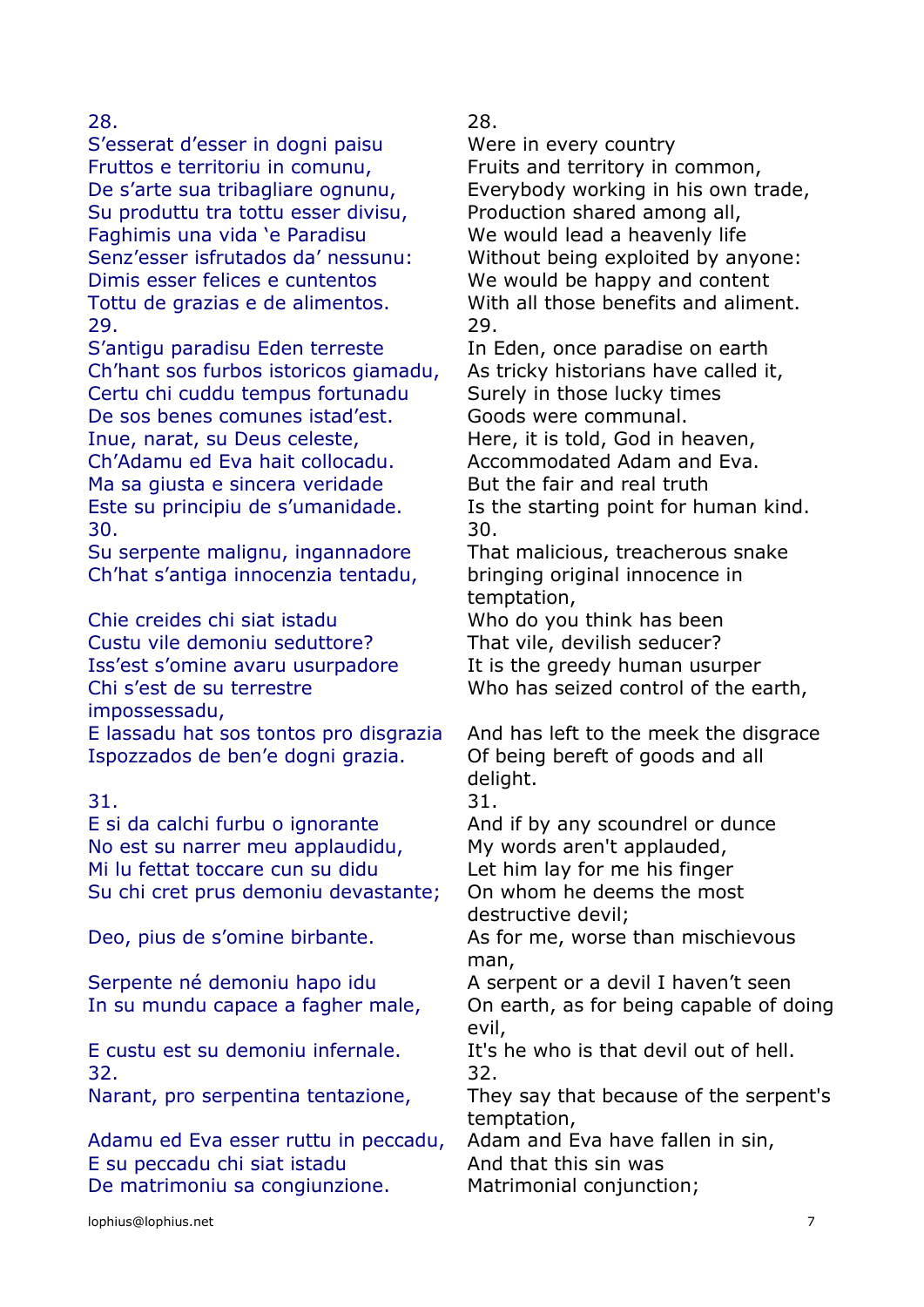| | |
|---|---|
| 28. | 28. |
| S'esserat d'esser in dogni paisu | Were in every country |
| Fruttos e territoriu in comunu, | Fruits and territory in common, |
| De s'arte sua tribagliare ognunu, | Everybody working in his own trade, |
| Su produttu tra tottu esser divisu, | Production shared among all, |
| Faghimis una vida 'e Paradisu | We would lead a heavenly life |
| Senz'esser isfrutados da' nessunu: | Without being exploited by anyone: |
| Dimis esser felices e cuntentos | We would be happy and content |
| Tottu de grazias e de alimentos. | With all those benefits and aliment. |
| 29. | 29. |
| S'antigu paradisu Eden terreste | In Eden, once paradise on earth |
| Ch'hant sos furbos istoricos giamadu, | As tricky historians have called it, |
| Certu chi cuddu tempus fortunadu | Surely in those lucky times |
| De sos benes comunes istad'est. | Goods were communal. |
| Inue, narat, su Deus celeste, | Here, it is told, God in heaven, |
| Ch'Adamu ed Eva hait collocadu. | Accommodated Adam and Eva. |
| Ma sa giusta e sincera veridade | But the fair and real truth |
| Este su principiu de s'umanidade. | Is the starting point for human kind. |
| 30. | 30. |
| Su serpente malignu, ingannadore | That malicious, treacherous snake |
| Ch'hat s'antiga innocenzia tentadu, | bringing original innocence in temptation, |
| Chie creides chi siat istadu | Who do you think has been |
| Custu vile demoniu seduttore? | That vile, devilish seducer? |
| Iss'est s'omine avaru usurpadore | It is the greedy human usurper |
| Chi s'est de su terrestre impossessadu, | Who has seized control of the earth, |
| E lassadu hat sos tontos pro disgrazia | And has left to the meek the disgrace |
| Ispozzados de ben'e dogni grazia. | Of being bereft of goods and all delight. |
| 31. | 31. |
| E si da calchi furbu o ignorante | And if by any scoundrel or dunce |
| No est su narrer meu applaudidu, | My words aren't applauded, |
| Mi lu fettat toccare cun su didu | Let him lay for me his finger |
| Su chi cret prus demoniu devastante; | On whom he deems the most destructive devil; |
| Deo, pius de s'omine birbante. | As for me, worse than mischievous man, |
| Serpente né demoniu hapo idu | A serpent or a devil I haven't seen |
| In su mundu capace a fagher male, | On earth, as for being capable of doing evil, |
| E custu est su demoniu infernale. | It's he who is that devil out of hell. |
| 32. | 32. |
| Narant, pro serpentina tentazione, | They say that because of the serpent's temptation, |
| Adamu ed Eva esser ruttu in peccadu, | Adam and Eva have fallen in sin, |
| E su peccadu chi siat istadu | And that this sin was |
| De matrimoniu sa congiunzione. | Matrimonial conjunction; |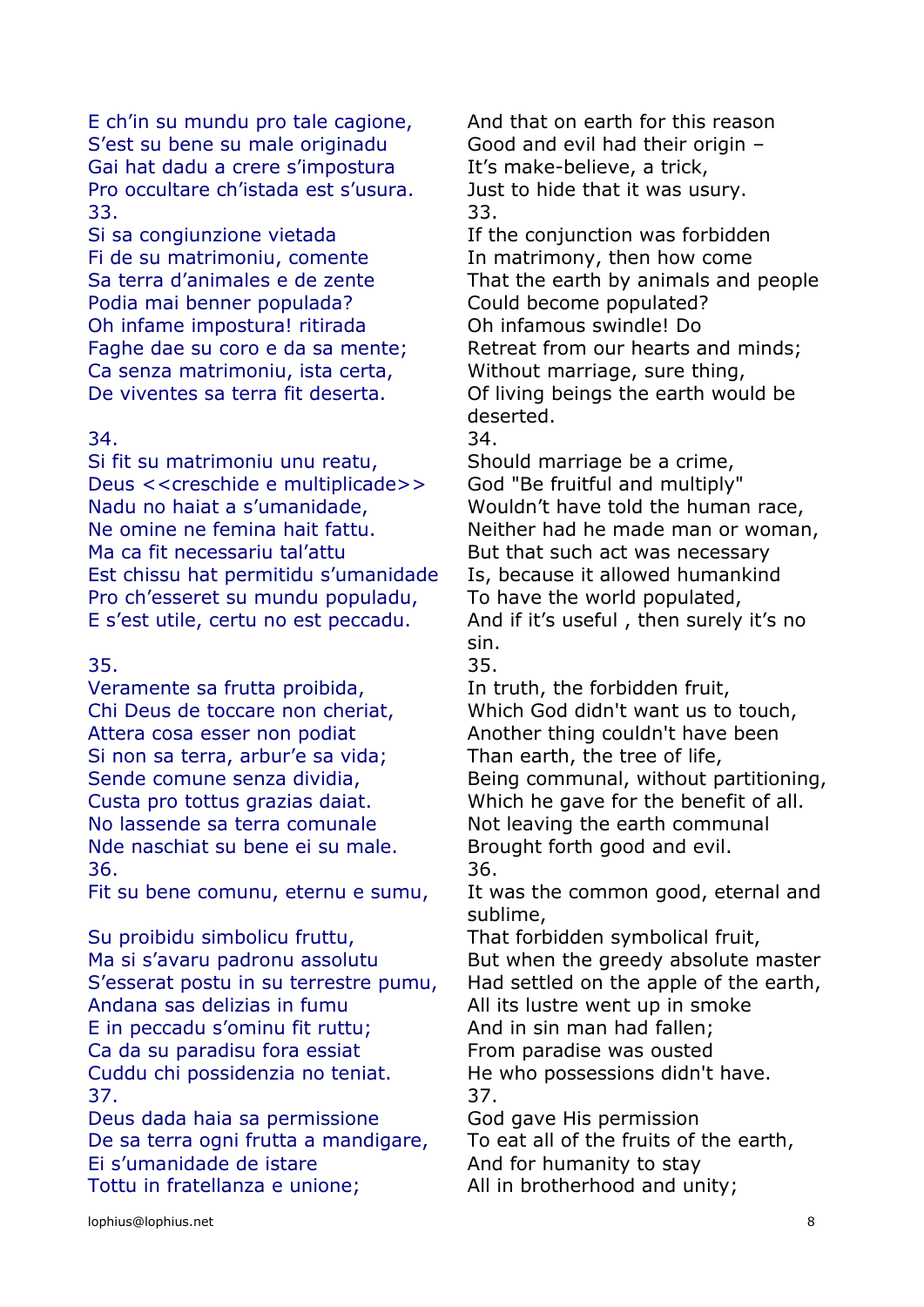| | |
|---|---|
| E ch'in su mundu pro tale cagione, | And that on earth for this reason |
| S'est su bene su male originadu | Good and evil had their origin – |
| Gai hat dadu a crere s'impostura | It's make-believe, a trick, |
| Pro occultare ch'istada est s'usura. | Just to hide that it was usury. |
| 33. | 33. |
| Si sa congiunzione vietada | If the conjunction was forbidden |
| Fi de su matrimoniu, comente | In matrimony, then how come |
| Sa terra d'animales e de zente | That the earth by animals and people |
| Podia mai benner populada? | Could become populated? |
| Oh infame impostura! ritirada | Oh infamous swindle! Do |
| Faghe dae su coro e da sa mente; | Retreat from our hearts and minds; |
| Ca senza matrimoniu, ista certa, | Without marriage, sure thing, |
| De viventes sa terra fit deserta. | Of living beings the earth would be deserted. |
| 34. | 34. |
| Si fit su matrimoniu unu reatu, | Should marriage be a crime, |
| Deus <<creschide e multiplicade>> | God "Be fruitful and multiply" |
| Nadu no haiat a s'umanidade, | Wouldn't have told the human race, |
| Ne omine ne femina hait fattu. | Neither had he made man or woman, |
| Ma ca fit necessariu tal'attu | But that such act was necessary |
| Est chissu hat permitidu s'umanidade | Is, because it allowed humankind |
| Pro ch'esseret su mundu populadu, | To have the world populated, |
| E s'est utile, certu no est peccadu. | And if it's useful , then surely it's no sin. |
| 35. | 35. |
| Veramente sa frutta proibida, | In truth, the forbidden fruit, |
| Chi Deus de toccare non cheriat, | Which God didn't want us to touch, |
| Attera cosa esser non podiat | Another thing couldn't have been |
| Si non sa terra, arbur'e sa vida; | Than earth, the tree of life, |
| Sende comune senza dividia, | Being communal, without partitioning, |
| Custa pro tottus grazias daiat. | Which he gave for the benefit of all. |
| No lassende sa terra comunale | Not leaving the earth communal |
| Nde naschiat su bene ei su male. | Brought forth good and evil. |
| 36. | 36. |
| Fit su bene comunu, eternu e sumu, | It was the common good, eternal and sublime, |
| Su proibidu simbolicu fruttu, | That forbidden symbolical fruit, |
| Ma si s'avaru padronu assolutu | But when the greedy absolute master |
| S'esserat postu in su terrestre pumu, | Had settled on the apple of the earth, |
| Andana sas delizias in fumu | All its lustre went up in smoke |
| E in peccadu s'ominu fit ruttu; | And in sin man had fallen; |
| Ca da su paradisu fora essiat | From paradise was ousted |
| Cuddu chi possidenzia no teniat. | He who possessions didn't have. |
| 37. | 37. |
| Deus dada haia sa permissione | God gave His permission |
| De sa terra ogni frutta a mandigare, | To eat all of the fruits of the earth, |
| Ei s'umanidade de istare | And for humanity to stay |
| Tottu in fratellanza e unione; | All in brotherhood and unity; |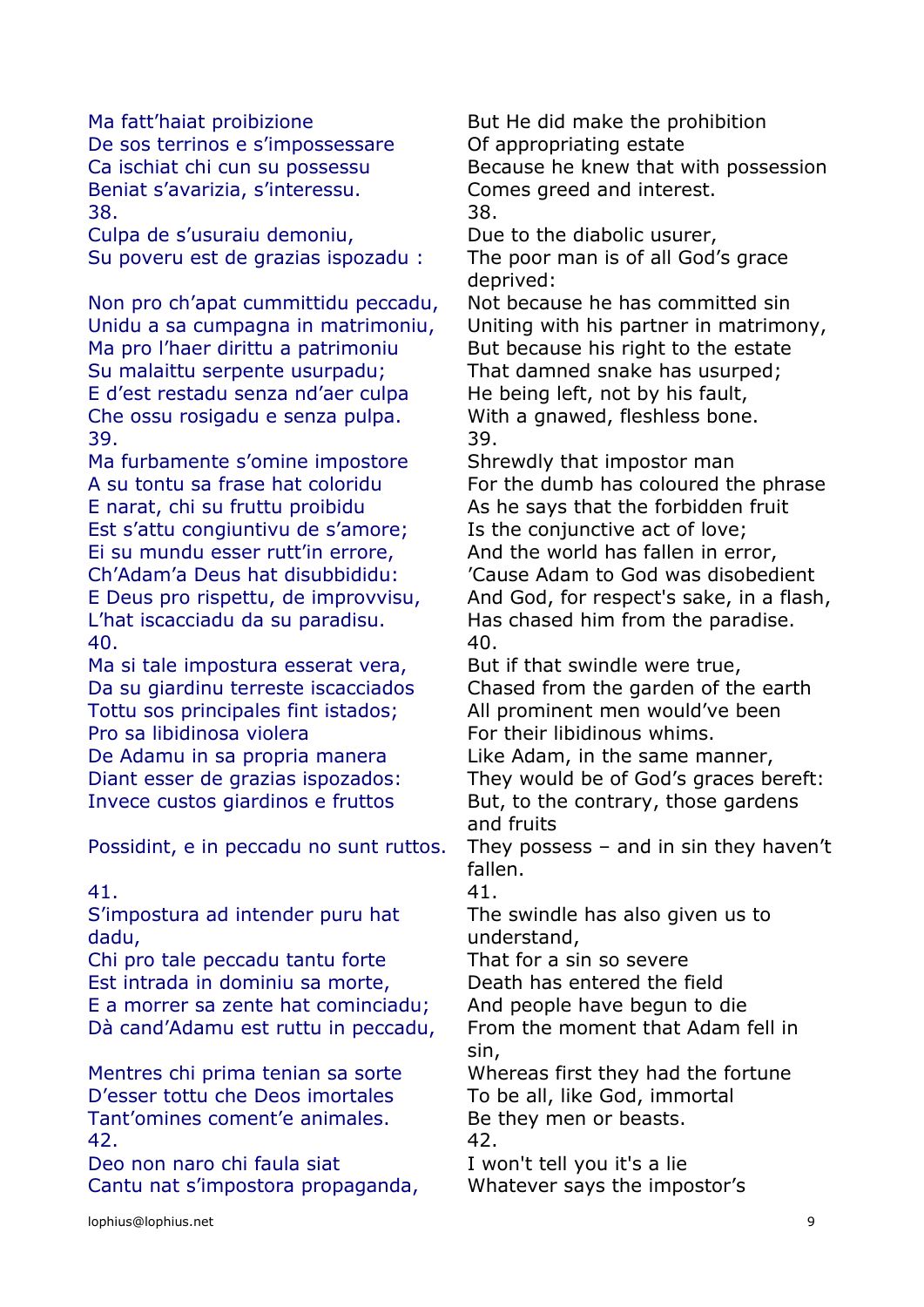| | |
|---|---|
| Ma fatt'haiat proibizione | But He did make the prohibition |
| De sos terrinos e s'impossessare | Of appropriating estate |
| Ca ischiat chi cun su possessu | Because he knew that with possession |
| Beniat s'avarizia, s'interessu. | Comes greed and interest. |
| 38. | 38. |
| Culpa de s'usuraiu demoniu, | Due to the diabolic usurer, |
| Su poveru est de grazias ispozadu : | The poor man is of all God's grace deprived: |
| Non pro ch'apat cummittidu peccadu, | Not because he has committed sin |
| Unidu a sa cumpagna in matrimoniu, | Uniting with his partner in matrimony, |
| Ma pro l'haer dirittu a patrimoniu | But because his right to the estate |
| Su malaittu serpente usurpadu; | That damned snake has usurped; |
| E d'est restadu senza nd'aer culpa | He being left, not by his fault, |
| Che ossu rosigadu e senza pulpa. | With a gnawed, fleshless bone. |
| 39. | 39. |
| Ma furbamente s'omine impostore | Shrewdly that impostor man |
| A su tontu sa frase hat coloridu | For the dumb has coloured the phrase |
| E narat, chi su fruttu proibidu | As he says that the forbidden fruit |
| Est s'attu congiuntivu de s'amore; | Is the conjunctive act of love; |
| Ei su mundu esser rutt'in errore, | And the world has fallen in error, |
| Ch'Adam'a Deus hat disubbididu: | 'Cause Adam to God was disobedient |
| E Deus pro rispettu, de improvvisu, | And God, for respect's sake, in a flash, |
| L'hat iscacciadu da su paradisu. | Has chased him from the paradise. |
| 40. | 40. |
| Ma si tale impostura esserat vera, | But if that swindle were true, |
| Da su giardinu terreste iscacciados | Chased from the garden of the earth |
| Tottu sos principales fint istados; | All prominent men would've been |
| Pro sa libidinosa violera | For their libidinous whims. |
| De Adamu in sa propria manera | Like Adam, in the same manner, |
| Diant esser de grazias ispozados: | They would be of God's graces bereft: |
| Invece custos giardinos e fruttos | But, to the contrary, those gardens and fruits |
| Possidint, e in peccadu no sunt ruttos. | They possess – and in sin they haven't fallen. |
| 41. | 41. |
| S'impostura ad intender puru hat dadu, | The swindle has also given us to understand, |
| Chi pro tale peccadu tantu forte | That for a sin so severe |
| Est intrada in dominiu sa morte, | Death has entered the field |
| E a morrer sa zente hat cominciadu; | And people have begun to die |
| Dà cand'Adamu est ruttu in peccadu, | From the moment that Adam fell in sin, |
| Mentres chi prima tenian sa sorte | Whereas first they had the fortune |
| D'esser tottu che Deos imortales | To be all, like God, immortal |
| Tant'omines coment'e animales. | Be they men or beasts. |
| 42. | 42. |
| Deo non naro chi faula siat | I won't tell you it's a lie |
| Cantu nat s'impostora propaganda, | Whatever says the impostor's |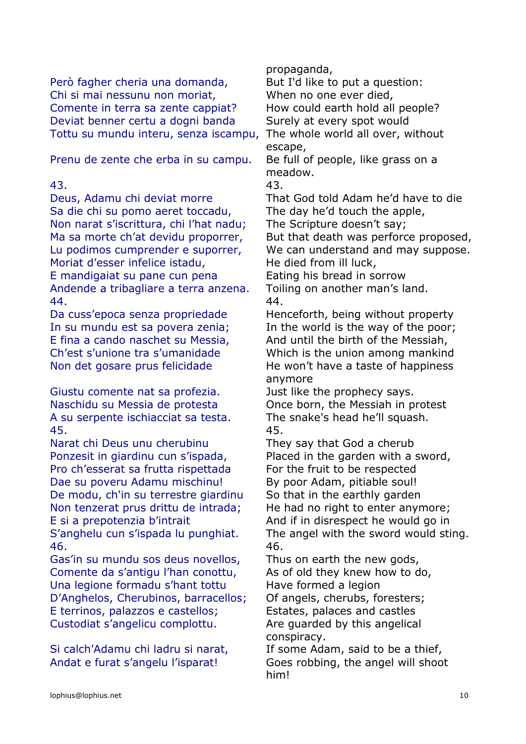| | propaganda, |
|---|---|
| Però fagher cheria una domanda, | But I'd like to put a question: |
| Chi si mai nessunu non moriat, | When no one ever died, |
| Comente in terra sa zente cappiat? | How could earth hold all people? |
| Deviat benner certu a dogni banda | Surely at every spot would |
| Tottu su mundu interu, senza iscampu, | The whole world all over, without escape, |
| Prenu de zente che erba in su campu. | Be full of people, like grass on a meadow. |
| 43. | 43. |
| Deus, Adamu chi deviat morre | That God told Adam he'd have to die |
| Sa die chi su pomo aeret toccadu, | The day he'd touch the apple, |
| Non narat s'iscrittura, chi l'hat nadu; | The Scripture doesn't say; |
| Ma sa morte ch'at devidu proporrer, | But that death was perforce proposed, |
| Lu podimos cumprender e suporrer, | We can understand and may suppose. |
| Moriat d'esser infelice istadu, | He died from ill luck, |
| E mandigaiat su pane cun pena | Eating his bread in sorrow |
| Andende a tribagliare a terra anzena. | Toiling on another man's land. |
| 44. | 44. |
| Da cuss'epoca senza propriedade | Henceforth, being without property |
| In su mundu est sa povera zenia; | In the world is the way of the poor; |
| E fina a cando naschet su Messia, | And until the birth of the Messiah, |
| Ch'est s'unione tra s'umanidade | Which is the union among mankind |
| Non det gosare prus felicidade | He won't have a taste of happiness anymore |
| Giustu comente nat sa profezia. | Just like the prophecy says. |
| Naschidu su Messia de protesta | Once born, the Messiah in protest |
| A su serpente ischiacciat sa testa. | The snake's head he'll squash. |
| 45. | 45. |
| Narat chi Deus unu cherubinu | They say that God a cherub |
| Ponzesit in giardinu cun s'ispada, | Placed in the garden with a sword, |
| Pro ch'esserat sa frutta rispettada | For the fruit to be respected |
| Dae su poveru Adamu mischinu! | By poor Adam, pitiable soul! |
| De modu, ch'in su terrestre giardinu | So that in the earthly garden |
| Non tenzerat prus drittu de intrada; | He had no right to enter anymore; |
| E si a prepotenzia b'intrait | And if in disrespect he would go in |
| S'anghelu cun s'ispada lu punghiat. | The angel with the sword would sting. |
| 46. | 46. |
| Gas'in su mundu sos deus novellos, | Thus on earth the new gods, |
| Comente da s'antigu l'han conottu, | As of old they knew how to do, |
| Una legione formadu s'hant tottu | Have formed a legion |
| D'Anghelos, Cherubinos, barracellos; | Of angels, cherubs, foresters; |
| E terrinos, palazzos e castellos; | Estates, palaces and castles |
| Custodiat s'angelicu complottu. | Are guarded by this angelical conspiracy. |
| Si calch'Adamu chi ladru si narat, | If some Adam, said to be a thief, |
| Andat e furat s'angelu l'isparat! | Goes robbing, the angel will shoot him! |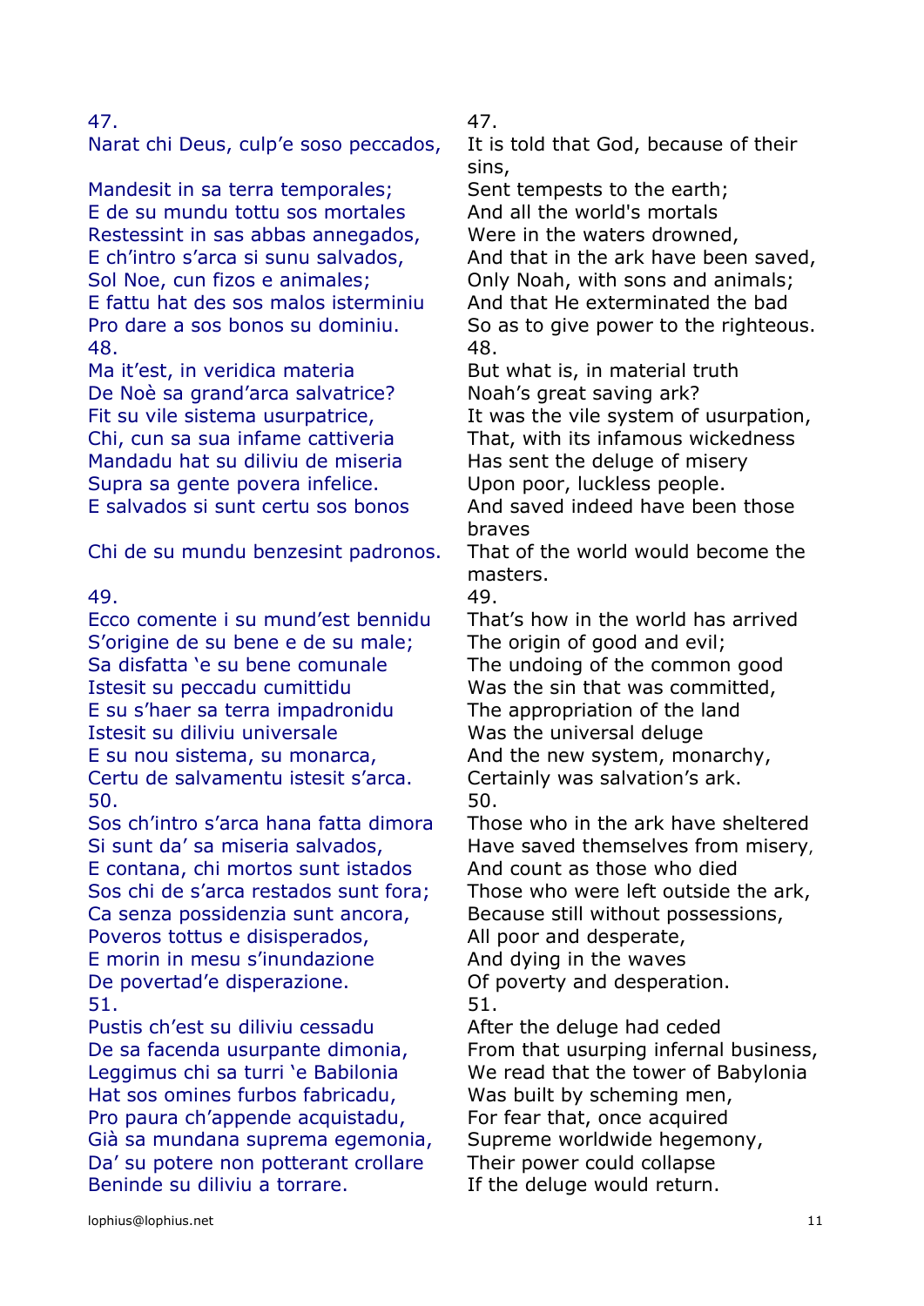| 47. | 47. |
|---|---|
| Narat chi Deus, culp'e soso peccados, | It is told that God, because of their sins, |
| Mandesit in sa terra temporales; | Sent tempests to the earth; |
| E de su mundu tottu sos mortales | And all the world's mortals |
| Restessint in sas abbas annegados, | Were in the waters drowned, |
| E ch'intro s'arca si sunu salvados, | And that in the ark have been saved, |
| Sol Noe, cun fizos e animales; | Only Noah, with sons and animals; |
| E fattu hat des sos malos isterminiu | And that He exterminated the bad |
| Pro dare a sos bonos su dominiu. | So as to give power to the righteous. |
| 48. | 48. |
| Ma it'est, in veridica materia | But what is, in material truth |
| De Noè sa grand'arca salvatrice? | Noah's great saving ark? |
| Fit su vile sistema usurpatrice, | It was the vile system of usurpation, |
| Chi, cun sa sua infame cattiveria | That, with its infamous wickedness |
| Mandadu hat su diliviu de miseria | Has sent the deluge of misery |
| Supra sa gente povera infelice. | Upon poor, luckless people. |
| E salvados si sunt certu sos bonos | And saved indeed have been those braves |
| Chi de su mundu benzesint padronos. | That of the world would become the masters. |
| 49. | 49. |
| Ecco comente i su mund'est bennidu | That's how in the world has arrived |
| S'origine de su bene e de su male; | The origin of good and evil; |
| Sa disfatta 'e su bene comunale | The undoing of the common good |
| Istesit su peccadu cumittidu | Was the sin that was committed, |
| E su s'haer sa terra impadronidu | The appropriation of the land |
| Istesit su diliviu universale | Was the universal deluge |
| E su nou sistema, su monarca, | And the new system, monarchy, |
| Certu de salvamentu istesit s'arca. | Certainly was salvation's ark. |
| 50. | 50. |
| Sos ch'intro s'arca hana fatta dimora | Those who in the ark have sheltered |
| Si sunt da' sa miseria salvados, | Have saved themselves from misery, |
| E contana, chi mortos sunt istados | And count as those who died |
| Sos chi de s'arca restados sunt fora; | Those who were left outside the ark, |
| Ca senza possidenzia sunt ancora, | Because still without possessions, |
| Poveros tottus e disisperados, | All poor and desperate, |
| E morin in mesu s'inundazione | And dying in the waves |
| De povertad'e disperazione. | Of poverty and desperation. |
| 51. | 51. |
| Pustis ch'est su diliviu cessadu | After the deluge had ceded |
| De sa facenda usurpante dimonia, | From that usurping infernal business, |
| Leggimus chi sa turri 'e Babilonia | We read that the tower of Babylonia |
| Hat sos omines furbos fabricadu, | Was built by scheming men, |
| Pro paura ch'appende acquistadu, | For fear that, once acquired |
| Già sa mundana suprema egemonia, | Supreme worldwide hegemony, |
| Da' su potere non potterant crollare | Their power could collapse |
| Beninde su diliviu a torrare. | If the deluge would return. |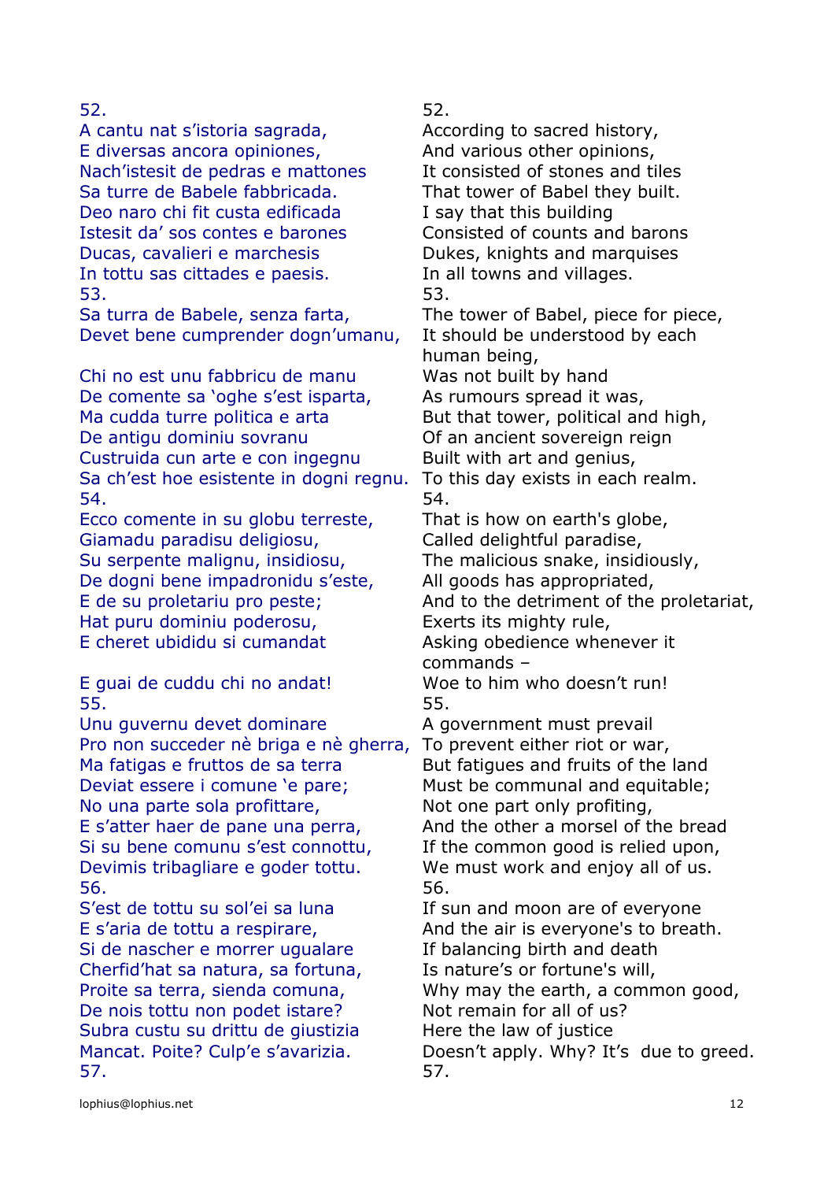| | |
|---|---|
| 52. | 52. |
| A cantu nat s'istoria sagrada, | According to sacred history, |
| E diversas ancora opiniones, | And various other opinions, |
| Nach'istesit de pedras e mattones | It consisted of stones and tiles |
| Sa turre de Babele fabbricada. | That tower of Babel they built. |
| Deo naro chi fit custa edificada | I say that this building |
| Istesit da' sos contes e barones | Consisted of counts and barons |
| Ducas, cavalieri e marchesis | Dukes, knights and marquises |
| In tottu sas cittades e paesis. | In all towns and villages. |
| 53. | 53. |
| Sa turra de Babele, senza farta, | The tower of Babel, piece for piece, |
| Devet bene cumprender dogn'umanu, | It should be understood by each human being, |
| Chi no est unu fabbricu de manu | Was not built by hand |
| De comente sa 'oghe s'est isparta, | As rumours spread it was, |
| Ma cudda turre politica e arta | But that tower, political and high, |
| De antigu dominiu sovranu | Of an ancient sovereign reign |
| Custruida cun arte e con ingegnu | Built with art and genius, |
| Sa ch'est hoe esistente in dogni regnu. | To this day exists in each realm. |
| 54. | 54. |
| Ecco comente in su globu terreste, | That is how on earth's globe, |
| Giamadu paradisu deligiosu, | Called delightful paradise, |
| Su serpente malignu, insidiosu, | The malicious snake, insidiously, |
| De dogni bene impadronidu s'este, | All goods has appropriated, |
| E de su proletariu pro peste; | And to the detriment of the proletariat, |
| Hat puru dominiu poderosu, | Exerts its mighty rule, |
| E cheret ubididu si cumandat | Asking obedience whenever it commands – |
| E guai de cuddu chi no andat! | Woe to him who doesn't run! |
| 55. | 55. |
| Unu guvernu devet dominare | A government must prevail |
| Pro non succeder nè briga e nè gherra, | To prevent either riot or war, |
| Ma fatigas e fruttos de sa terra | But fatigues and fruits of the land |
| Deviat essere i comune 'e pare; | Must be communal and equitable; |
| No una parte sola profittare, | Not one part only profiting, |
| E s'atter haer de pane una perra, | And the other a morsel of the bread |
| Si su bene comunu s'est connottu, | If the common good is relied upon, |
| Devimis tribagliare e goder tottu. | We must work and enjoy all of us. |
| 56. | 56. |
| S'est de tottu su sol'ei sa luna | If sun and moon are of everyone |
| E s'aria de tottu a respirare, | And the air is everyone's to breath. |
| Si de nascher e morrer ugualare | If balancing birth and death |
| Cherfid'hat sa natura, sa fortuna, | Is nature's or fortune's will, |
| Proite sa terra, sienda comuna, | Why may the earth, a common good, |
| De nois tottu non podet istare? | Not remain for all of us? |
| Subra custu su drittu de giustizia | Here the law of justice |
| Mancat. Poite? Culp'e s'avarizia. | Doesn't apply. Why? It's due to greed. |
| 57. | 57. |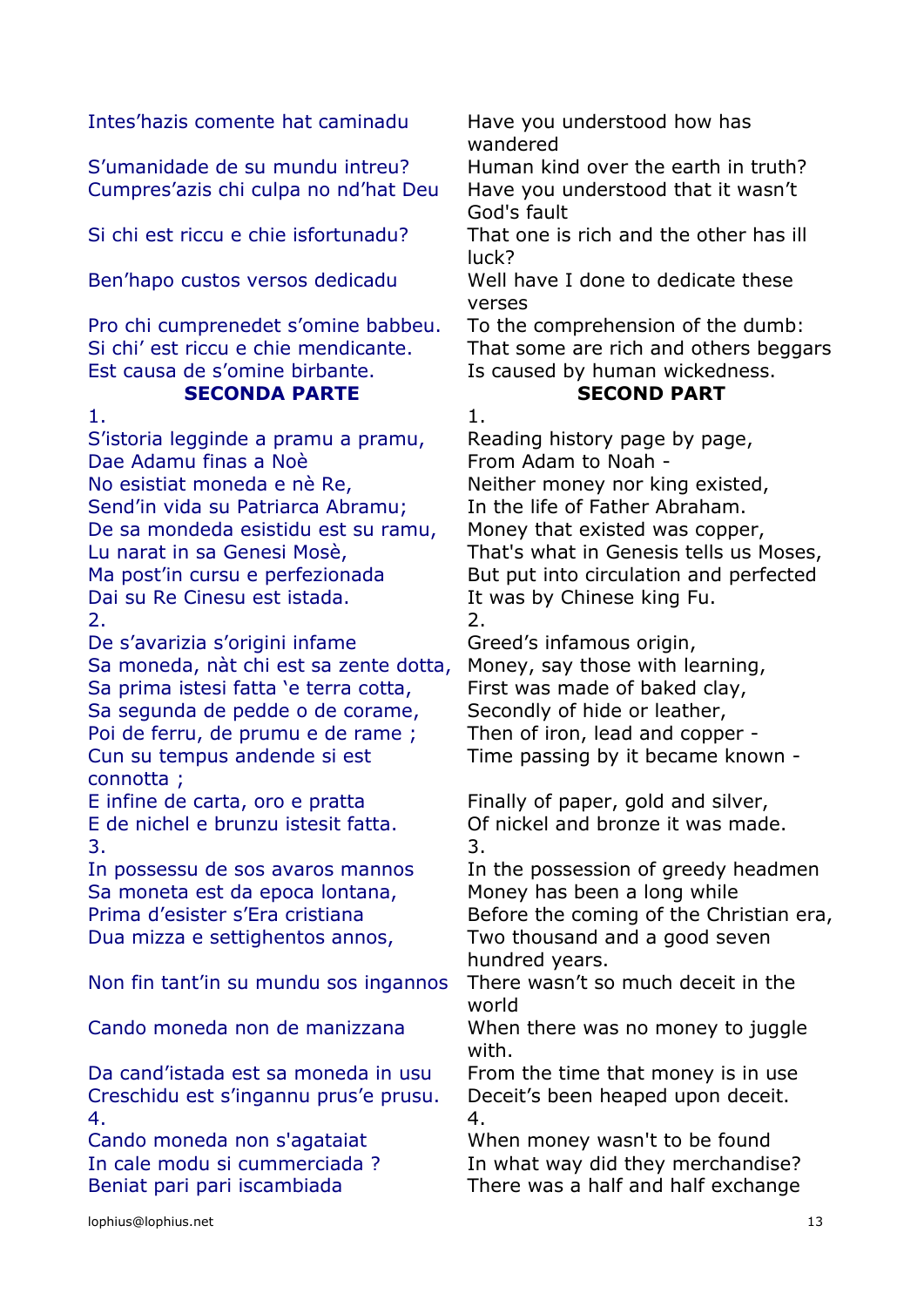| | |
|---|---|
| Intes'hazis comente hat caminadu | Have you understood how has wandered |
| S'umanidade de su mundu intreu? | Human kind over the earth in truth? |
| Cumpres'azis chi culpa no nd'hat Deu | Have you understood that it wasn't God's fault |
| Si chi est riccu e chie isfortunadu? | That one is rich and the other has ill luck? |
| Ben'hapo custos versos dedicadu | Well have I done to dedicate these verses |
| Pro chi cumprenedet s'omine babbeu. | To the comprehension of the dumb: |
| Si chi' est riccu e chie mendicante. | That some are rich and others beggars |
| Est causa de s'omine birbante. | Is caused by human wickedness. |
| **SECONDA PARTE** | **SECOND PART** |
| 1. | 1. |
| S'istoria legginde a pramu a pramu, | Reading history page by page, |
| Dae Adamu finas a Noè | From Adam to Noah - |
| No esistiat moneda e nè Re, | Neither money nor king existed, |
| Send'in vida su Patriarca Abramu; | In the life of Father Abraham. |
| De sa mondeda esistidu est su ramu, | Money that existed was copper, |
| Lu narat in sa Genesi Mosè, | That's what in Genesis tells us Moses, |
| Ma post'in cursu e perfezionada | But put into circulation and perfected |
| Dai su Re Cinesu est istada. | It was by Chinese king Fu. |
| 2. | 2. |
| De s'avarizia s'origini infame | Greed's infamous origin, |
| Sa moneda, nàt chi est sa zente dotta, | Money, say those with learning, |
| Sa prima istesi fatta 'e terra cotta, | First was made of baked clay, |
| Sa segunda de pedde o de corame, | Secondly of hide or leather, |
| Poi de ferru, de prumu e de rame ; | Then of iron, lead and copper - |
| Cun su tempus andende si est connotta ; | Time passing by it became known - |
| E infine de carta, oro e pratta | Finally of paper, gold and silver, |
| E de nichel e brunzu istesit fatta. | Of nickel and bronze it was made. |
| 3. | 3. |
| In possessu de sos avaros mannos | In the possession of greedy headmen |
| Sa moneta est da epoca lontana, | Money has been a long while |
| Prima d'esister s'Era cristiana | Before the coming of the Christian era, |
| Dua mizza e settighentos annos, | Two thousand and a good seven hundred years. |
| Non fin tant'in su mundu sos ingannos | There wasn't so much deceit in the world |
| Cando moneda non de manizzana | When there was no money to juggle with. |
| Da cand'istada est sa moneda in usu | From the time that money is in use |
| Creschidu est s'ingannu prus'e prusu. | Deceit's been heaped upon deceit. |
| 4. | 4. |
| Cando moneda non s'agataiat | When money wasn't to be found |
| In cale modu si cummerciada ? | In what way did they merchandise? |
| Beniat pari pari iscambiada | There was a half and half exchange |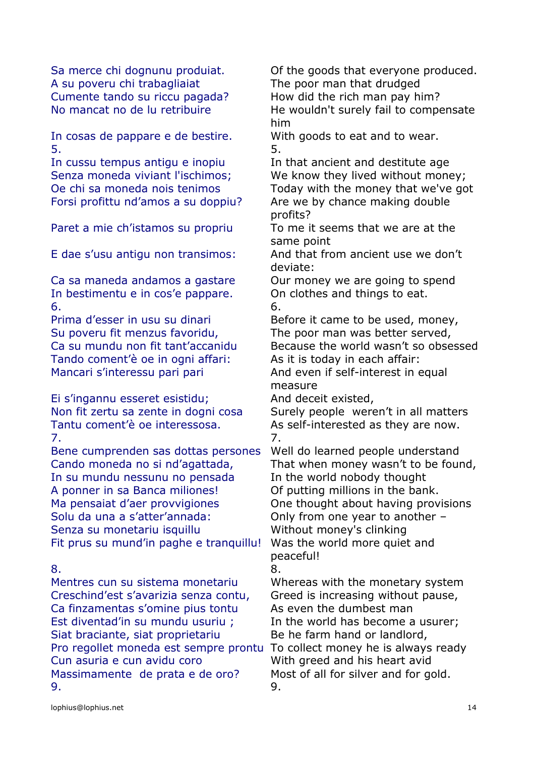| Sardinian | English |
|---|---|
| Sa merce chi dognunu produiat. | Of the goods that everyone produced. |
| A su poveru chi trabagliaiat | The poor man that drudged |
| Cumente tando su riccu pagada? | How did the rich man pay him? |
| No mancat no de lu retribuire | He wouldn't surely fail to compensate him |
| In cosas de pappare e de bestire. | With goods to eat and to wear. |
| 5. | 5. |
| In cussu tempus antigu e inopiu | In that ancient and destitute age |
| Senza moneda viviant l'ischimos; | We know they lived without money; |
| Oe chi sa moneda nois tenimos | Today with the money that we've got |
| Forsi profittu nd'amos a su doppiu? | Are we by chance making double profits? |
| Paret a mie ch'istamos su propriu | To me it seems that we are at the same point |
| E dae s'usu antigu non transimos: | And that from ancient use we don't deviate: |
| Ca sa maneda andamos a gastare | Our money we are going to spend |
| In bestimentu e in cos'e pappare. | On clothes and things to eat. |
| 6. | 6. |
| Prima d'esser in usu su dinari | Before it came to be used, money, |
| Su poveru fit menzus favoridu, | The poor man was better served, |
| Ca su mundu non fit tant'accanidu | Because the world wasn't so obsessed |
| Tando coment'è oe in ogni affari: | As it is today in each affair: |
| Mancari s'interessu pari pari | And even if self-interest in equal measure |
| Ei s'ingannu esseret esistidu; | And deceit existed, |
| Non fit zertu sa zente in dogni cosa | Surely people weren't in all matters |
| Tantu coment'è oe interessosa. | As self-interested as they are now. |
| 7. | 7. |
| Bene cumprenden sas dottas persones | Well do learned people understand |
| Cando moneda no si nd'agattada, | That when money wasn't to be found, |
| In su mundu nessunu no pensada | In the world nobody thought |
| A ponner in sa Banca miliones! | Of putting millions in the bank. |
| Ma pensaiat d'aer provvigiones | One thought about having provisions |
| Solu da una a s'atter'annada: | Only from one year to another – |
| Senza su monetariu isquillu | Without money's clinking |
| Fit prus su mund'in paghe e tranquillu! | Was the world more quiet and peaceful! |
| 8. | 8. |
| Mentres cun su sistema monetariu | Whereas with the monetary system |
| Creschind'est s'avarizia senza contu, | Greed is increasing without pause, |
| Ca finzamentas s'omine pius tontu | As even the dumbest man |
| Est diventad'in su mundu usuriu ; | In the world has become a usurer; |
| Siat braciante, siat proprietariu | Be he farm hand or landlord, |
| Pro regollet moneda est sempre prontu | To collect money he is always ready |
| Cun asuria e cun avidu coro | With greed and his heart avid |
| Massimamente de prata e de oro? | Most of all for silver and for gold. |
| 9. | 9. |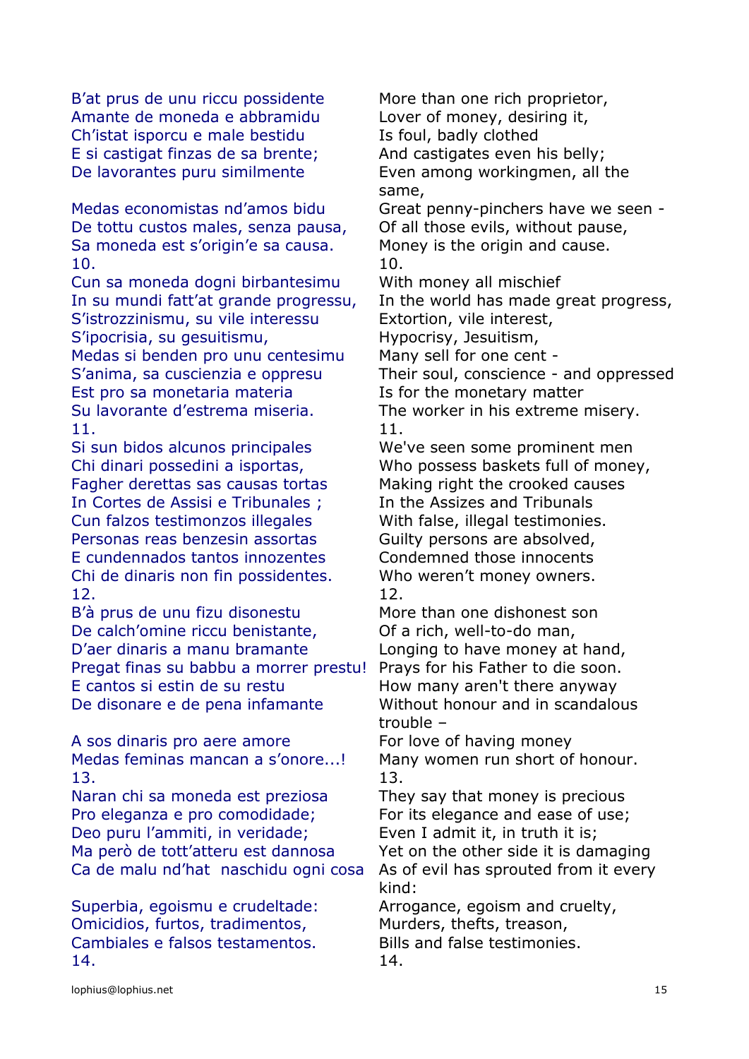| | |
|---|---|
| B'at prus de unu riccu possidente | More than one rich proprietor, |
| Amante de moneda e abbramidu | Lover of money, desiring it, |
| Ch'istat isporcu e male bestidu | Is foul, badly clothed |
| E si castigat finzas de sa brente; | And castigates even his belly; |
| De lavorantes puru similmente | Even among workingmen, all the same, |
| Medas economistas nd'amos bidu | Great penny-pinchers have we seen - |
| De tottu custos males, senza pausa, | Of all those evils, without pause, |
| Sa moneda est s'origin'e sa causa. | Money is the origin and cause. |
| 10. | 10. |
| Cun sa moneda dogni birbantesimu | With money all mischief |
| In su mundi fatt'at grande progressu, | In the world has made great progress, |
| S'istrozzinismu, su vile interessu | Extortion, vile interest, |
| S'ipocrisia, su gesuitismu, | Hypocrisy, Jesuitism, |
| Medas si benden pro unu centesimu | Many sell for one cent - |
| S'anima, sa cuscienzia e oppresu | Their soul, conscience - and oppressed |
| Est pro sa monetaria materia | Is for the monetary matter |
| Su lavorante d'estrema miseria. | The worker in his extreme misery. |
| 11. | 11. |
| Si sun bidos alcunos principales | We've seen some prominent men |
| Chi dinari possedini a isportas, | Who possess baskets full of money, |
| Fagher derettas sas causas tortas | Making right the crooked causes |
| In Cortes de Assisi e Tribunales ; | In the Assizes and Tribunals |
| Cun falzos testimonzos illegales | With false, illegal testimonies. |
| Personas reas benzesin assortas | Guilty persons are absolved, |
| E cundennados tantos innozentes | Condemned those innocents |
| Chi de dinaris non fin possidentes. | Who weren't money owners. |
| 12. | 12. |
| B'à prus de unu fizu disonestu | More than one dishonest son |
| De calch'omine riccu benistante, | Of a rich, well-to-do man, |
| D'aer dinaris a manu bramante | Longing to have money at hand, |
| Pregat finas su babbu a morrer prestu! | Prays for his Father to die soon. |
| E cantos si estin de su restu | How many aren't there anyway |
| De disonare e de pena infamante | Without honour and in scandalous trouble – |
| A sos dinaris pro aere amore | For love of having money |
| Medas feminas mancan a s'onore...! | Many women run short of honour. |
| 13. | 13. |
| Naran chi sa moneda est preziosa | They say that money is precious |
| Pro eleganza e pro comodidade; | For its elegance and ease of use; |
| Deo puru l'ammiti, in veridade; | Even I admit it, in truth it is; |
| Ma però de tott'atteru est dannosa | Yet on the other side it is damaging |
| Ca de malu nd'hat naschidu ogni cosa | As of evil has sprouted from it every kind: |
| Superbia, egoismu e crudeltade: | Arrogance, egoism and cruelty, |
| Omicidios, furtos, tradimentos, | Murders, thefts, treason, |
| Cambiales e falsos testamentos. | Bills and false testimonies. |
| 14. | 14. |

lophius@lophius.net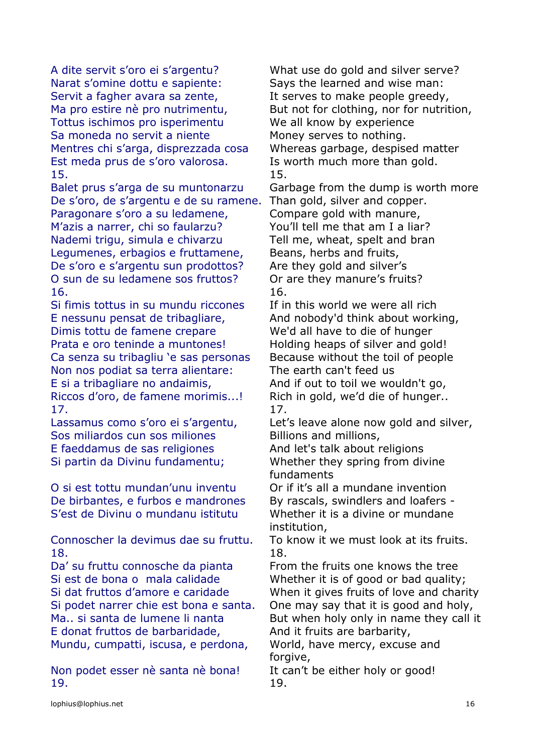| Sardinian | English |
|---|---|
| A dite servit s'oro ei s'argentu? | What use do gold and silver serve? |
| Narat s'omine dottu e sapiente: | Says the learned and wise man: |
| Servit a fagher avara sa zente, | It serves to make people greedy, |
| Ma pro estire nè pro nutrimentu, | But not for clothing, nor for nutrition, |
| Tottus ischimos pro isperimentu | We all know by experience |
| Sa moneda no servit a niente | Money serves to nothing. |
| Mentres chi s'arga, disprezzada cosa | Whereas garbage, despised matter |
| Est meda prus de s'oro valorosa. | Is worth much more than gold. |
| 15. | 15. |
| Balet prus s'arga de su muntonarzu | Garbage from the dump is worth more |
| De s'oro, de s'argentu e de su ramene. | Than gold, silver and copper. |
| Paragonare s'oro a su ledamene, | Compare gold with manure, |
| M'azis a narrer, chi so faularzu? | You'll tell me that am I a liar? |
| Nademi trigu, simula e chivarzu | Tell me, wheat, spelt and bran |
| Legumenes, erbagios e fruttamene, | Beans, herbs and fruits, |
| De s'oro e s'argentu sun prodottos? | Are they gold and silver's |
| O sun de su ledamene sos fruttos? | Or are they manure's fruits? |
| 16. | 16. |
| Si fimis tottus in su mundu riccones | If in this world we were all rich |
| E nessunu pensat de tribagliare, | And nobody'd think about working, |
| Dimis tottu de famene crepare | We'd all have to die of hunger |
| Prata e oro teninde a muntones! | Holding heaps of silver and gold! |
| Ca senza su tribagliu 'e sas personas | Because without the toil of people |
| Non nos podiat sa terra alientare: | The earth can't feed us |
| E si a tribagliare no andaimis, | And if out to toil we wouldn't go, |
| Riccos d'oro, de famene morimis...! | Rich in gold, we'd die of hunger.. |
| 17. | 17. |
| Lassamus como s'oro ei s'argentu, | Let's leave alone now gold and silver, |
| Sos miliardos cun sos miliones | Billions and millions, |
| E faeddamus de sas religiones | And let's talk about religions |
| Si partin da Divinu fundamentu; | Whether they spring from divine fundaments |
| O si est tottu mundan'unu inventu | Or if it's all a mundane invention |
| De birbantes, e furbos e mandrones | By rascals, swindlers and loafers - |
| S'est de Divinu o mundanu istitutu | Whether it is a divine or mundane institution, |
| Connoscher la devimus dae su fruttu. | To know it we must look at its fruits. |
| 18. | 18. |
| Da' su fruttu connosche da pianta | From the fruits one knows the tree |
| Si est de bona o mala calidade | Whether it is of good or bad quality; |
| Si dat fruttos d'amore e caridade | When it gives fruits of love and charity |
| Si podet narrer chie est bona e santa. | One may say that it is good and holy, |
| Ma.. si santa de lumene li nanta | But when holy only in name they call it |
| E donat fruttos de barbaridade, | And it fruits are barbarity, |
| Mundu, cumpatti, iscusa, e perdona, | World, have mercy, excuse and forgive, |
| Non podet esser nè santa nè bona! | It can't be either holy or good! |
| 19. | 19. |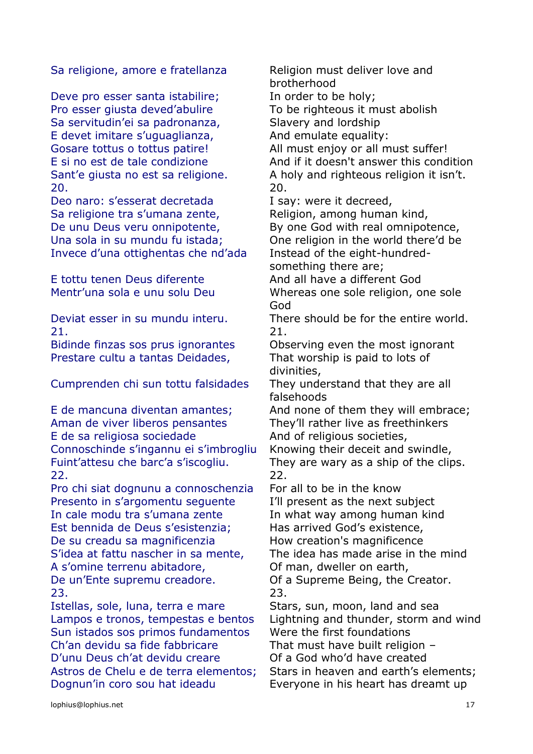| | |
|---|---|
| Sa religione, amore e fratellanza | Religion must deliver love and brotherhood |
| Deve pro esser santa istabilire; | In order to be holy; |
| Pro esser giusta deved'abulire | To be righteous it must abolish |
| Sa servitudin'ei sa padronanza, | Slavery and lordship |
| E devet imitare s'uguaglianza, | And emulate equality: |
| Gosare tottus o tottus patire! | All must enjoy or all must suffer! |
| E si no est de tale condizione | And if it doesn't answer this condition |
| Sant'e giusta no est sa religione. | A holy and righteous religion it isn't. |
| 20. | 20. |
| Deo naro: s'esserat decretada | I say: were it decreed, |
| Sa religione tra s'umana zente, | Religion, among human kind, |
| De unu Deus veru onnipotente, | By one God with real omnipotence, |
| Una sola in su mundu fu istada; | One religion in the world there'd be |
| Invece d'una ottighentas che nd'ada | Instead of the eight-hundred-something there are; |
| E tottu tenen Deus diferente | And all have a different God |
| Mentr'una sola e unu solu Deu | Whereas one sole religion, one sole God |
| Deviat esser in su mundu interu. | There should be for the entire world. |
| 21. | 21. |
| Bidinde finzas sos prus ignorantes | Observing even the most ignorant |
| Prestare cultu a tantas Deidades, | That worship is paid to lots of divinities, |
| Cumprenden chi sun tottu falsidades | They understand that they are all falsehoods |
| E de mancuna diventan amantes; | And none of them they will embrace; |
| Aman de viver liberos pensantes | They'll rather live as freethinkers |
| E de sa religiosa sociedade | And of religious societies, |
| Connoschinde s'ingannu ei s'imbrogliu | Knowing their deceit and swindle, |
| Fuint'attesu che barc'a s'iscogliu. | They are wary as a ship of the clips. |
| 22. | 22. |
| Pro chi siat dognunu a connoschenzia | For all to be in the know |
| Presento in s'argomentu seguente | I'll present as the next subject |
| In cale modu tra s'umana zente | In what way among human kind |
| Est bennida de Deus s'esistenzia; | Has arrived God's existence, |
| De su creadu sa magnificenzia | How creation's magnificence |
| S'idea at fattu nascher in sa mente, | The idea has made arise in the mind |
| A s'omine terrenu abitadore, | Of man, dweller on earth, |
| De un'Ente supremu creadore. | Of a Supreme Being, the Creator. |
| 23. | 23. |
| Istellas, sole, luna, terra e mare | Stars, sun, moon, land and sea |
| Lampos e tronos, tempestas e bentos | Lightning and thunder, storm and wind |
| Sun istados sos primos fundamentos | Were the first foundations |
| Ch'an devidu sa fide fabbricare | That must have built religion – |
| D'unu Deus ch'at devidu creare | Of a God who'd have created |
| Astros de Chelu e de terra elementos; | Stars in heaven and earth's elements; |
| Dognun'in coro sou hat ideadu | Everyone in his heart has dreamt up |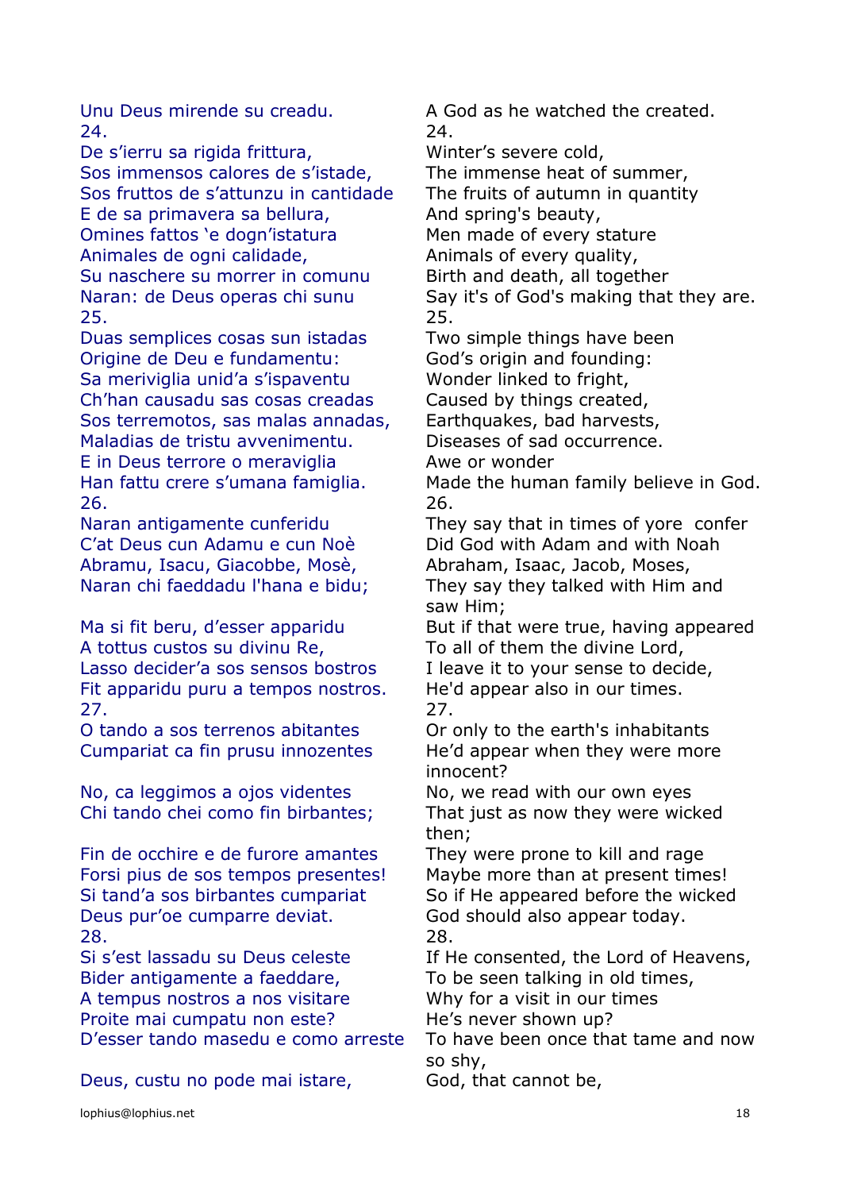| | |
|---|---|
| Unu Deus mirende su creadu. | A God as he watched the created. |
| 24. | 24. |
| De s'ierru sa rigida frittura, | Winter's severe cold, |
| Sos immensos calores de s'istade, | The immense heat of summer, |
| Sos fruttos de s'attunzu in cantidade | The fruits of autumn in quantity |
| E de sa primavera sa bellura, | And spring's beauty, |
| Omines fattos 'e dogn'istatura | Men made of every stature |
| Animales de ogni calidade, | Animals of every quality, |
| Su naschere su morrer in comunu | Birth and death, all together |
| Naran: de Deus operas chi sunu | Say it's of God's making that they are. |
| 25. | 25. |
| Duas semplices cosas sun istadas | Two simple things have been |
| Origine de Deu e fundamentu: | God's origin and founding: |
| Sa meriviglia unid'a s'ispaventu | Wonder linked to fright, |
| Ch'han causadu sas cosas creadas | Caused by things created, |
| Sos terremotos, sas malas annadas, | Earthquakes, bad harvests, |
| Maladias de tristu avvenimentu. | Diseases of sad occurrence. |
| E in Deus terrore o meraviglia | Awe or wonder |
| Han fattu crere s'umana famiglia. | Made the human family believe in God. |
| 26. | 26. |
| Naran antigamente cunferidu | They say that in times of yore confer |
| C'at Deus cun Adamu e cun Noè | Did God with Adam and with Noah |
| Abramu, Isacu, Giacobbe, Mosè, | Abraham, Isaac, Jacob, Moses, |
| Naran chi faeddadu l'hana e bidu; | They say they talked with Him and saw Him; |
| Ma si fit beru, d'esser apparidu | But if that were true, having appeared |
| A tottus custos su divinu Re, | To all of them the divine Lord, |
| Lasso decider'a sos sensos bostros | I leave it to your sense to decide, |
| Fit apparidu puru a tempos nostros. | He'd appear also in our times. |
| 27. | 27. |
| O tando a sos terrenos abitantes | Or only to the earth's inhabitants |
| Cumpariat ca fin prusu innozentes | He'd appear when they were more innocent? |
| No, ca leggimos a ojos videntes | No, we read with our own eyes |
| Chi tando chei como fin birbantes; | That just as now they were wicked then; |
| Fin de occhire e de furore amantes | They were prone to kill and rage |
| Forsi pius de sos tempos presentes! | Maybe more than at present times! |
| Si tand'a sos birbantes cumpariat | So if He appeared before the wicked |
| Deus pur'oe cumparre deviat. | God should also appear today. |
| 28. | 28. |
| Si s'est lassadu su Deus celeste | If He consented, the Lord of Heavens, |
| Bider antigamente a faeddare, | To be seen talking in old times, |
| A tempus nostros a nos visitare | Why for a visit in our times |
| Proite mai cumpatu non este? | He's never shown up? |
| D'esser tando masedu e como arreste | To have been once that tame and now so shy, |
| Deus, custu no pode mai istare, | God, that cannot be, |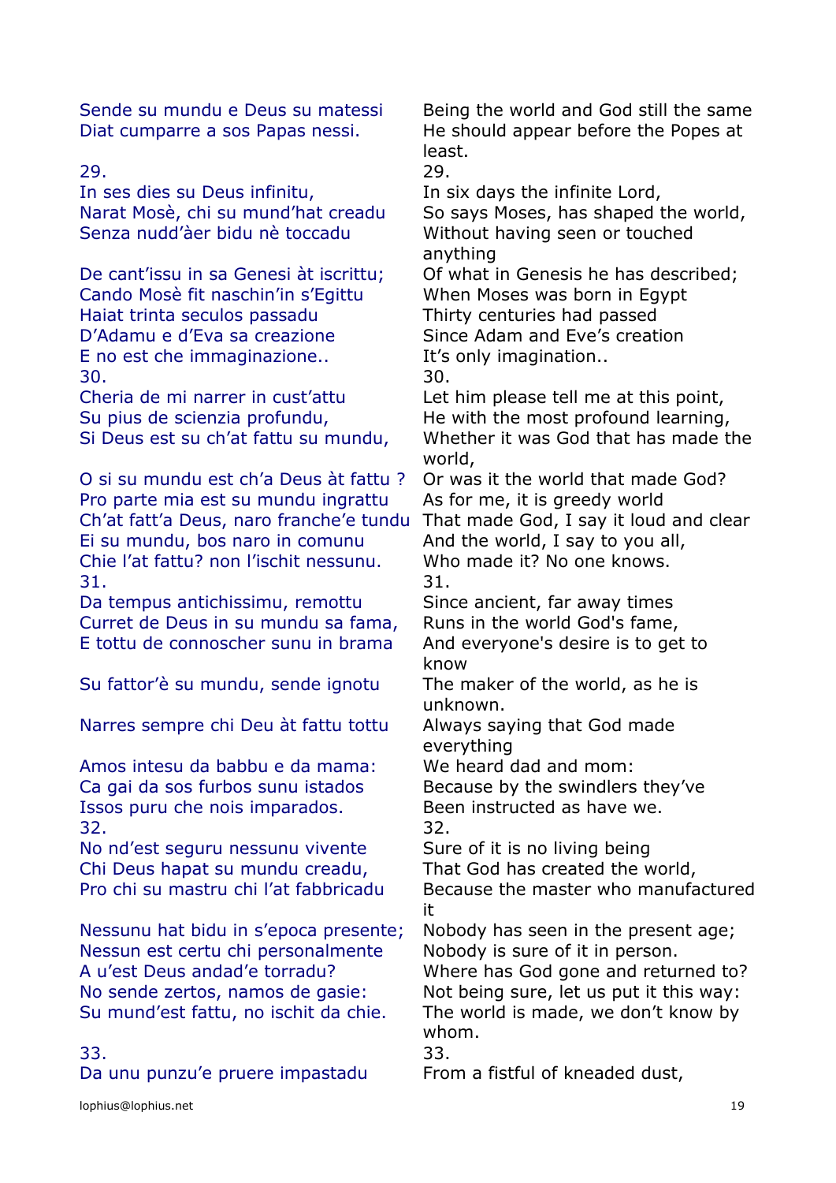| | |
|---|---|
| Sende su mundu e Deus su matessi | Being the world and God still the same |
| Diat cumparre a sos Papas nessi. | He should appear before the Popes at least. |
| 29. | 29. |
| In ses dies su Deus infinitu, | In six days the infinite Lord, |
| Narat Mosè, chi su mund'hat creadu | So says Moses, has shaped the world, |
| Senza nudd'àer bidu nè toccadu | Without having seen or touched anything |
| De cant'issu in sa Genesi àt iscrittu; | Of what in Genesis he has described; |
| Cando Mosè fit naschin'in s'Egittu | When Moses was born in Egypt |
| Haiat trinta seculos passadu | Thirty centuries had passed |
| D'Adamu e d'Eva sa creazione | Since Adam and Eve's creation |
| E no est che immaginazione.. | It's only imagination.. |
| 30. | 30. |
| Cheria de mi narrer in cust'attu | Let him please tell me at this point, |
| Su pius de scienzia profundu, | He with the most profound learning, |
| Si Deus est su ch'at fattu su mundu, | Whether it was God that has made the world, |
| O si su mundu est ch'a Deus àt fattu ? | Or was it the world that made God? |
| Pro parte mia est su mundu ingrattu | As for me, it is greedy world |
| Ch'at fatt'a Deus, naro franche'e tundu | That made God, I say it loud and clear |
| Ei su mundu, bos naro in comunu | And the world, I say to you all, |
| Chie l'at fattu? non l'ischit nessunu. | Who made it? No one knows. |
| 31. | 31. |
| Da tempus antichissimu, remottu | Since ancient, far away times |
| Curret de Deus in su mundu sa fama, | Runs in the world God's fame, |
| E tottu de connoscher sunu in brama | And everyone's desire is to get to know |
| Su fattor'è su mundu, sende ignotu | The maker of the world, as he is unknown. |
| Narres sempre chi Deu àt fattu tottu | Always saying that God made everything |
| Amos intesu da babbu e da mama: | We heard dad and mom: |
| Ca gai da sos furbos sunu istados | Because by the swindlers they've |
| Issos puru che nois imparados. | Been instructed as have we. |
| 32. | 32. |
| No nd'est seguru nessunu vivente | Sure of it is no living being |
| Chi Deus hapat su mundu creadu, | That God has created the world, |
| Pro chi su mastru chi l'at fabbricadu | Because the master who manufactured it |
| Nessunu hat bidu in s'epoca presente; | Nobody has seen in the present age; |
| Nessun est certu chi personalmente | Nobody is sure of it in person. |
| A u'est Deus andad'e torradu? | Where has God gone and returned to? |
| No sende zertos, namos de gasie: | Not being sure, let us put it this way: |
| Su mund'est fattu, no ischit da chie. | The world is made, we don't know by whom. |
| 33. | 33. |
| Da unu punzu'e pruere impastadu | From a fistful of kneaded dust, |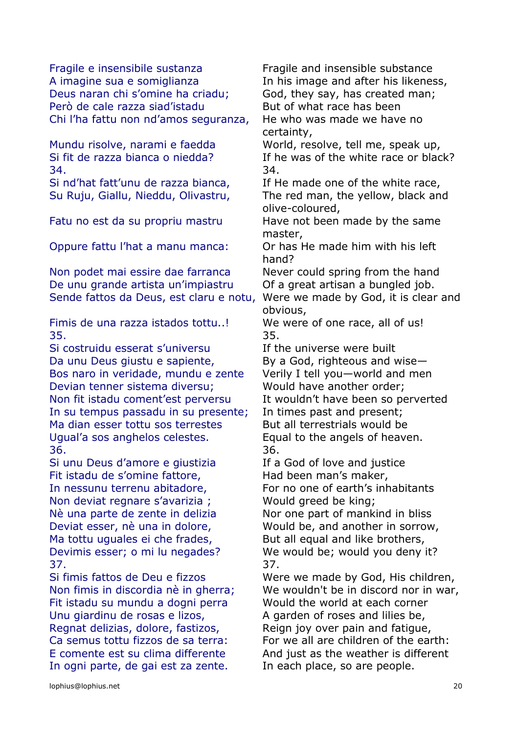| | |
|---|---|
| Fragile e insensibile sustanza | Fragile and insensible substance |
| A imagine sua e somiglianza | In his image and after his likeness, |
| Deus naran chi s'omine ha criadu; | God, they say, has created man; |
| Però de cale razza siad'istadu | But of what race has been |
| Chi l'ha fattu non nd'amos seguranza, | He who was made we have no certainty, |
| Mundu risolve, narami e faedda | World, resolve, tell me, speak up, |
| Si fit de razza bianca o niedda? | If he was of the white race or black? |
| 34. | 34. |
| Si nd'hat fatt'unu de razza bianca, | If He made one of the white race, |
| Su Ruju, Giallu, Nieddu, Olivastru, | The red man, the yellow, black and olive-coloured, |
| Fatu no est da su propriu mastru | Have not been made by the same master, |
| Oppure fattu l'hat a manu manca: | Or has He made him with his left hand? |
| Non podet mai essire dae farranca | Never could spring from the hand |
| De unu grande artista un'impiastru | Of a great artisan a bungled job. |
| Sende fattos da Deus, est claru e notu, | Were we made by God, it is clear and obvious, |
| Fimis de una razza istados tottu..! | We were of one race, all of us! |
| 35. | 35. |
| Si costruidu esserat s'universu | If the universe were built |
| Da unu Deus giustu e sapiente, | By a God, righteous and wise— |
| Bos naro in veridade, mundu e zente | Verily I tell you—world and men |
| Devian tenner sistema diversu; | Would have another order; |
| Non fit istadu coment'est perversu | It wouldn't have been so perverted |
| In su tempus passadu in su presente; | In times past and present; |
| Ma dian esser tottu sos terrestes | But all terrestrials would be |
| Ugual'a sos anghelos celestes. | Equal to the angels of heaven. |
| 36. | 36. |
| Si unu Deus d'amore e giustizia | If a God of love and justice |
| Fit istadu de s'omine fattore, | Had been man's maker, |
| In nessunu terrenu abitadore, | For no one of earth's inhabitants |
| Non deviat regnare s'avarizia ; | Would greed be king; |
| Nè una parte de zente in delizia | Nor one part of mankind in bliss |
| Deviat esser, nè una in dolore, | Would be, and another in sorrow, |
| Ma tottu uguales ei che frades, | But all equal and like brothers, |
| Devimis esser; o mi lu negades? | We would be; would you deny it? |
| 37. | 37. |
| Si fimis fattos de Deu e fizzos | Were we made by God, His children, |
| Non fimis in discordia nè in gherra; | We wouldn't be in discord nor in war, |
| Fit istadu su mundu a dogni perra | Would the world at each corner |
| Unu giardinu de rosas e lizos, | A garden of roses and lilies be, |
| Regnat delizias, dolore, fastizos, | Reign joy over pain and fatigue, |
| Ca semus tottu fizzos de sa terra: | For we all are children of the earth: |
| E comente est su clima differente | And just as the weather is different |
| In ogni parte, de gai est za zente. | In each place, so are people. |

lophius@lophius.net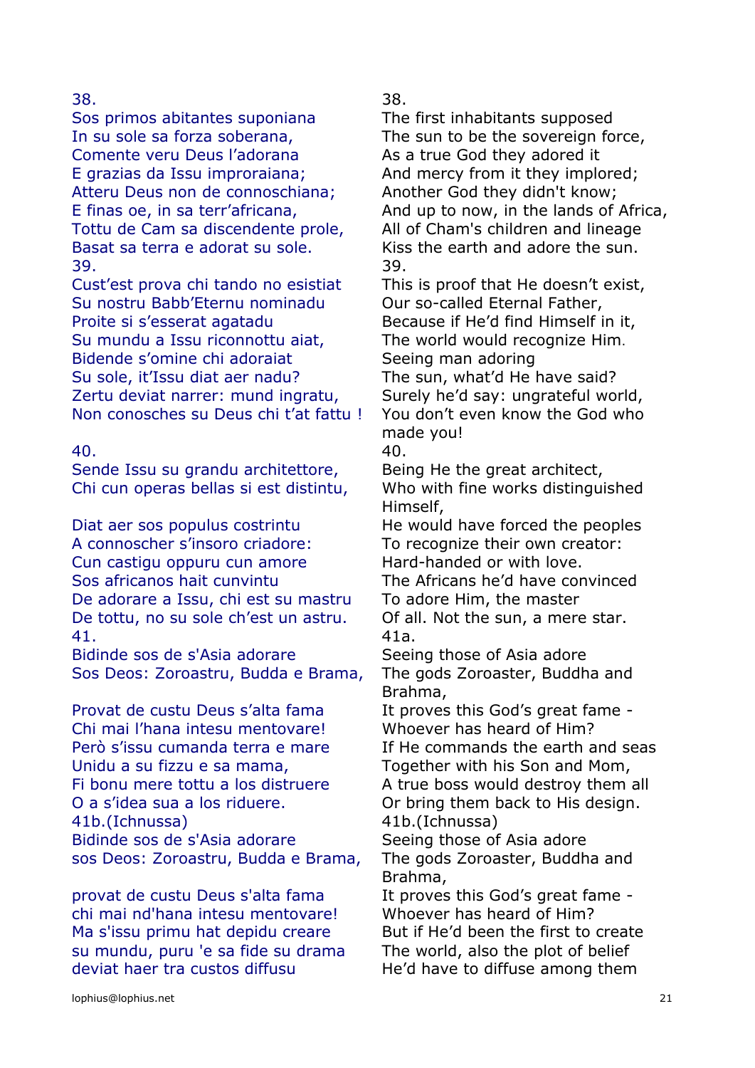| | |
|---|---|
| 38. | 38. |
| Sos primos abitantes suponiana | The first inhabitants supposed |
| In su sole sa forza soberana, | The sun to be the sovereign force, |
| Comente veru Deus l'adorana | As a true God they adored it |
| E grazias da Issu improraiana; | And mercy from it they implored; |
| Atteru Deus non de connoschiana; | Another God they didn't know; |
| E finas oe, in sa terr'africana, | And up to now, in the lands of Africa, |
| Tottu de Cam sa discendente prole, | All of Cham's children and lineage |
| Basat sa terra e adorat su sole. | Kiss the earth and adore the sun. |
| 39. | 39. |
| Cust'est prova chi tando no esistiat | This is proof that He doesn't exist, |
| Su nostru Babb'Eternu nominadu | Our so-called Eternal Father, |
| Proite si s'esserat agatadu | Because if He'd find Himself in it, |
| Su mundu a Issu riconnottu aiat, | The world would recognize Him. |
| Bidende s'omine chi adoraiat | Seeing man adoring |
| Su sole, it'Issu diat aer nadu? | The sun, what'd He have said? |
| Zertu deviat narrer: mund ingratu, | Surely he'd say: ungrateful world, |
| Non conosches su Deus chi t'at fattu ! | You don't even know the God who made you! |
| 40. | 40. |
| Sende Issu su grandu architettore, | Being He the great architect, |
| Chi cun operas bellas si est distintu, | Who with fine works distinguished Himself, |
| Diat aer sos populus costrintu | He would have forced the peoples |
| A connoscer s'insoro criadore: | To recognize their own creator: |
| Cun castigu oppuru cun amore | Hard-handed or with love. |
| Sos africanos hait cunvintu | The Africans he'd have convinced |
| De adorare a Issu, chi est su mastru | To adore Him, the master |
| De tottu, no su sole ch'est un astru. | Of all. Not the sun, a mere star. |
| 41. | 41a. |
| Bidinde sos de s'Asia adorare | Seeing those of Asia adore |
| Sos Deos: Zoroastru, Budda e Brama, | The gods Zoroaster, Buddha and Brahma, |
| Provat de custu Deus s'alta fama | It proves this God's great fame - |
| Chi mai l'hana intesu mentovare! | Whoever has heard of Him? |
| Però s'issu cumanda terra e mare | If He commands the earth and seas |
| Unidu a su fizzu e sa mama, | Together with his Son and Mom, |
| Fi bonu mere tottu a los distruere | A true boss would destroy them all |
| O a s'idea sua a los riduere. | Or bring them back to His design. |
| 41b.(Ichnussa) | 41b.(Ichnussa) |
| Bidinde sos de s'Asia adorare | Seeing those of Asia adore |
| sos Deos: Zoroastru, Budda e Brama, | The gods Zoroaster, Buddha and Brahma, |
| provat de custu Deus s'alta fama | It proves this God's great fame - |
| chi mai nd'hana intesu mentovare! | Whoever has heard of Him? |
| Ma s'issu primu hat depidu creare | But if He'd been the first to create |
| su mundu, puru 'e sa fide su drama | The world, also the plot of belief |
| deviat haer tra custos diffusu | He'd have to diffuse among them |

lophius@lophius.net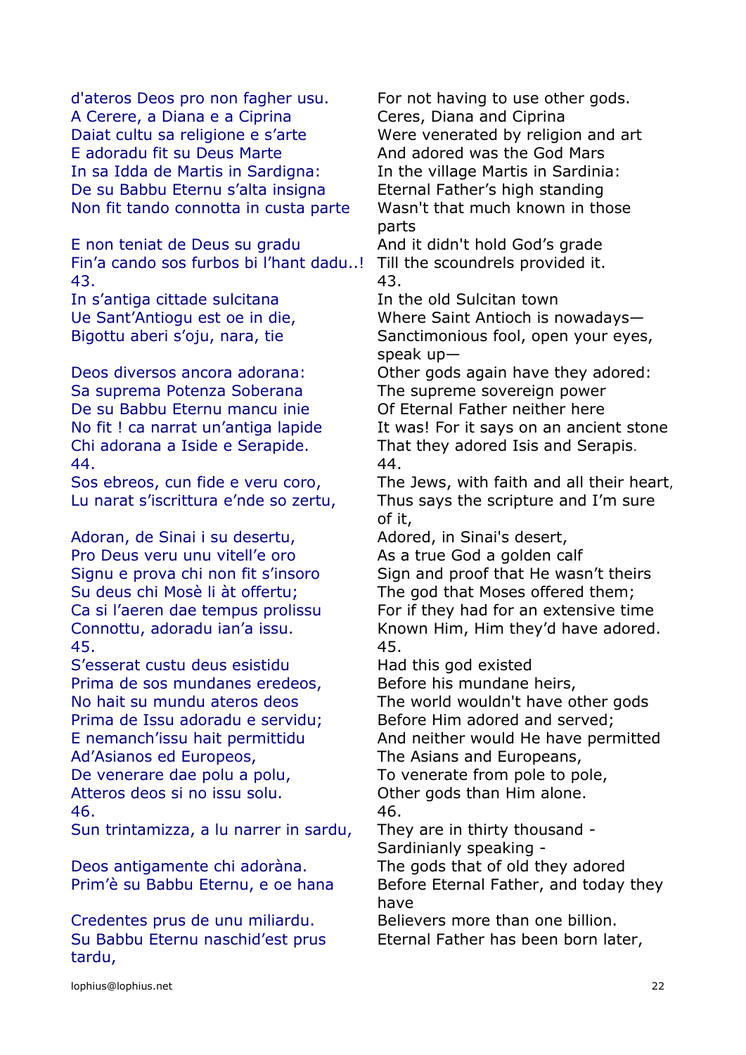| | |
|---|---|
| d'ateros Deos pro non fagher usu. | For not having to use other gods. |
| A Cerere, a Diana e a Ciprina | Ceres, Diana and Ciprina |
| Daiat cultu sa religione e s'arte | Were venerated by religion and art |
| E adoradu fit su Deus Marte | And adored was the God Mars |
| In sa Idda de Martis in Sardigna: | In the village Martis in Sardinia: |
| De su Babbu Eternu s'alta insigna | Eternal Father's high standing |
| Non fit tando connotta in custa parte | Wasn't that much known in those parts |
| E non teniat de Deus su gradu | And it didn't hold God's grade |
| Fin'a cando sos furbos bi l'hant dadu..! | Till the scoundrels provided it. |
| 43. | 43. |
| In s'antiga cittade sulcitana | In the old Sulcitan town |
| Ue Sant'Antiogu est oe in die, | Where Saint Antioch is nowadays— |
| Bigottu aberi s'oju, nara, tie | Sanctimonious fool, open your eyes, speak up— |
| Deos diversos ancora adorana: | Other gods again have they adored: |
| Sa suprema Potenza Soberana | The supreme sovereign power |
| De su Babbu Eternu mancu inie | Of Eternal Father neither here |
| No fit ! ca narrat un'antiga lapide | It was! For it says on an ancient stone |
| Chi adorana a Iside e Serapide. | That they adored Isis and Serapis. |
| 44. | 44. |
| Sos ebreos, cun fide e veru coro, | The Jews, with faith and all their heart, |
| Lu narat s'iscrittura e'nde so zertu, | Thus says the scripture and I'm sure of it, |
| Adoran, de Sinai i su desertu, | Adored, in Sinai's desert, |
| Pro Deus veru unu vitell'e oro | As a true God a golden calf |
| Signu e prova chi non fit s'insoro | Sign and proof that He wasn't theirs |
| Su deus chi Mosè li àt offertu; | The god that Moses offered them; |
| Ca si l'aeren dae tempus prolissu | For if they had for an extensive time |
| Connottu, adoradu ian'a issu. | Known Him, Him they'd have adored. |
| 45. | 45. |
| S'esserat custu deus esistidu | Had this god existed |
| Prima de sos mundanes eredeos, | Before his mundane heirs, |
| No hait su mundu ateros deos | The world wouldn't have other gods |
| Prima de Issu adoradu e servidu; | Before Him adored and served; |
| E nemanch'issu hait permittidu | And neither would He have permitted |
| Ad'Asianos ed Europeos, | The Asians and Europeans, |
| De venerare dae polu a polu, | To venerate from pole to pole, |
| Atteros deos si no issu solu. | Other gods than Him alone. |
| 46. | 46. |
| Sun trintamizza, a lu narrer in sardu, | They are in thirty thousand - Sardinianly speaking - |
| Deos antigamente chi adoràna. | The gods that of old they adored |
| Prim'è su Babbu Eternu, e oe hana | Before Eternal Father, and today they have |
| Credentes prus de unu miliardu. | Believers more than one billion. |
| Su Babbu Eternu naschid'est prus tardu, | Eternal Father has been born later, |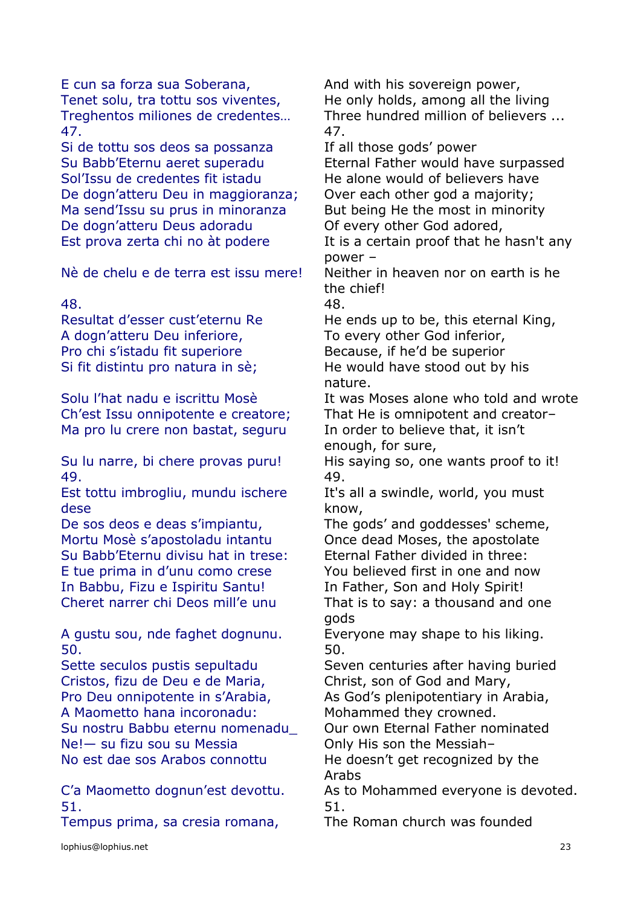| | |
|---|---|
| E cun sa forza sua Soberana, | And with his sovereign power, |
| Tenet solu, tra tottu sos viventes, | He only holds, among all the living |
| Treghentos miliones de credentes… | Three hundred million of believers ... |
| 47. | 47. |
| Si de tottu sos deos sa possanza | If all those gods' power |
| Su Babb'Eternu aeret superadu | Eternal Father would have surpassed |
| Sol'Issu de credentes fit istadu | He alone would of believers have |
| De dogn'atteru Deu in maggioranza; | Over each other god a majority; |
| Ma send'Issu su prus in minoranza | But being He the most in minority |
| De dogn'atteru Deus adoradu | Of every other God adored, |
| Est prova zerta chi no àt podere | It is a certain proof that he hasn't any power – |
| Nè de chelu e de terra est issu mere! | Neither in heaven nor on earth is he the chief! |
| 48. | 48. |
| Resultat d'esser cust'eternu Re | He ends up to be, this eternal King, |
| A dogn'atteru Deu inferiore, | To every other God inferior, |
| Pro chi s'istadu fit superiore | Because, if he'd be superior |
| Si fit distintu pro natura in sè; | He would have stood out by his nature. |
| Solu l'hat nadu e iscrittu Mosè | It was Moses alone who told and wrote |
| Ch'est Issu onnipotente e creatore; | That He is omnipotent and creator– |
| Ma pro lu crere non bastat, seguru | In order to believe that, it isn't enough, for sure, |
| Su lu narre, bi chere provas puru! | His saying so, one wants proof to it! |
| 49. | 49. |
| Est tottu imbrogliu, mundu ischere dese | It's all a swindle, world, you must know, |
| De sos deos e deas s'impiantu, | The gods' and goddesses' scheme, |
| Mortu Mosè s'apostoladu intantu | Once dead Moses, the apostolate |
| Su Babb'Eternu divisu hat in trese: | Eternal Father divided in three: |
| E tue prima in d'unu como crese | You believed first in one and now |
| In Babbu, Fizu e Ispiritu Santu! | In Father, Son and Holy Spirit! |
| Cheret narrer chi Deos mill'e unu | That is to say: a thousand and one gods |
| A gustu sou, nde faghet dognunu. | Everyone may shape to his liking. |
| 50. | 50. |
| Sette seculos pustis sepultadu | Seven centuries after having buried |
| Cristos, fizu de Deu e de Maria, | Christ, son of God and Mary, |
| Pro Deu onnipotente in s'Arabia, | As God's plenipotentiary in Arabia, |
| A Maometto hana incoronadu: | Mohammed they crowned. |
| Su nostru Babbu eternu nomenadu_ | Our own Eternal Father nominated |
| Ne!— su fizu sou su Messia | Only His son the Messiah– |
| No est dae sos Arabos connottu | He doesn't get recognized by the Arabs |
| C'a Maometto dognun'est devottu. | As to Mohammed everyone is devoted. |
| 51. | 51. |
| Tempus prima, sa cresia romana, | The Roman church was founded |

lophius@lophius.net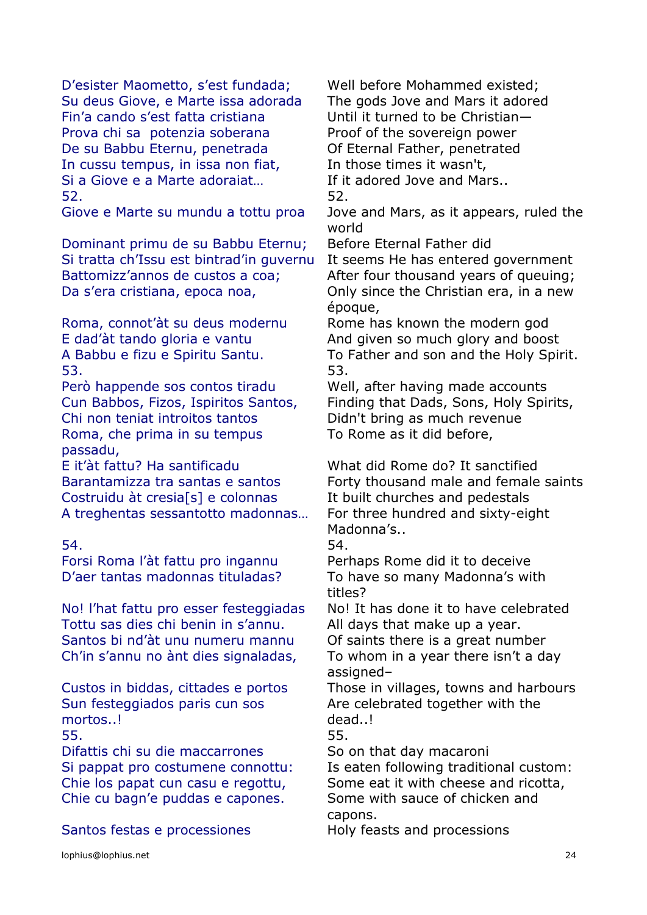| | |
|---|---|
| D'esister Maometto, s'est fundada; | Well before Mohammed existed; |
| Su deus Giove, e Marte issa adorada | The gods Jove and Mars it adored |
| Fin'a cando s'est fatta cristiana | Until it turned to be Christian— |
| Prova chi sa potenzia soberana | Proof of the sovereign power |
| De su Babbu Eternu, penetrada | Of Eternal Father, penetrated |
| In cussu tempus, in issa non fiat, | In those times it wasn't, |
| Si a Giove e a Marte adoraiat… | If it adored Jove and Mars.. |
| 52. | 52. |
| Giove e Marte su mundu a tottu proa | Jove and Mars, as it appears, ruled the world |
| Dominant primu de su Babbu Eternu; | Before Eternal Father did |
| Si tratta ch'Issu est bintrad'in guvernu | It seems He has entered government |
| Battomizz'annos de custos a coa; | After four thousand years of queuing; |
| Da s'era cristiana, epoca noa, | Only since the Christian era, in a new époque, |
| Roma, connot'àt su deus modernu | Rome has known the modern god |
| E dad'àt tando gloria e vantu | And given so much glory and boost |
| A Babbu e fizu e Spiritu Santu. | To Father and son and the Holy Spirit. |
| 53. | 53. |
| Però happende sos contos tiradu | Well, after having made accounts |
| Cun Babbos, Fizos, Ispiritos Santos, | Finding that Dads, Sons, Holy Spirits, |
| Chi non teniat introitos tantos | Didn't bring as much revenue |
| Roma, che prima in su tempus passadu, | To Rome as it did before, |
| E it'àt fattu? Ha santificadu | What did Rome do? It sanctified |
| Barantamizza tra santas e santos | Forty thousand male and female saints |
| Costruidu àt cresia[s] e colonnas | It built churches and pedestals |
| A treghentas sessantotto madonnas… | For three hundred and sixty-eight Madonna's.. |
| 54. | 54. |
| Forsi Roma l'àt fattu pro ingannu | Perhaps Rome did it to deceive |
| D'aer tantas madonnas tituladas? | To have so many Madonna's with titles? |
| No! l'hat fattu pro esser festeggiadas | No! It has done it to have celebrated |
| Tottu sas dies chi benin in s'annu. | All days that make up a year. |
| Santos bi nd'àt unu numeru mannu | Of saints there is a great number |
| Ch'in s'annu no ànt dies signaladas, | To whom in a year there isn't a day assigned– |
| Custos in biddas, cittades e portos | Those in villages, towns and harbours |
| Sun festeggiados paris cun sos mortos..! | Are celebrated together with the dead..! |
| 55. | 55. |
| Difattis chi su die maccarrones | So on that day macaroni |
| Si pappat pro costumene connottu: | Is eaten following traditional custom: |
| Chie los papat cun casu e regottu, | Some eat it with cheese and ricotta, |
| Chie cu bagn'e puddas e capones. | Some with sauce of chicken and capons. |
| Santos festas e processiones | Holy feasts and processions |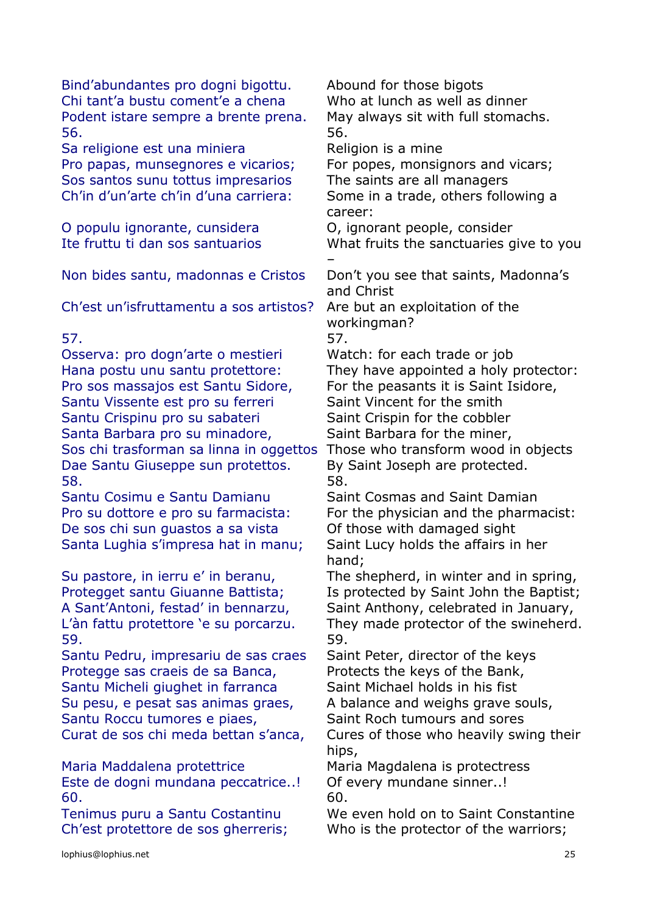| | |
|---|---|
| Bind'abundantes pro dogni bigottu. | Abound for those bigots |
| Chi tant'a bustu coment'e a chena | Who at lunch as well as dinner |
| Podent istare sempre a brente prena. | May always sit with full stomachs. |
| 56. | 56. |
| Sa religione est una miniera | Religion is a mine |
| Pro papas, munsegnores e vicarios; | For popes, monsignors and vicars; |
| Sos santos sunu tottus impresarios | The saints are all managers |
| Ch'in d'un'arte ch'in d'una carriera: | Some in a trade, others following a career: |
| O populu ignorante, cunsidera | O, ignorant people, consider |
| Ite fruttu ti dan sos santuarios | What fruits the sanctuaries give to you – |
| Non bides santu, madonnas e Cristos | Don't you see that saints, Madonna's and Christ |
| Ch'est un'isfruttamentu a sos artistos? | Are but an exploitation of the workingman? |
| 57. | 57. |
| Osserva: pro dogn'arte o mestieri | Watch: for each trade or job |
| Hana postu unu santu protettore: | They have appointed a holy protector: |
| Pro sos massajos est Santu Sidore, | For the peasants it is Saint Isidore, |
| Santu Vissente est pro su ferreri | Saint Vincent for the smith |
| Santu Crispinu pro su sabateri | Saint Crispin for the cobbler |
| Santa Barbara pro su minadore, | Saint Barbara for the miner, |
| Sos chi trasforman sa linna in oggettos | Those who transform wood in objects |
| Dae Santu Giuseppe sun protettos. | By Saint Joseph are protected. |
| 58. | 58. |
| Santu Cosimu e Santu Damianu | Saint Cosmas and Saint Damian |
| Pro su dottore e pro su farmacista: | For the physician and the pharmacist: |
| De sos chi sun guastos a sa vista | Of those with damaged sight |
| Santa Lughia s'impresa hat in manu; | Saint Lucy holds the affairs in her hand; |
| Su pastore, in ierru e' in beranu, | The shepherd, in winter and in spring, |
| Protegget santu Giuanne Battista; | Is protected by Saint John the Baptist; |
| A Sant'Antoni, festad' in bennarzu, | Saint Anthony, celebrated in January, |
| L'àn fattu protettore 'e su porcarzu. | They made protector of the swineherd. |
| 59. | 59. |
| Santu Pedru, impresariu de sas craes | Saint Peter, director of the keys |
| Protegge sas craeis de sa Banca, | Protects the keys of the Bank, |
| Santu Micheli giughet in farranca | Saint Michael holds in his fist |
| Su pesu, e pesat sas animas graes, | A balance and weighs grave souls, |
| Santu Roccu tumores e piaes, | Saint Roch tumours and sores |
| Curat de sos chi meda bettan s'anca, | Cures of those who heavily swing their hips, |
| Maria Maddalena protettrice | Maria Magdalena is protectress |
| Este de dogni mundana peccatrice..! | Of every mundane sinner..! |
| 60. | 60. |
| Tenimus puru a Santu Costantinu | We even hold on to Saint Constantine |
| Ch'est protettore de sos gherreris; | Who is the protector of the warriors; |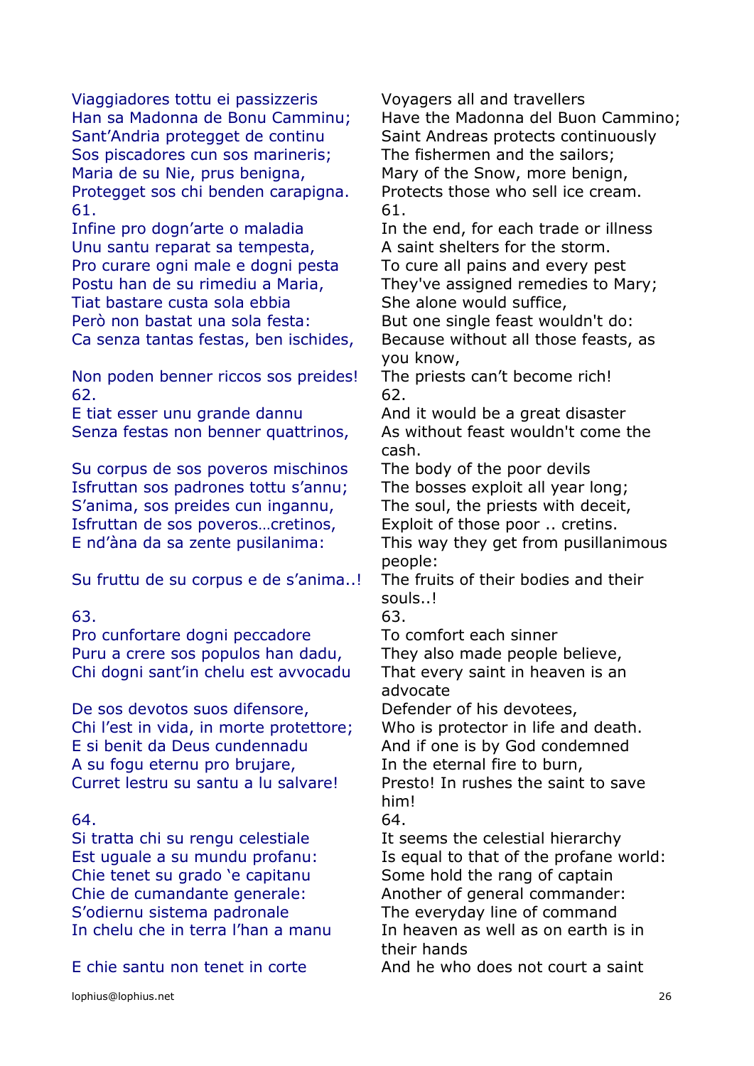| | |
|---|---|
| Viaggiadores tottu ei passizzeris | Voyagers all and travellers |
| Han sa Madonna de Bonu Camminu; | Have the Madonna del Buon Cammino; |
| Sant'Andria protegget de continu | Saint Andreas protects continuously |
| Sos piscadores cun sos marineris; | The fishermen and the sailors; |
| Maria de su Nie, prus benigna, | Mary of the Snow, more benign, |
| Protegget sos chi benden carapigna. | Protects those who sell ice cream. |
| 61. | 61. |
| Infine pro dogn'arte o maladia | In the end, for each trade or illness |
| Unu santu reparat sa tempesta, | A saint shelters for the storm. |
| Pro curare ogni male e dogni pesta | To cure all pains and every pest |
| Postu han de su rimediu a Maria, | They've assigned remedies to Mary; |
| Tiat bastare custa sola ebbia | She alone would suffice, |
| Però non bastat una sola festa: | But one single feast wouldn't do: |
| Ca senza tantas festas, ben ischides, | Because without all those feasts, as you know, |
| Non poden benner riccos sos preides! | The priests can't become rich! |
| 62. | 62. |
| E tiat esser unu grande dannu | And it would be a great disaster |
| Senza festas non benner quattrinos, | As without feast wouldn't come the cash. |
| Su corpus de sos poveros mischinos | The body of the poor devils |
| Isfruttan sos padrones tottu s'annu; | The bosses exploit all year long; |
| S'anima, sos preides cun ingannu, | The soul, the priests with deceit, |
| Isfruttan de sos poveros…cretinos, | Exploit of those poor .. cretins. |
| E nd'àna da sa zente pusilanima: | This way they get from pusillanimous people: |
| Su fruttu de su corpus e de s'anima..! | The fruits of their bodies and their souls..! |
| 63. | 63. |
| Pro cunfortare dogni peccadore | To comfort each sinner |
| Puru a crere sos populos han dadu, | They also made people believe, |
| Chi dogni sant'in chelu est avvocadu | That every saint in heaven is an advocate |
| De sos devotos suos difensore, | Defender of his devotees, |
| Chi l'est in vida, in morte protettore; | Who is protector in life and death. |
| E si benit da Deus cundennadu | And if one is by God condemned |
| A su fogu eternu pro brujare, | In the eternal fire to burn, |
| Curret lestru su santu a lu salvare! | Presto! In rushes the saint to save him! |
| 64. | 64. |
| Si tratta chi su rengu celestiale | It seems the celestial hierarchy |
| Est uguale a su mundu profanu: | Is equal to that of the profane world: |
| Chie tenet su grado 'e capitanu | Some hold the rang of captain |
| Chie de cumandante generale: | Another of general commander: |
| S'odiernu sistema padronale | The everyday line of command |
| In chelu che in terra l'han a manu | In heaven as well as on earth is in their hands |
| E chie santu non tenet in corte | And he who does not court a saint |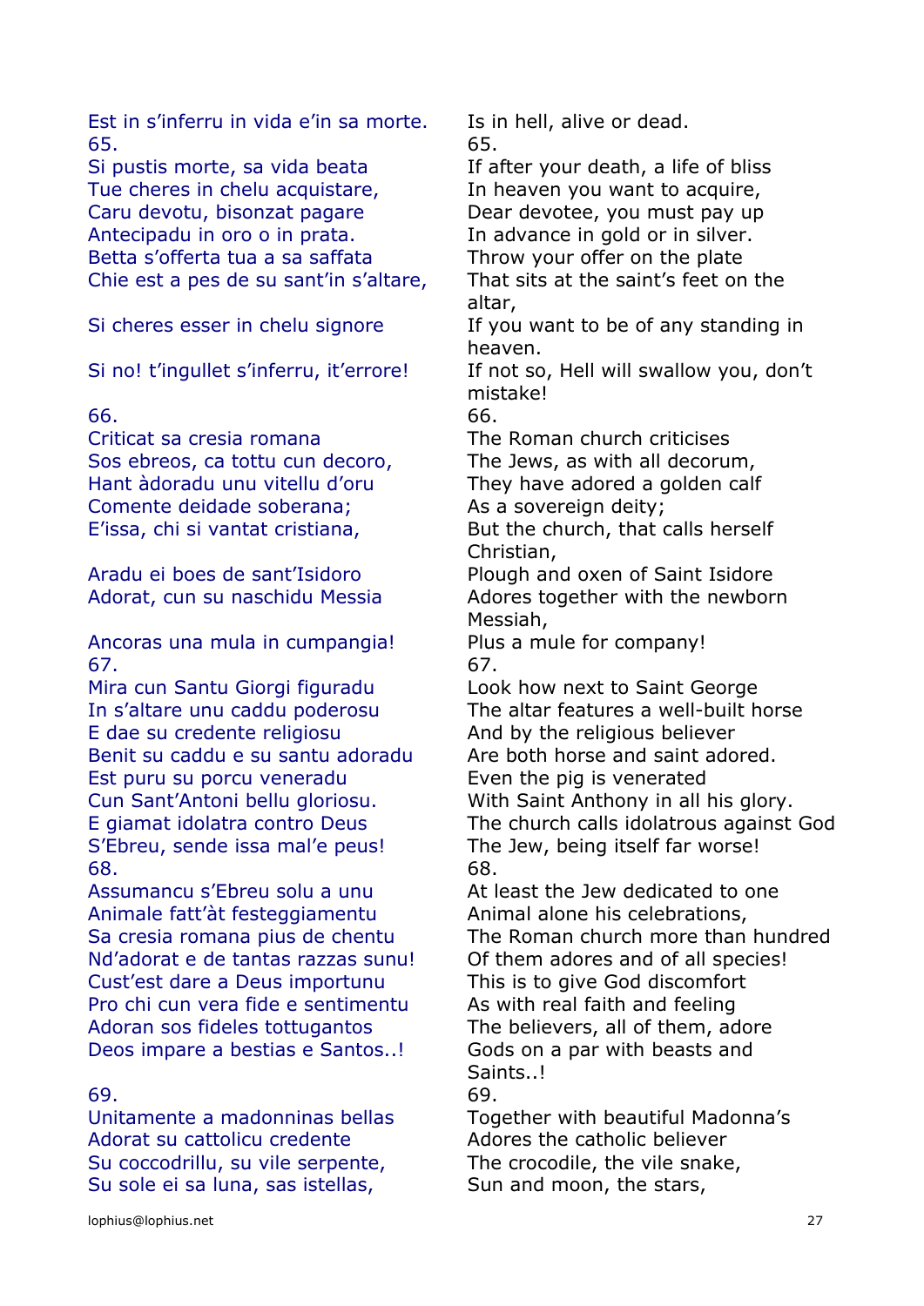| | |
|---|---|
| Est in s'inferru in vida e'in sa morte. | Is in hell, alive or dead. |
| 65. | 65. |
| Si pustis morte, sa vida beata | If after your death, a life of bliss |
| Tue cheres in chelu acquistare, | In heaven you want to acquire, |
| Caru devotu, bisonzat pagare | Dear devotee, you must pay up |
| Antecipadu in oro o in prata. | In advance in gold or in silver. |
| Betta s'offerta tua a sa saffata | Throw your offer on the plate |
| Chie est a pes de su sant'in s'altare, | That sits at the saint's feet on the altar, |
| Si cheres esser in chelu signore | If you want to be of any standing in heaven. |
| Si no! t'ingullet s'inferru, it'errore! | If not so, Hell will swallow you, don't mistake! |
| 66. | 66. |
| Criticat sa cresia romana | The Roman church criticises |
| Sos ebreos, ca tottu cun decoro, | The Jews, as with all decorum, |
| Hant àdoradu unu vitellu d'oru | They have adored a golden calf |
| Comente deidade soberana; | As a sovereign deity; |
| E'issa, chi si vantat cristiana, | But the church, that calls herself Christian, |
| Aradu ei boes de sant'Isidoro | Plough and oxen of Saint Isidore |
| Adorat, cun su naschidu Messia | Adores together with the newborn Messiah, |
| Ancoras una mula in cumpangia! | Plus a mule for company! |
| 67. | 67. |
| Mira cun Santu Giorgi figuradu | Look how next to Saint George |
| In s'altare unu caddu poderosu | The altar features a well-built horse |
| E dae su credente religiosu | And by the religious believer |
| Benit su caddu e su santu adoradu | Are both horse and saint adored. |
| Est puru su porcu veneradu | Even the pig is venerated |
| Cun Sant'Antoni bellu gloriosu. | With Saint Anthony in all his glory. |
| E giamat idolatra contro Deus | The church calls idolatrous against God |
| S'Ebreu, sende issa mal'e peus! | The Jew, being itself far worse! |
| 68. | 68. |
| Assumancu s'Ebreu solu a unu | At least the Jew dedicated to one |
| Animale fatt'àt festeggiamentu | Animal alone his celebrations, |
| Sa cresia romana pius de chentu | The Roman church more than hundred |
| Nd'adorat e de tantas razzas sunu! | Of them adores and of all species! |
| Cust'est dare a Deus importunu | This is to give God discomfort |
| Pro chi cun vera fide e sentimentu | As with real faith and feeling |
| Adoran sos fideles tottugantos | The believers, all of them, adore |
| Deos impare a bestias e Santos..! | Gods on a par with beasts and Saints..! |
| 69. | 69. |
| Unitamente a madonninas bellas | Together with beautiful Madonna's |
| Adorat su cattolicu credente | Adores the catholic believer |
| Su coccodrillu, su vile serpente, | The crocodile, the vile snake, |
| Su sole ei sa luna, sas istellas, | Sun and moon, the stars, |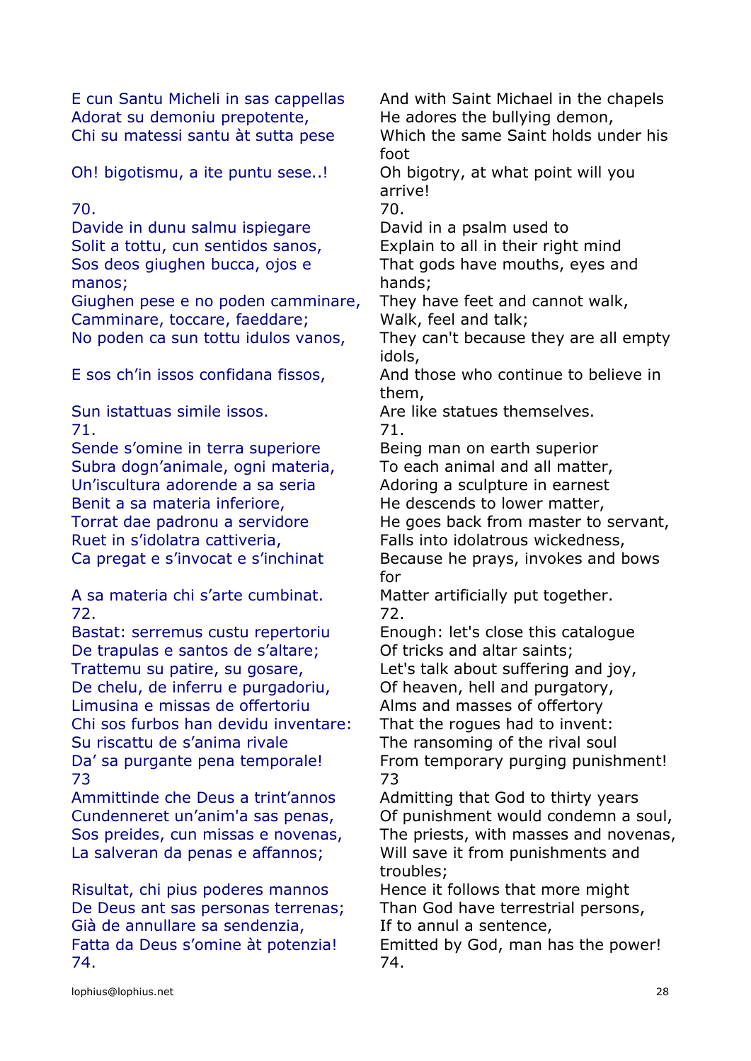| | |
|---|---|
| E cun Santu Micheli in sas cappellas | And with Saint Michael in the chapels |
| Adorat su demoniu prepotente, | He adores the bullying demon, |
| Chi su matessi santu àt sutta pese | Which the same Saint holds under his foot |
| Oh! bigotismu, a ite puntu sese..! | Oh bigotry, at what point will you arrive! |
| 70. | 70. |
| Davide in dunu salmu ispiegare | David in a psalm used to |
| Solit a tottu, cun sentidos sanos, | Explain to all in their right mind |
| Sos deos giughen bucca, ojos e manos; | That gods have mouths, eyes and hands; |
| Giughen pese e no poden camminare, | They have feet and cannot walk, |
| Camminare, toccare, faeddare; | Walk, feel and talk; |
| No poden ca sun tottu idulos vanos, | They can't because they are all empty idols, |
| E sos ch'in issos confidana fissos, | And those who continue to believe in them, |
| Sun istattuas simile issos. | Are like statues themselves. |
| 71. | 71. |
| Sende s'omine in terra superiore | Being man on earth superior |
| Subra dogn'animale, ogni materia, | To each animal and all matter, |
| Un'iscultura adorende a sa seria | Adoring a sculpture in earnest |
| Benit a sa materia inferiore, | He descends to lower matter, |
| Torrat dae padronu a servidore | He goes back from master to servant, |
| Ruet in s'idolatra cattiveria, | Falls into idolatrous wickedness, |
| Ca pregat e s'invocat e s'inchinat | Because he prays, invokes and bows for |
| A sa materia chi s'arte cumbinat. | Matter artificially put together. |
| 72. | 72. |
| Bastat: serremus custu repertoriu | Enough: let's close this catalogue |
| De trapulas e santos de s'altare; | Of tricks and altar saints; |
| Trattemu su patire, su gosare, | Let's talk about suffering and joy, |
| De chelu, de inferru e purgadoriu, | Of heaven, hell and purgatory, |
| Limusina e missas de offertoriu | Alms and masses of offertory |
| Chi sos furbos han devidu inventare: | That the rogues had to invent: |
| Su riscattu de s'anima rivale | The ransoming of the rival soul |
| Da' sa purgante pena temporale! | From temporary purging punishment! |
| 73 | 73 |
| Ammittinde che Deus a trint'annos | Admitting that God to thirty years |
| Cundenneret un'anim'a sas penas, | Of punishment would condemn a soul, |
| Sos preides, cun missas e novenas, | The priests, with masses and novenas, |
| La salveran da penas e affannos; | Will save it from punishments and troubles; |
| Risultat, chi pius poderes mannos | Hence it follows that more might |
| De Deus ant sas personas terrenas; | Than God have terrestrial persons, |
| Già de annullare sa sendenzia, | If to annul a sentence, |
| Fatta da Deus s'omine àt potenzia! | Emitted by God, man has the power! |
| 74. | 74. |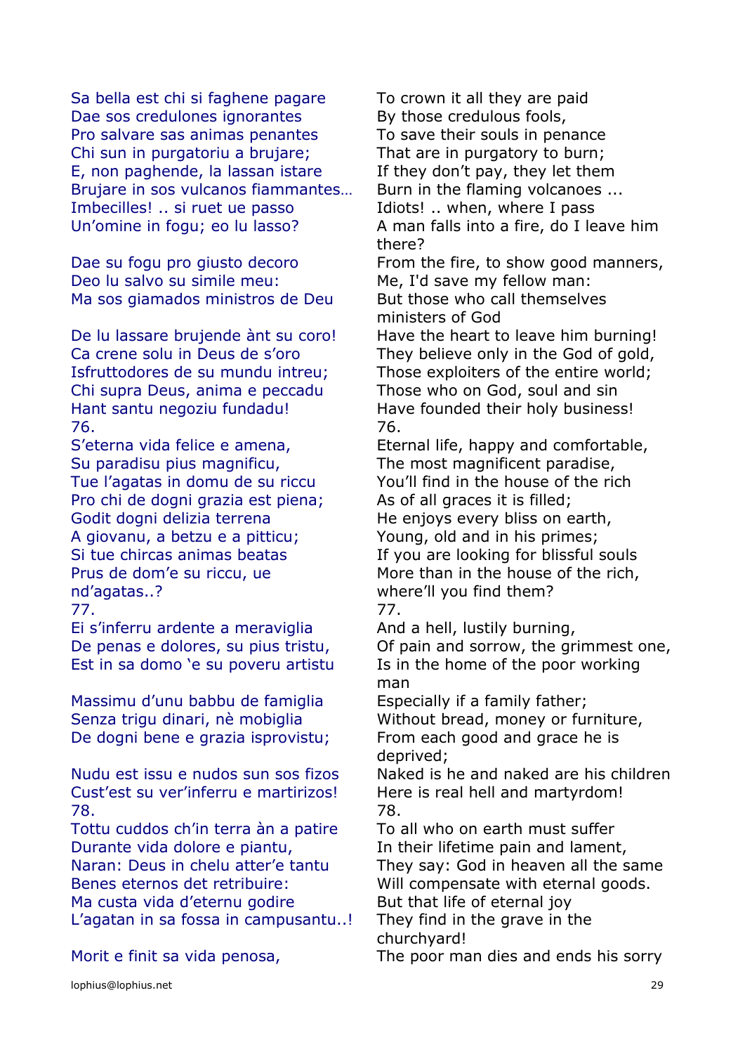| | |
|---|---|
| Sa bella est chi si faghene pagare | To crown it all they are paid |
| Dae sos credulones ignorantes | By those credulous fools, |
| Pro salvare sas animas penantes | To save their souls in penance |
| Chi sun in purgatoriu a brujare; | That are in purgatory to burn; |
| E, non paghende, la lassan istare | If they don't pay, they let them |
| Brujare in sos vulcanos fiammantes… | Burn in the flaming volcanoes ... |
| Imbecilles! .. si ruet ue passo | Idiots! .. when, where I pass |
| Un'omine in fogu; eo lu lasso? | A man falls into a fire, do I leave him there? |
| Dae su fogu pro giusto decoro | From the fire, to show good manners, |
| Deo lu salvo su simile meu: | Me, I'd save my fellow man: |
| Ma sos giamados ministros de Deu | But those who call themselves ministers of God |
| De lu lassare brujende ànt su coro! | Have the heart to leave him burning! |
| Ca crene solu in Deus de s'oro | They believe only in the God of gold, |
| Isfruttodores de su mundu intreu; | Those exploiters of the entire world; |
| Chi supra Deus, anima e peccadu | Those who on God, soul and sin |
| Hant santu negoziu fundadu! | Have founded their holy business! |
| 76. | 76. |
| S'eterna vida felice e amena, | Eternal life, happy and comfortable, |
| Su paradisu pius magnificu, | The most magnificent paradise, |
| Tue l'agatas in domu de su riccu | You'll find in the house of the rich |
| Pro chi de dogni grazia est piena; | As of all graces it is filled; |
| Godit dogni delizia terrena | He enjoys every bliss on earth, |
| A giovanu, a betzu e a pitticu; | Young, old and in his primes; |
| Si tue chircas animas beatas | If you are looking for blissful souls |
| Prus de dom'e su riccu, ue nd'agatas..? | More than in the house of the rich, where'll you find them? |
| 77. | 77. |
| Ei s'inferru ardente a meraviglia | And a hell, lustily burning, |
| De penas e dolores, su pius tristu, | Of pain and sorrow, the grimmest one, |
| Est in sa domo 'e su poveru artistu | Is in the home of the poor working man |
| Massimu d'unu babbu de famiglia | Especially if a family father; |
| Senza trigu dinari, nè mobiglia | Without bread, money or furniture, |
| De dogni bene e grazia isprovistu; | From each good and grace he is deprived; |
| Nudu est issu e nudos sun sos fizos | Naked is he and naked are his children |
| Cust'est su ver'inferru e martirizos! | Here is real hell and martyrdom! |
| 78. | 78. |
| Tottu cuddos ch'in terra àn a patire | To all who on earth must suffer |
| Durante vida dolore e piantu, | In their lifetime pain and lament, |
| Naran: Deus in chelu atter'e tantu | They say: God in heaven all the same |
| Benes eternos det retribuire: | Will compensate with eternal goods. |
| Ma custa vida d'eternu godire | But that life of eternal joy |
| L'agatan in sa fossa in campusantu..! | They find in the grave in the churchyard! |
| Morit e finit sa vida penosa, | The poor man dies and ends his sorry |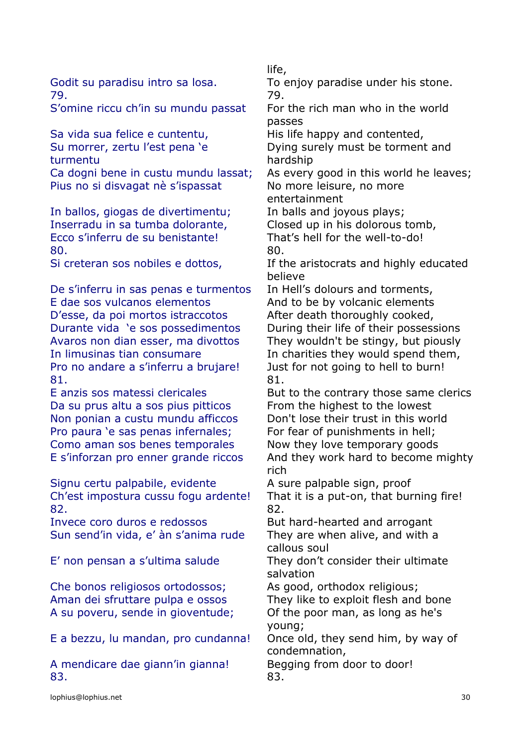| | |
|---|---|
| | life, |
| Godit su paradisu intro sa losa. | To enjoy paradise under his stone. |
| 79. | 79. |
| S'omine riccu ch'in su mundu passat | For the rich man who in the world passes |
| Sa vida sua felice e cuntentu, | His life happy and contented, |
| Su morrer, zertu l'est pena 'e turmentu | Dying surely must be torment and hardship |
| Ca dogni bene in custu mundu lassat; | As every good in this world he leaves; |
| Pius no si disvagat nè s'ispassat | No more leisure, no more entertainment |
| In ballos, giogas de divertimentu; | In balls and joyous plays; |
| Inserradu in sa tumba dolorante, | Closed up in his dolorous tomb, |
| Ecco s'inferru de su benistante! | That's hell for the well-to-do! |
| 80. | 80. |
| Si creteran sos nobiles e dottos, | If the aristocrats and highly educated believe |
| De s'inferru in sas penas e turmentos | In Hell's dolours and torments, |
| E dae sos vulcanos elementos | And to be by volcanic elements |
| D'esse, da poi mortos istraccotos | After death thoroughly cooked, |
| Durante vida 'e sos possedimentos | During their life of their possessions |
| Avaros non dian esser, ma divottos | They wouldn't be stingy, but piously |
| In limusinas tian consumare | In charities they would spend them, |
| Pro no andare a s'inferru a brujare! | Just for not going to hell to burn! |
| 81. | 81. |
| E anzis sos matessi clericales | But to the contrary those same clerics |
| Da su prus altu a sos pius pitticos | From the highest to the lowest |
| Non ponian a custu mundu afficcos | Don't lose their trust in this world |
| Pro paura 'e sas penas infernales; | For fear of punishments in hell; |
| Como aman sos benes temporales | Now they love temporary goods |
| E s'inforzan pro enner grande riccos | And they work hard to become mighty rich |
| Signu certu palpabile, evidente | A sure palpable sign, proof |
| Ch'est impostura cussu fogu ardente! | That it is a put-on, that burning fire! |
| 82. | 82. |
| Invece coro duros e redossos | But hard-hearted and arrogant |
| Sun send'in vida, e' àn s'anima rude | They are when alive, and with a callous soul |
| E' non pensan a s'ultima salude | They don't consider their ultimate salvation |
| Che bonos religiosos ortodossos; | As good, orthodox religious; |
| Aman dei sfruttare pulpa e ossos | They like to exploit flesh and bone |
| A su poveru, sende in gioventude; | Of the poor man, as long as he's young; |
| E a bezzu, lu mandan, pro cundanna! | Once old, they send him, by way of condemnation, |
| A mendicare dae giann'in gianna! | Begging from door to door! |
| 83. | 83. |

lophius@lophius.net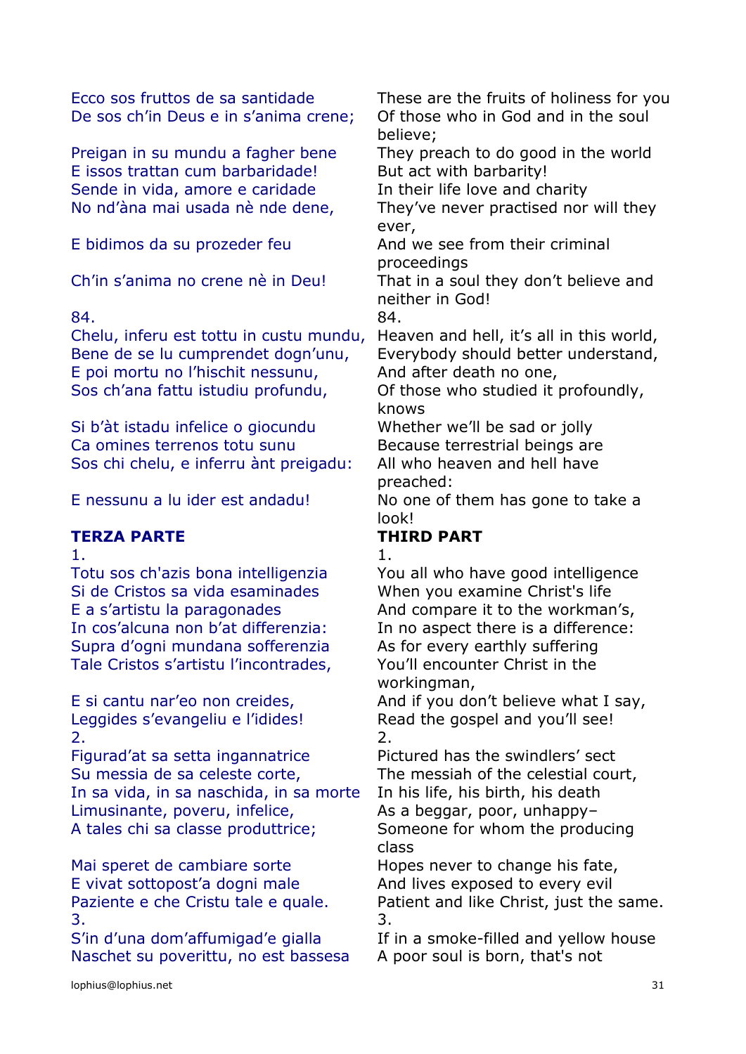| | |
|---|---|
| Ecco sos fruttos de sa santidade | These are the fruits of holiness for you |
| De sos ch'in Deus e in s'anima crene; | Of those who in God and in the soul believe; |
| Preigan in su mundu a fagher bene | They preach to do good in the world |
| E issos trattan cum barbaridade! | But act with barbarity! |
| Sende in vida, amore e caridade | In their life love and charity |
| No nd'àna mai usada nè nde dene, | They've never practised nor will they ever, |
| E bidimos da su prozeder feu | And we see from their criminal proceedings |
| Ch'in s'anima no crene nè in Deu! | That in a soul they don't believe and neither in God! |
| 84. | 84. |
| Chelu, inferu est tottu in custu mundu, | Heaven and hell, it's all in this world, |
| Bene de se lu cumprendet dogn'unu, | Everybody should better understand, |
| E poi mortu no l'hischit nessunu, | And after death no one, |
| Sos ch'ana fattu istudiu profundu, | Of those who studied it profoundly, knows |
| Si b'àt istadu infelice o giocundu | Whether we'll be sad or jolly |
| Ca omines terrenos totu sunu | Because terrestrial beings are |
| Sos chi chelu, e inferru ànt preigadu: | All who heaven and hell have preached: |
| E nessunu a lu ider est andadu! | No one of them has gone to take a look! |
| **TERZA PARTE** | **THIRD PART** |
| 1. | 1. |
| Totu sos ch'azis bona intelligenzia | You all who have good intelligence |
| Si de Cristos sa vida esaminades | When you examine Christ's life |
| E a s'artistu la paragonades | And compare it to the workman's, |
| In cos'alcuna non b'at differenzia: | In no aspect there is a difference: |
| Supra d'ogni mundana sofferenzia | As for every earthly suffering |
| Tale Cristos s'artistu l'incontrades, | You'll encounter Christ in the workingman, |
| E si cantu nar'eo non creides, | And if you don't believe what I say, |
| Leggides s'evangeliu e l'idides! | Read the gospel and you'll see! |
| 2. | 2. |
| Figurad'at sa setta ingannatrice | Pictured has the swindlers' sect |
| Su messia de sa celeste corte, | The messiah of the celestial court, |
| In sa vida, in sa naschida, in sa morte | In his life, his birth, his death |
| Limusinante, poveru, infelice, | As a beggar, poor, unhappy– |
| A tales chi sa classe produttrice; | Someone for whom the producing class |
| Mai speret de cambiare sorte | Hopes never to change his fate, |
| E vivat sottopost'a dogni male | And lives exposed to every evil |
| Paziente e che Cristu tale e quale. | Patient and like Christ, just the same. |
| 3. | 3. |
| S'in d'una dom'affumigad'e gialla | If in a smoke-filled and yellow house |
| Naschet su poverittu, no est bassesa | A poor soul is born, that's not |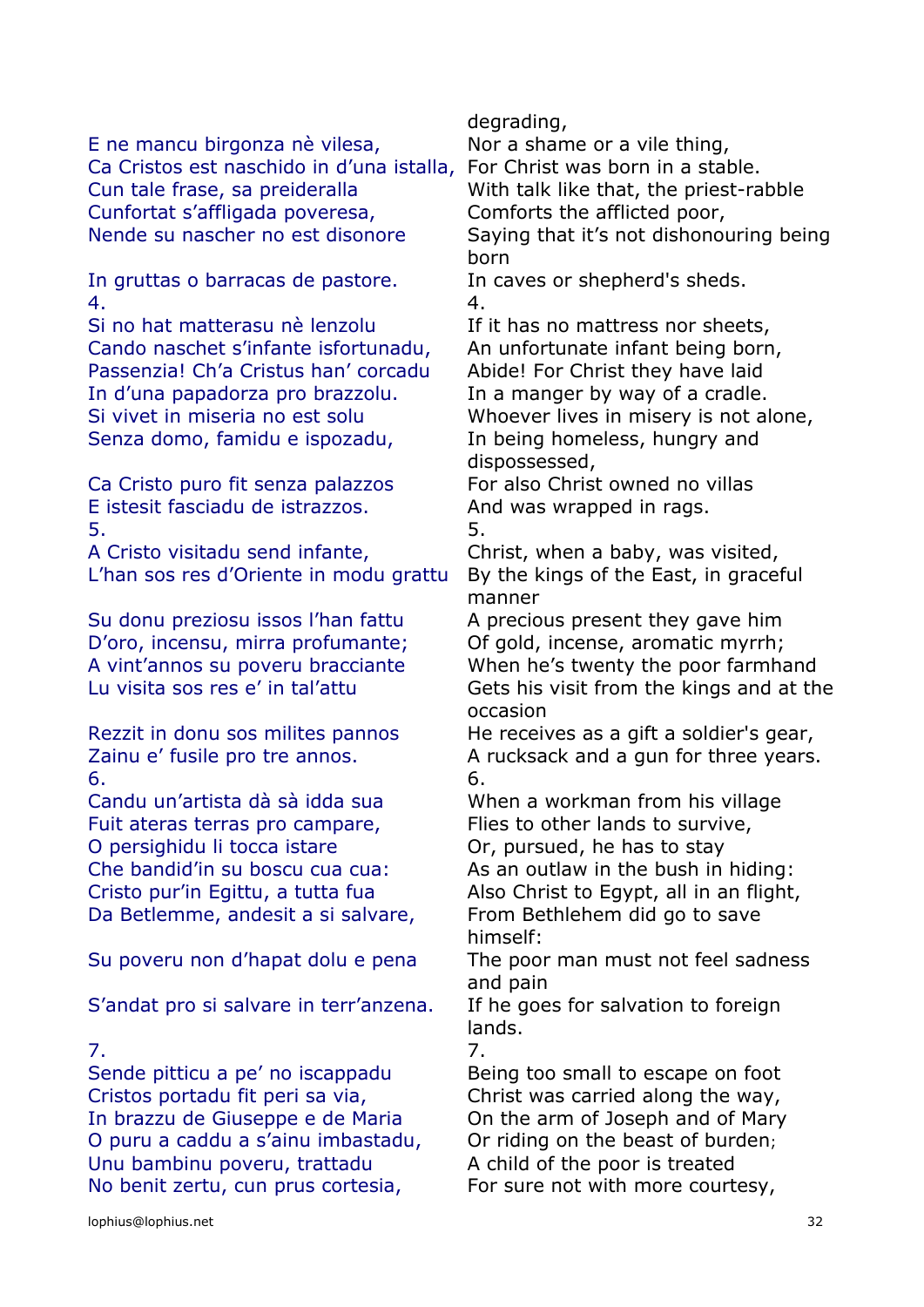| | |
|---|---|
| | degrading, |
| E ne mancu birgonza nè vilesa, | Nor a shame or a vile thing, |
| Ca Cristos est naschido in d'una istalla, | For Christ was born in a stable. |
| Cun tale frase, sa preideralla | With talk like that, the priest-rabble |
| Cunfortat s'affligada poveresa, | Comforts the afflicted poor, |
| Nende su nascher no est disonore | Saying that it's not dishonouring being born |
| In gruttas o barracas de pastore. | In caves or shepherd's sheds. |
| 4. | 4. |
| Si no hat matterasu nè lenzolu | If it has no mattress nor sheets, |
| Cando naschet s'infante isfortunadu, | An unfortunate infant being born, |
| Passenzia! Ch'a Cristus han' corcadu | Abide! For Christ they have laid |
| In d'una papadorza pro brazzolu. | In a manger by way of a cradle. |
| Si vivet in miseria no est solu | Whoever lives in misery is not alone, |
| Senza domo, famidu e ispozadu, | In being homeless, hungry and dispossessed, |
| Ca Cristo puro fit senza palazzos | For also Christ owned no villas |
| E istesit fasciadu de istrazzos. | And was wrapped in rags. |
| 5. | 5. |
| A Cristo visitadu send infante, | Christ, when a baby, was visited, |
| L'han sos res d'Oriente in modu grattu | By the kings of the East, in graceful manner |
| Su donu preziosu issos l'han fattu | A precious present they gave him |
| D'oro, incensu, mirra profumante; | Of gold, incense, aromatic myrrh; |
| A vint'annos su poveru bracciante | When he's twenty the poor farmhand |
| Lu visita sos res e' in tal'attu | Gets his visit from the kings and at the occasion |
| Rezzit in donu sos milites pannos | He receives as a gift a soldier's gear, |
| Zainu e' fusile pro tre annos. | A rucksack and a gun for three years. |
| 6. | 6. |
| Candu un'artista dà sà idda sua | When a workman from his village |
| Fuit ateras terras pro campare, | Flies to other lands to survive, |
| O persighidu li tocca istare | Or, pursued, he has to stay |
| Che bandid'in su boscu cua cua: | As an outlaw in the bush in hiding: |
| Cristo pur'in Egittu, a tutta fua | Also Christ to Egypt, all in an flight, |
| Da Betlemme, andesit a si salvare, | From Bethlehem did go to save himself: |
| Su poveru non d'hapat dolu e pena | The poor man must not feel sadness and pain |
| S'andat pro si salvare in terr'anzena. | If he goes for salvation to foreign lands. |
| 7. | 7. |
| Sende pitticu a pe' no iscappadu | Being too small to escape on foot |
| Cristos portadu fit peri sa via, | Christ was carried along the way, |
| In brazzu de Giuseppe e de Maria | On the arm of Joseph and of Mary |
| O puru a caddu a s'ainu imbastadu, | Or riding on the beast of burden; |
| Unu bambinu poveru, trattadu | A child of the poor is treated |
| No benit zertu, cun prus cortesia, | For sure not with more courtesy, |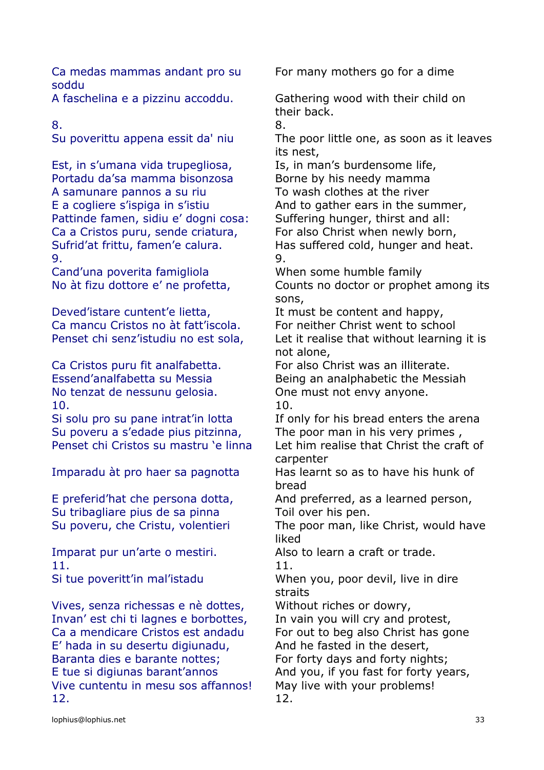| | |
|---|---|
| Ca medas mammas andant pro su soddu | For many mothers go for a dime |
| A faschelina e a pizzinu accoddu. | Gathering wood with their child on their back. |
| 8. | 8. |
| Su poverittu appena essit da' niu | The poor little one, as soon as it leaves its nest, |
| Est, in s'umana vida trupegliosa, | Is, in man's burdensome life, |
| Portadu da'sa mamma bisonzosa | Borne by his needy mamma |
| A samunare pannos a su riu | To wash clothes at the river |
| E a cogliere s'ispiga in s'istiu | And to gather ears in the summer, |
| Pattinde famen, sidiu e' dogni cosa: | Suffering hunger, thirst and all: |
| Ca a Cristos puru, sende criatura, | For also Christ when newly born, |
| Sufrid'at frittu, famen'e calura. | Has suffered cold, hunger and heat. |
| 9. | 9. |
| Cand'una poverita famigliola | When some humble family |
| No àt fizu dottore e' ne profetta, | Counts no doctor or prophet among its sons, |
| Deved'istare cuntent'e lietta, | It must be content and happy, |
| Ca mancu Cristos no àt fatt'iscola. | For neither Christ went to school |
| Penset chi senz'istudiu no est sola, | Let it realise that without learning it is not alone, |
| Ca Cristos puru fit analfabetta. | For also Christ was an illiterate. |
| Essend'analfabetta su Messia | Being an analphabetic the Messiah |
| No tenzat de nessunu gelosia. | One must not envy anyone. |
| 10. | 10. |
| Si solu pro su pane intrat'in lotta | If only for his bread enters the arena |
| Su poveru a s'edade pius pitzinna, | The poor man in his very primes , |
| Penset chi Cristos su mastru 'e linna | Let him realise that Christ the craft of carpenter |
| Imparadu àt pro haer sa pagnotta | Has learnt so as to have his hunk of bread |
| E preferid'hat che persona dotta, | And preferred, as a learned person, |
| Su tribagliare pius de sa pinna | Toil over his pen. |
| Su poveru, che Cristu, volentieri | The poor man, like Christ, would have liked |
| Imparat pur un'arte o mestiri. | Also to learn a craft or trade. |
| 11. | 11. |
| Si tue poveritt'in mal'istadu | When you, poor devil, live in dire straits |
| Vives, senza richessas e nè dottes, | Without riches or dowry, |
| Invan' est chi ti lagnes e borbottes, | In vain you will cry and protest, |
| Ca a mendicare Cristos est andadu | For out to beg also Christ has gone |
| E' hada in su desertu digiunadu, | And he fasted in the desert, |
| Baranta dies e barante nottes; | For forty days and forty nights; |
| E tue si digiunas barant'annos | And you, if you fast for forty years, |
| Vive cuntentu in mesu sos affannos! | May live with your problems! |
| 12. | 12. |

lophius@lophius.net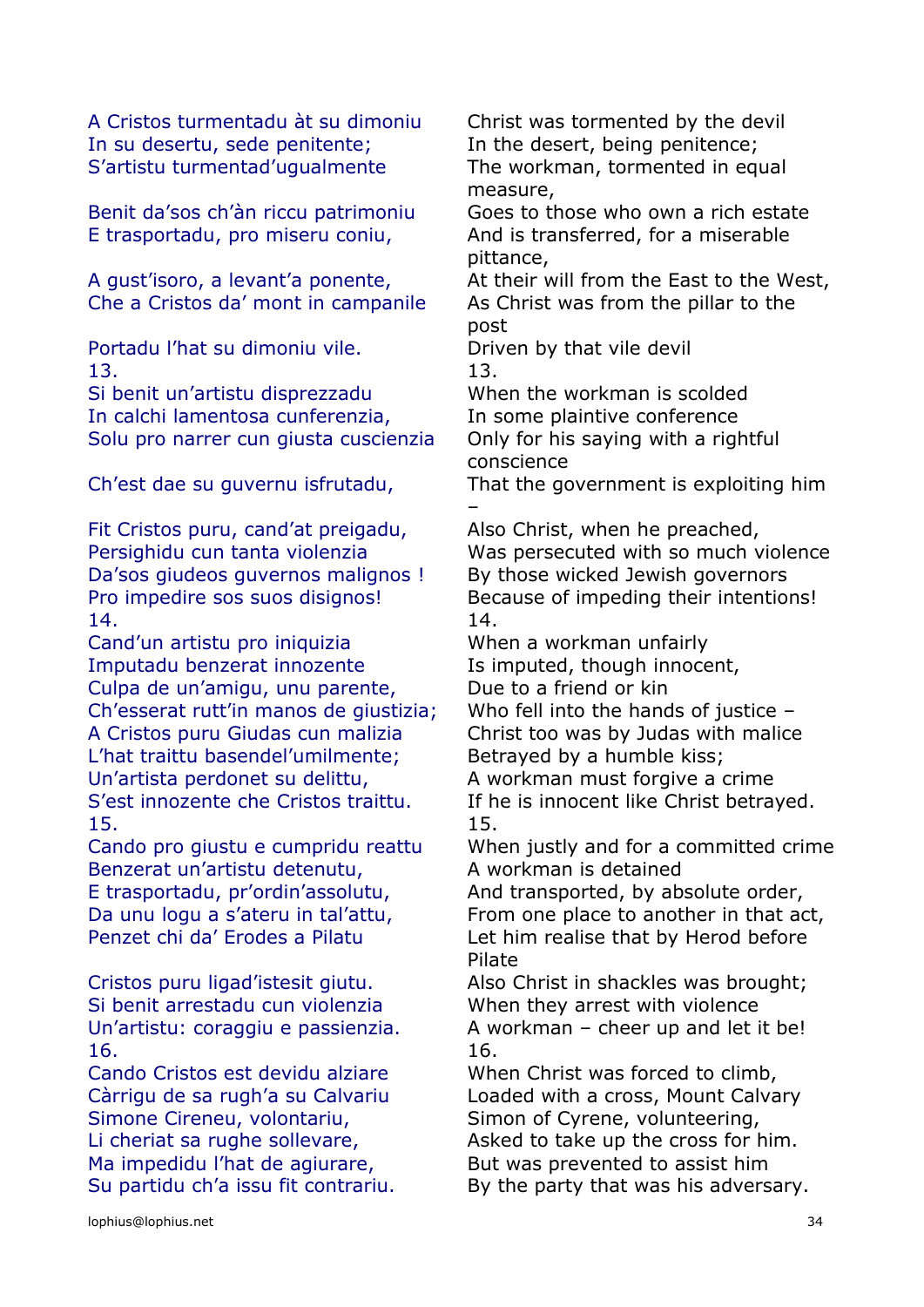| | |
|---|---|
| A Cristos turmentadu àt su dimoniu | Christ was tormented by the devil |
| In su desertu, sede penitente; | In the desert, being penitence; |
| S'artistu turmentad'ugualmente | The workman, tormented in equal measure, |
| Benit da'sos ch'àn riccu patrimoniu | Goes to those who own a rich estate |
| E trasportadu, pro miseru coniu, | And is transferred, for a miserable pittance, |
| A gust'isoro, a levant'a ponente, | At their will from the East to the West, |
| Che a Cristos da' mont in campanile | As Christ was from the pillar to the post |
| Portadu l'hat su dimoniu vile. | Driven by that vile devil |
| 13. | 13. |
| Si benit un'artistu disprezzadu | When the workman is scolded |
| In calchi lamentosa cunferenzia, | In some plaintive conference |
| Solu pro narrer cun giusta cuscienzia | Only for his saying with a rightful conscience |
| Ch'est dae su guvernu isfrutadu, | That the government is exploiting him – |
| Fit Cristos puru, cand'at preigadu, | Also Christ, when he preached, |
| Persighidu cun tanta violenzia | Was persecuted with so much violence |
| Da'sos giudeos guvernos malignos ! | By those wicked Jewish governors |
| Pro impedire sos suos disignos! | Because of impeding their intentions! |
| 14. | 14. |
| Cand'un artistu pro iniquizia | When a workman unfairly |
| Imputadu benzerat innozente | Is imputed, though innocent, |
| Culpa de un'amigu, unu parente, | Due to a friend or kin |
| Ch'esserat rutt'in manos de giustizia; | Who fell into the hands of justice – |
| A Cristos puru Giudas cun malizia | Christ too was by Judas with malice |
| L'hat traittu basendel'umilmente; | Betrayed by a humble kiss; |
| Un'artista perdonet su delittu, | A workman must forgive a crime |
| S'est innozente che Cristos traittu. | If he is innocent like Christ betrayed. |
| 15. | 15. |
| Cando pro giustu e cumpridu reattu | When justly and for a committed crime |
| Benzerat un'artistu detenutu, | A workman is detained |
| E trasportadu, pr'ordin'assolutu, | And transported, by absolute order, |
| Da unu logu a s'ateru in tal'attu, | From one place to another in that act, |
| Penzet chi da' Erodes a Pilatu | Let him realise that by Herod before Pilate |
| Cristos puru ligad'istesit giutu. | Also Christ in shackles was brought; |
| Si benit arrestadu cun violenzia | When they arrest with violence |
| Un'artistu: coraggiu e passienzia. | A workman – cheer up and let it be! |
| 16. | 16. |
| Cando Cristos est devidu alziare | When Christ was forced to climb, |
| Càrrigu de sa rugh'a su Calvariu | Loaded with a cross, Mount Calvary |
| Simone Cireneu, volontariu, | Simon of Cyrene, volunteering, |
| Li cheriat sa rughe sollevare, | Asked to take up the cross for him. |
| Ma impedidu l'hat de agiurare, | But was prevented to assist him |
| Su partidu ch'a issu fit contrariu. | By the party that was his adversary. |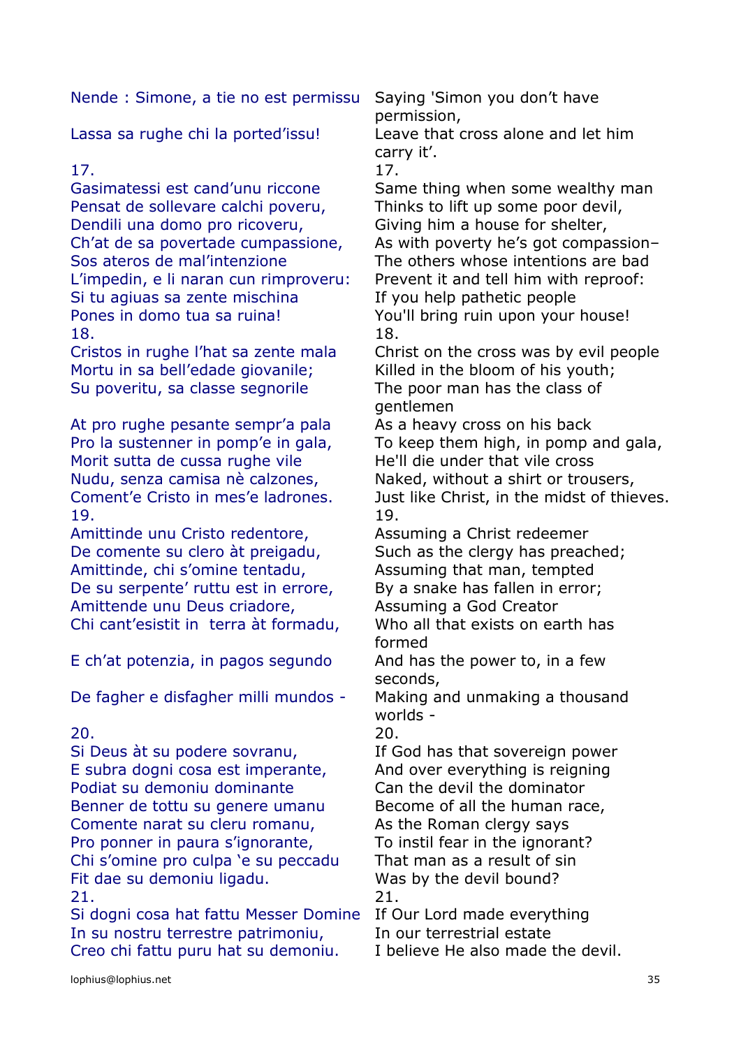| | |
|---|---|
| Nende : Simone, a tie no est permissu | Saying 'Simon you don't have permission, |
| Lassa sa rughe chi la ported'issu! | Leave that cross alone and let him carry it'. |
| 17. | 17. |
| Gasimatessi est cand'unu riccone | Same thing when some wealthy man |
| Pensat de sollevare calchi poveru, | Thinks to lift up some poor devil, |
| Dendili una domo pro ricoveru, | Giving him a house for shelter, |
| Ch'at de sa povertade cumpassione, | As with poverty he's got compassion– |
| Sos ateros de mal'intenzione | The others whose intentions are bad |
| L'impedin, e li naran cun rimproveru: | Prevent it and tell him with reproof: |
| Si tu agiuas sa zente mischina | If you help pathetic people |
| Pones in domo tua sa ruina! | You'll bring ruin upon your house! |
| 18. | 18. |
| Cristos in rughe l'hat sa zente mala | Christ on the cross was by evil people |
| Mortu in sa bell'edade giovanile; | Killed in the bloom of his youth; |
| Su poveritu, sa classe segnorile | The poor man has the class of gentlemen |
| At pro rughe pesante sempr'a pala | As a heavy cross on his back |
| Pro la sustenner in pomp'e in gala, | To keep them high, in pomp and gala, |
| Morit sutta de cussa rughe vile | He'll die under that vile cross |
| Nudu, senza camisa nè calzones, | Naked, without a shirt or trousers, |
| Coment'e Cristo in mes'e ladrones. | Just like Christ, in the midst of thieves. |
| 19. | 19. |
| Amittinde unu Cristo redentore, | Assuming a Christ redeemer |
| De comente su clero àt preigadu, | Such as the clergy has preached; |
| Amittinde, chi s'omine tentadu, | Assuming that man, tempted |
| De su serpente' ruttu est in errore, | By a snake has fallen in error; |
| Amittende unu Deus criadore, | Assuming a God Creator |
| Chi cant'esistit in terra àt formadu, | Who all that exists on earth has formed |
| E ch'at potenzia, in pagos segundo | And has the power to, in a few seconds, |
| De fagher e disfagher milli mundos - | Making and unmaking a thousand worlds - |
| 20. | 20. |
| Si Deus àt su podere sovranu, | If God has that sovereign power |
| E subra dogni cosa est imperante, | And over everything is reigning |
| Podiat su demoniu dominante | Can the devil the dominator |
| Benner de tottu su genere umanu | Become of all the human race, |
| Comente narat su cleru romanu, | As the Roman clergy says |
| Pro ponner in paura s'ignorante, | To instil fear in the ignorant? |
| Chi s'omine pro culpa 'e su peccadu | That man as a result of sin |
| Fit dae su demoniu ligadu. | Was by the devil bound? |
| 21. | 21. |
| Si dogni cosa hat fattu Messer Domine | If Our Lord made everything |
| In su nostru terrestre patrimoniu, | In our terrestrial estate |
| Creo chi fattu puru hat su demoniu. | I believe He also made the devil. |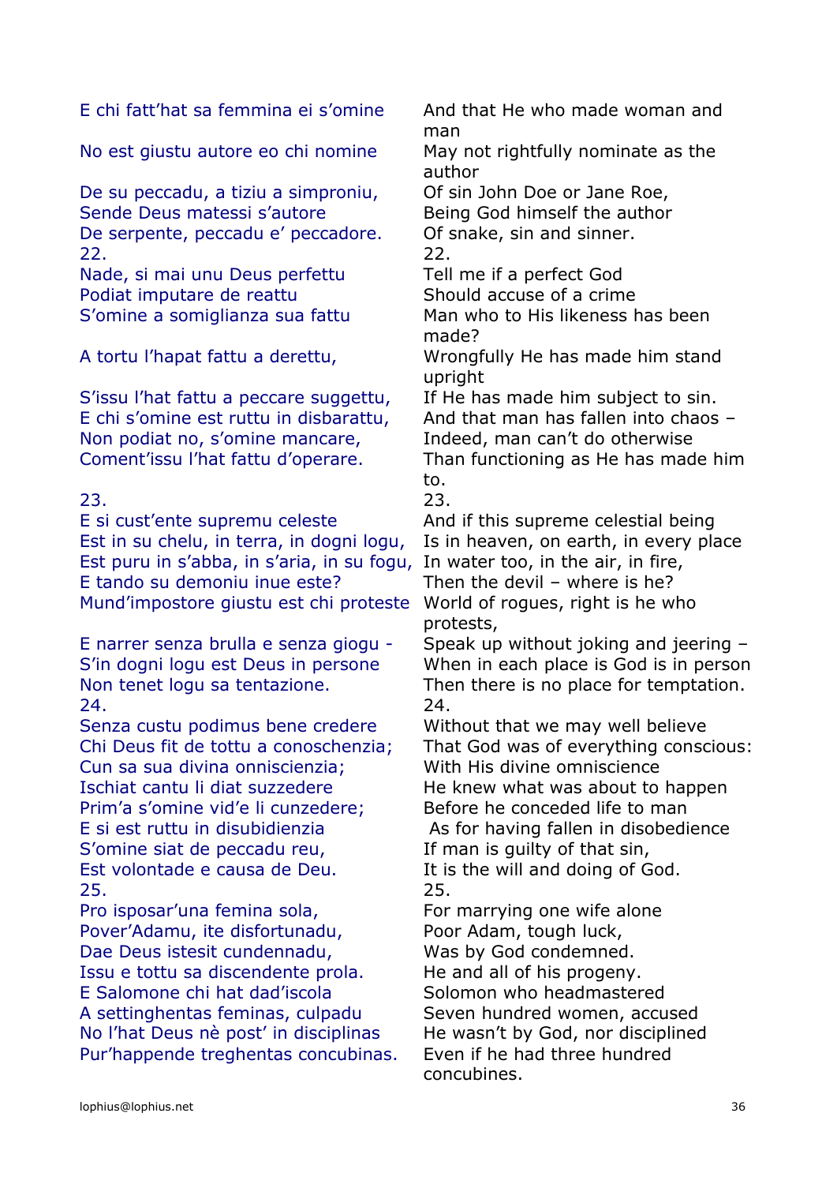| | |
|---|---|
| E chi fatt'hat sa femmina ei s'omine | And that He who made woman and man |
| No est giustu autore eo chi nomine | May not rightfully nominate as the author |
| De su peccadu, a tiziu a simproniu, | Of sin John Doe or Jane Roe, |
| Sende Deus matessi s'autore | Being God himself the author |
| De serpente, peccadu e' peccadore. | Of snake, sin and sinner. |
| 22. | 22. |
| Nade, si mai unu Deus perfettu | Tell me if a perfect God |
| Podiat imputare de reattu | Should accuse of a crime |
| S'omine a somiglianza sua fattu | Man who to His likeness has been made? |
| A tortu l'hapat fattu a derettu, | Wrongfully He has made him stand upright |
| S'issu l'hat fattu a peccare suggettu, | If He has made him subject to sin. |
| E chi s'omine est ruttu in disbarattu, | And that man has fallen into chaos – |
| Non podiat no, s'omine mancare, | Indeed, man can't do otherwise |
| Coment'issu l'hat fattu d'operare. | Than functioning as He has made him to. |
| 23. | 23. |
| E si cust'ente supremu celeste | And if this supreme celestial being |
| Est in su chelu, in terra, in dogni logu, | Is in heaven, on earth, in every place |
| Est puru in s'abba, in s'aria, in su fogu, | In water too, in the air, in fire, |
| E tando su demoniu inue este? | Then the devil – where is he? |
| Mund'impostore giustu est chi proteste | World of rogues, right is he who protests, |
| E narrer senza brulla e senza giogu - | Speak up without joking and jeering – |
| S'in dogni logu est Deus in persone | When in each place is God is in person |
| Non tenet logu sa tentazione. | Then there is no place for temptation. |
| 24. | 24. |
| Senza custu podimus bene credere | Without that we may well believe |
| Chi Deus fit de tottu a conoschenzia; | That God was of everything conscious: |
| Cun sa sua divina onniscienzia; | With His divine omniscience |
| Ischiat cantu li diat suzzedere | He knew what was about to happen |
| Prim'a s'omine vid'e li cunzedere; | Before he conceded life to man |
| E si est ruttu in disubidienzia | As for having fallen in disobedience |
| S'omine siat de peccadu reu, | If man is guilty of that sin, |
| Est volontade e causa de Deu. | It is the will and doing of God. |
| 25. | 25. |
| Pro isposar'una femina sola, | For marrying one wife alone |
| Pover'Adamu, ite disfortunadu, | Poor Adam, tough luck, |
| Dae Deus istesit cundennadu, | Was by God condemned. |
| Issu e tottu sa discendente prola. | He and all of his progeny. |
| E Salomone chi hat dad'iscola | Solomon who headmastered |
| A settinghentas feminas, culpadu | Seven hundred women, accused |
| No l'hat Deus nè post' in disciplinas | He wasn't by God, nor disciplined |
| Pur'happende treghentas concubinas. | Even if he had three hundred concubines. |

lophius@lophius.net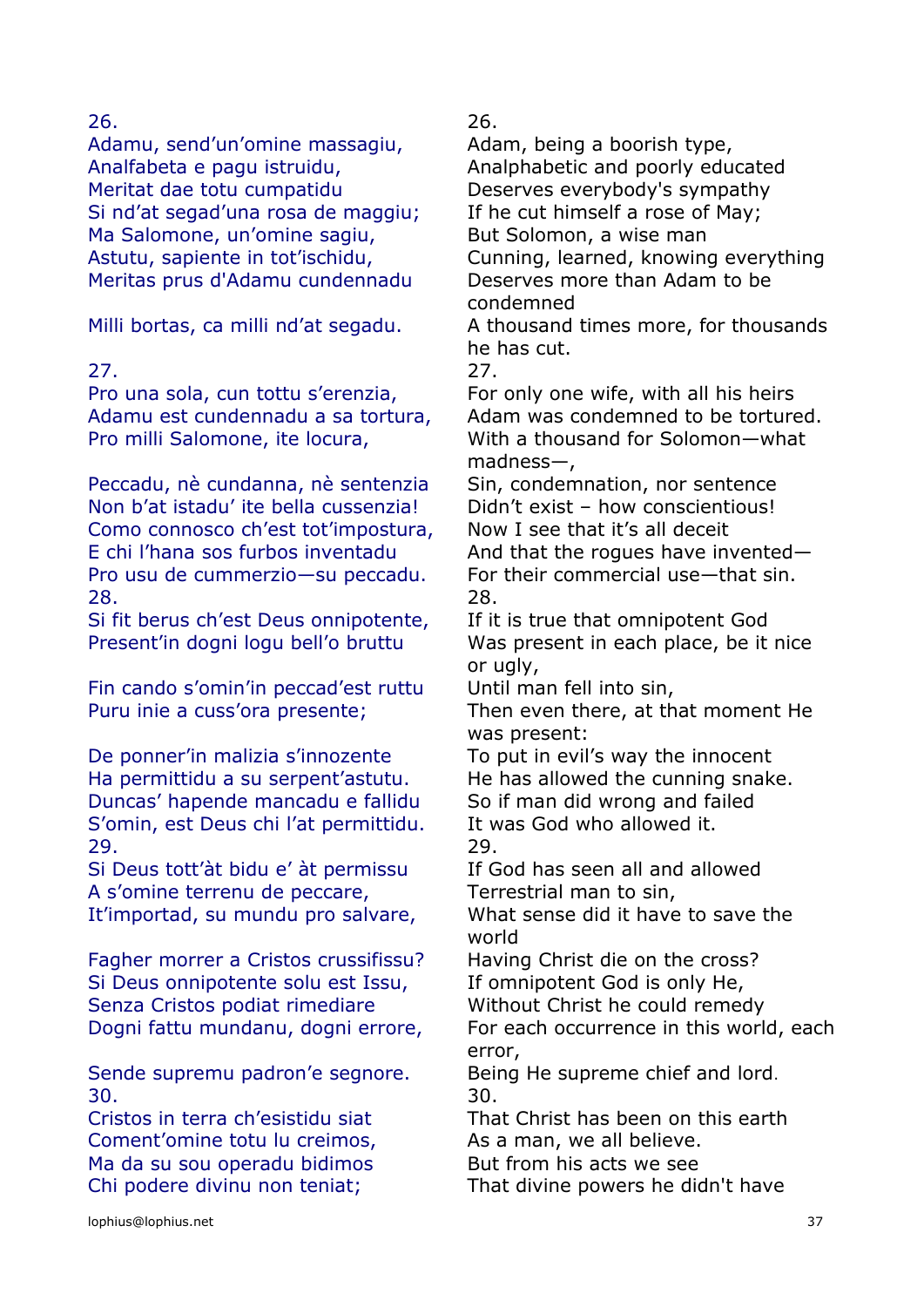| | |
|---|---|
| 26. | 26. |
| Adamu, send'un'omine massagiu, | Adam, being a boorish type, |
| Analfabeta e pagu istruidu, | Analphabetic and poorly educated |
| Meritat dae totu cumpatidu | Deserves everybody's sympathy |
| Si nd'at segad'una rosa de maggiu; | If he cut himself a rose of May; |
| Ma Salomone, un'omine sagiu, | But Solomon, a wise man |
| Astutu, sapiente in tot'ischidu, | Cunning, learned, knowing everything |
| Meritas prus d'Adamu cundennadu | Deserves more than Adam to be condemned |
| Milli bortas, ca milli nd'at segadu. | A thousand times more, for thousands he has cut. |
| 27. | 27. |
| Pro una sola, cun tottu s'erenzia, | For only one wife, with all his heirs |
| Adamu est cundennadu a sa tortura, | Adam was condemned to be tortured. |
| Pro milli Salomone, ite locura, | With a thousand for Solomon—what madness—, |
| Peccadu, nè cundanna, nè sentenzia | Sin, condemnation, nor sentence |
| Non b'at istadu' ite bella cussenzia! | Didn't exist – how conscientious! |
| Como connosco ch'est tot'impostura, | Now I see that it's all deceit |
| E chi l'hana sos furbos inventadu | And that the rogues have invented— |
| Pro usu de cummerzio—su peccadu. | For their commercial use—that sin. |
| 28. | 28. |
| Si fit berus ch'est Deus onnipotente, | If it is true that omnipotent God |
| Present'in dogni logu bell'o bruttu | Was present in each place, be it nice or ugly, |
| Fin cando s'omin'in peccad'est ruttu | Until man fell into sin, |
| Puru inie a cuss'ora presente; | Then even there, at that moment He was present: |
| De ponner'in malizia s'innozente | To put in evil's way the innocent |
| Ha permittidu a su serpent'astutu. | He has allowed the cunning snake. |
| Duncas' hapende mancadu e fallidu | So if man did wrong and failed |
| S'omin, est Deus chi l'at permittidu. | It was God who allowed it. |
| 29. | 29. |
| Si Deus tott'àt bidu e' àt permissu | If God has seen all and allowed |
| A s'omine terrenu de peccare, | Terrestrial man to sin, |
| It'importad, su mundu pro salvare, | What sense did it have to save the world |
| Fagher morrer a Cristos crussifissu? | Having Christ die on the cross? |
| Si Deus onnipotente solu est Issu, | If omnipotent God is only He, |
| Senza Cristos podiat rimediare | Without Christ he could remedy |
| Dogni fattu mundanu, dogni errore, | For each occurrence in this world, each error, |
| Sende supremu padron'e segnore. | Being He supreme chief and lord. |
| 30. | 30. |
| Cristos in terra ch'esistidu siat | That Christ has been on this earth |
| Coment'omine totu lu creimos, | As a man, we all believe. |
| Ma da su sou operadu bidimos | But from his acts we see |
| Chi podere divinu non teniat; | That divine powers he didn't have |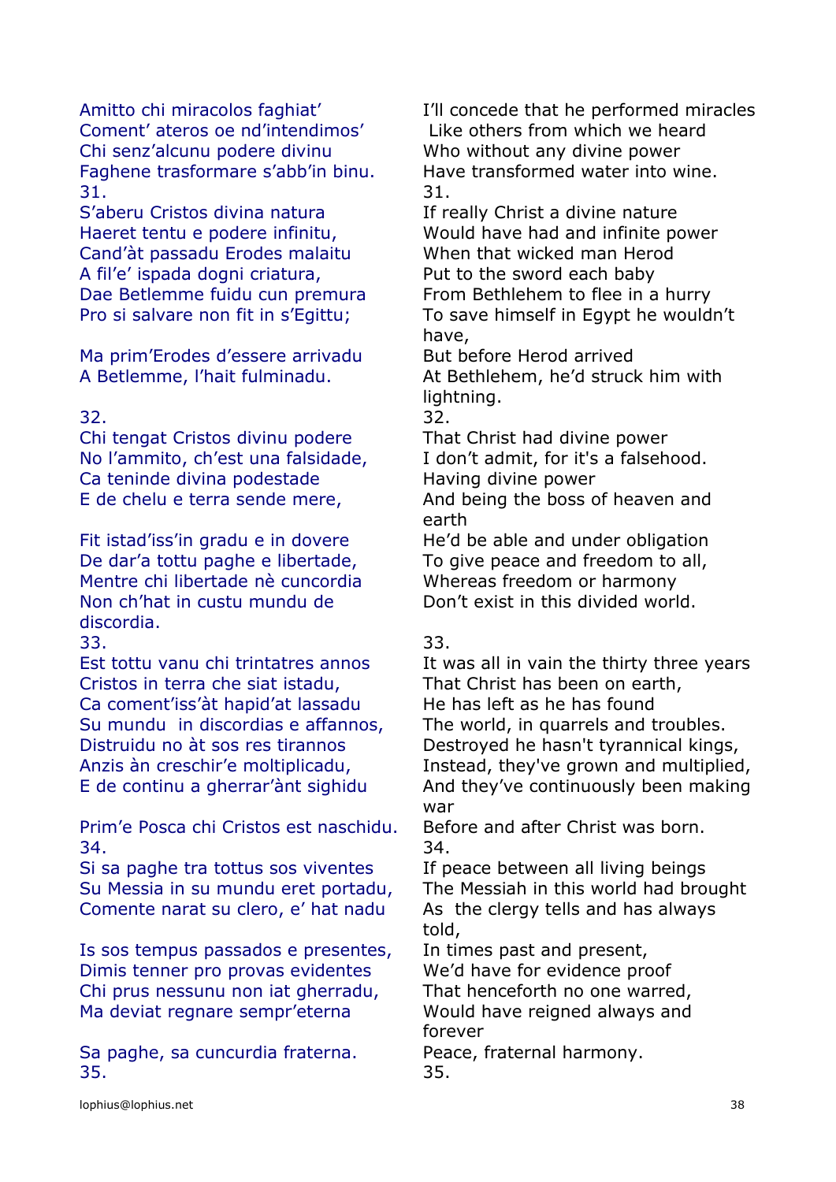| | |
|---|---|
| Amitto chi miracolos faghiat'<br>Coment' ateros oe nd'intendimos'<br>Chi senz'alcunu podere divinu<br>Faghene trasformare s'abb'in binu. | I'll concede that he performed miracles<br>Like others from which we heard<br>Who without any divine power<br>Have transformed water into wine. |
| 31. | 31. |
| S'aberu Cristos divina natura<br>Haeret tentu e podere infinitu,<br>Cand'àt passadu Erodes malaitu<br>A fil'e' ispada dogni criatura,<br>Dae Betlemme fuidu cun premura<br>Pro si salvare non fit in s'Egittu; | If really Christ a divine nature<br>Would have had and infinite power<br>When that wicked man Herod<br>Put to the sword each baby<br>From Bethlehem to flee in a hurry<br>To save himself in Egypt he wouldn't have, |
| Ma prim'Erodes d'essere arrivadu<br>A Betlemme, l'hait fulminadu. | But before Herod arrived<br>At Bethlehem, he'd struck him with lightning. |
| 32. | 32. |
| Chi tengat Cristos divinu podere<br>No l'ammito, ch'est una falsidade,<br>Ca teninde divina podestade<br>E de chelu e terra sende mere, | That Christ had divine power<br>I don't admit, for it's a falsehood.<br>Having divine power<br>And being the boss of heaven and earth |
| Fit istad'iss'in gradu e in dovere<br>De dar'a tottu paghe e libertade,<br>Mentre chi libertade nè cuncordia<br>Non ch'hat in custu mundu de discordia. | He'd be able and under obligation<br>To give peace and freedom to all,<br>Whereas freedom or harmony<br>Don't exist in this divided world. |
| 33. | 33. |
| Est tottu vanu chi trintatres annos<br>Cristos in terra che siat istadu,<br>Ca coment'iss'àt hapid'at lassadu<br>Su mundu in discordias e affannos,<br>Distruidu no àt sos res tirannos<br>Anzis àn creschir'e moltiplicadu,<br>E de continu a gherrar'ànt sighidu | It was all in vain the thirty three years<br>That Christ has been on earth,<br>He has left as he has found<br>The world, in quarrels and troubles.<br>Destroyed he hasn't tyrannical kings,<br>Instead, they've grown and multiplied,<br>And they've continuously been making war |
| Prim'e Posca chi Cristos est naschidu. | Before and after Christ was born. |
| 34. | 34. |
| Si sa paghe tra tottus sos viventes<br>Su Messia in su mundu eret portadu,<br>Comente narat su clero, e' hat nadu | If peace between all living beings<br>The Messiah in this world had brought<br>As the clergy tells and has always told, |
| Is sos tempus passados e presentes,<br>Dimis tenner pro provas evidentes<br>Chi prus nessunu non iat gherradu,<br>Ma deviat regnare sempr'eterna | In times past and present,<br>We'd have for evidence proof<br>That henceforth no one warred,<br>Would have reigned always and forever |
| Sa paghe, sa cuncurdia fraterna. | Peace, fraternal harmony. |
| 35. | 35. |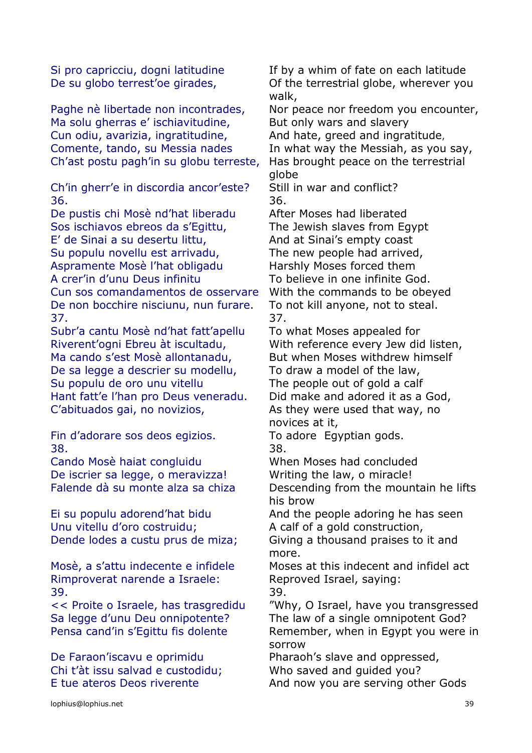| | |
|---|---|
| Si pro capricciu, dogni latitudine | If by a whim of fate on each latitude |
| De su globo terrest'oe girades, | Of the terrestrial globe, wherever you walk, |
| Paghe nè libertade non incontrades, | Nor peace nor freedom you encounter, |
| Ma solu gherras e' ischiavitudine, | But only wars and slavery |
| Cun odiu, avarizia, ingratitudine, | And hate, greed and ingratitude, |
| Comente, tando, su Messia nades | In what way the Messiah, as you say, |
| Ch'ast postu pagh'in su globu terreste, | Has brought peace on the terrestrial globe |
| Ch'in gherr'e in discordia ancor'este? | Still in war and conflict? |
| 36. | 36. |
| De pustis chi Mosè nd'hat liberadu | After Moses had liberated |
| Sos ischiavos ebreos da s'Egittu, | The Jewish slaves from Egypt |
| E' de Sinai a su desertu littu, | And at Sinai's empty coast |
| Su populu novellu est arrivadu, | The new people had arrived, |
| Aspramente Mosè l'hat obligadu | Harshly Moses forced them |
| A crer'in d'unu Deus infinitu | To believe in one infinite God. |
| Cun sos comandamentos de osservare | With the commands to be obeyed |
| De non bocchire nisciunu, nun furare. | To not kill anyone, not to steal. |
| 37. | 37. |
| Subr'a cantu Mosè nd'hat fatt'apellu | To what Moses appealed for |
| Riverent'ogni Ebreu àt iscultadu, | With reference every Jew did listen, |
| Ma cando s'est Mosè allontanadu, | But when Moses withdrew himself |
| De sa legge a descrier su modellu, | To draw a model of the law, |
| Su populu de oro unu vitellu | The people out of gold a calf |
| Hant fatt'e l'han pro Deus veneradu. | Did make and adored it as a God, |
| C'abituados gai, no novizios, | As they were used that way, no novices at it, |
| Fin d'adorare sos deos egizios. | To adore Egyptian gods. |
| 38. | 38. |
| Cando Mosè haiat congluidu | When Moses had concluded |
| De iscrier sa legge, o meravizza! | Writing the law, o miracle! |
| Falende dà su monte alza sa chiza | Descending from the mountain he lifts his brow |
| Ei su populu adorend'hat bidu | And the people adoring he has seen |
| Unu vitellu d'oro costruidu; | A calf of a gold construction, |
| Dende lodes a custu prus de miza; | Giving a thousand praises to it and more. |
| Mosè, a s'attu indecente e infidele | Moses at this indecent and infidel act |
| Rimproverat narende a Israele: | Reproved Israel, saying: |
| 39. | 39. |
| << Proite o Israele, has trasgredidu | "Why, O Israel, have you transgressed |
| Sa legge d'unu Deu onnipotente? | The law of a single omnipotent God? |
| Pensa cand'in s'Egittu fis dolente | Remember, when in Egypt you were in sorrow |
| De Faraon'iscavu e oprimidu | Pharaoh's slave and oppressed, |
| Chi t'àt issu salvad e custodidu; | Who saved and guided you? |
| E tue ateros Deos riverente | And now you are serving other Gods |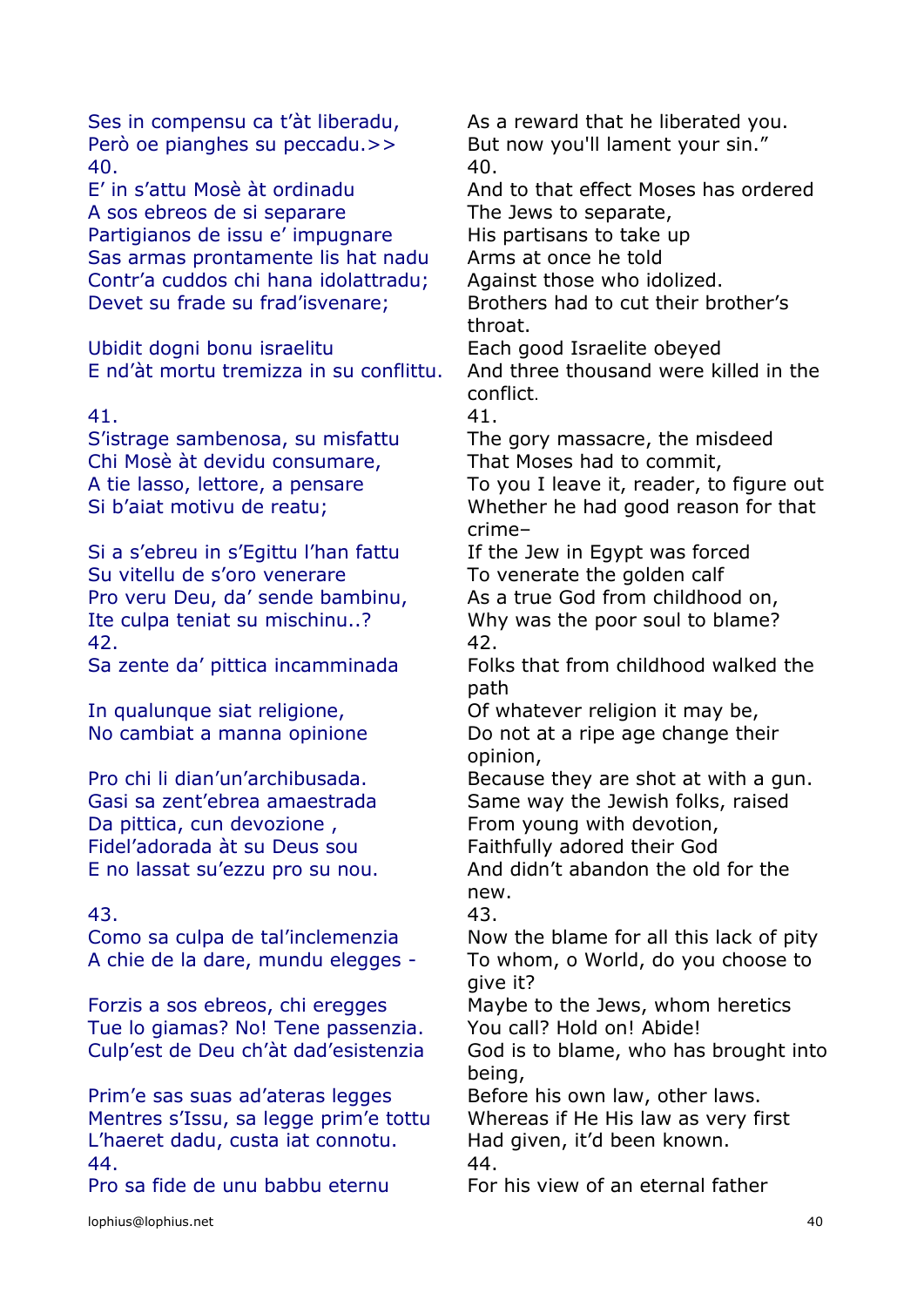| | |
|---|---|
| Ses in compensu ca t'àt liberadu, | As a reward that he liberated you. |
| Però oe pianghes su peccadu.>> | But now you'll lament your sin." |
| 40. | 40. |
| E' in s'attu Mosè àt ordinadu | And to that effect Moses has ordered |
| A sos ebreos de si separare | The Jews to separate, |
| Partigianos de issu e' impugnare | His partisans to take up |
| Sas armas prontamente lis hat nadu | Arms at once he told |
| Contr'a cuddos chi hana idolattradu; | Against those who idolized. |
| Devet su frade su frad'isvenare; | Brothers had to cut their brother's throat. |
| Ubidit dogni bonu israelitu | Each good Israelite obeyed |
| E nd'àt mortu tremizza in su conflittu. | And three thousand were killed in the conflict. |
| 41. | 41. |
| S'istrage sambenosa, su misfattu | The gory massacre, the misdeed |
| Chi Mosè àt devidu consumare, | That Moses had to commit, |
| A tie lasso, lettore, a pensare | To you I leave it, reader, to figure out |
| Si b'aiat motivu de reatu; | Whether he had good reason for that crime– |
| Si a s'ebreu in s'Egittu l'han fattu | If the Jew in Egypt was forced |
| Su vitellu de s'oro venerare | To venerate the golden calf |
| Pro veru Deu, da' sende bambinu, | As a true God from childhood on, |
| Ite culpa teniat su mischinu..? | Why was the poor soul to blame? |
| 42. | 42. |
| Sa zente da' pittica incamminada | Folks that from childhood walked the path |
| In qualunque siat religione, | Of whatever religion it may be, |
| No cambiat a manna opinione | Do not at a ripe age change their opinion, |
| Pro chi li dian'un'archibusada. | Because they are shot at with a gun. |
| Gasi sa zent'ebrea amaestrada | Same way the Jewish folks, raised |
| Da pittica, cun devozione , | From young with devotion, |
| Fidel'adorada àt su Deus sou | Faithfully adored their God |
| E no lassat su'ezzu pro su nou. | And didn't abandon the old for the new. |
| 43. | 43. |
| Como sa culpa de tal'inclemenzia | Now the blame for all this lack of pity |
| A chie de la dare, mundu elegges - | To whom, o World, do you choose to give it? |
| Forzis a sos ebreos, chi eregges | Maybe to the Jews, whom heretics |
| Tue lo giamas? No! Tene passenzia. | You call? Hold on! Abide! |
| Culp'est de Deu ch'àt dad'esistenzia | God is to blame, who has brought into being, |
| Prim'e sas suas ad'ateras legges | Before his own law, other laws. |
| Mentres s'Issu, sa legge prim'e tottu | Whereas if He His law as very first |
| L'haeret dadu, custa iat connotu. | Had given, it'd been known. |
| 44. | 44. |
| Pro sa fide de unu babbu eternu | For his view of an eternal father |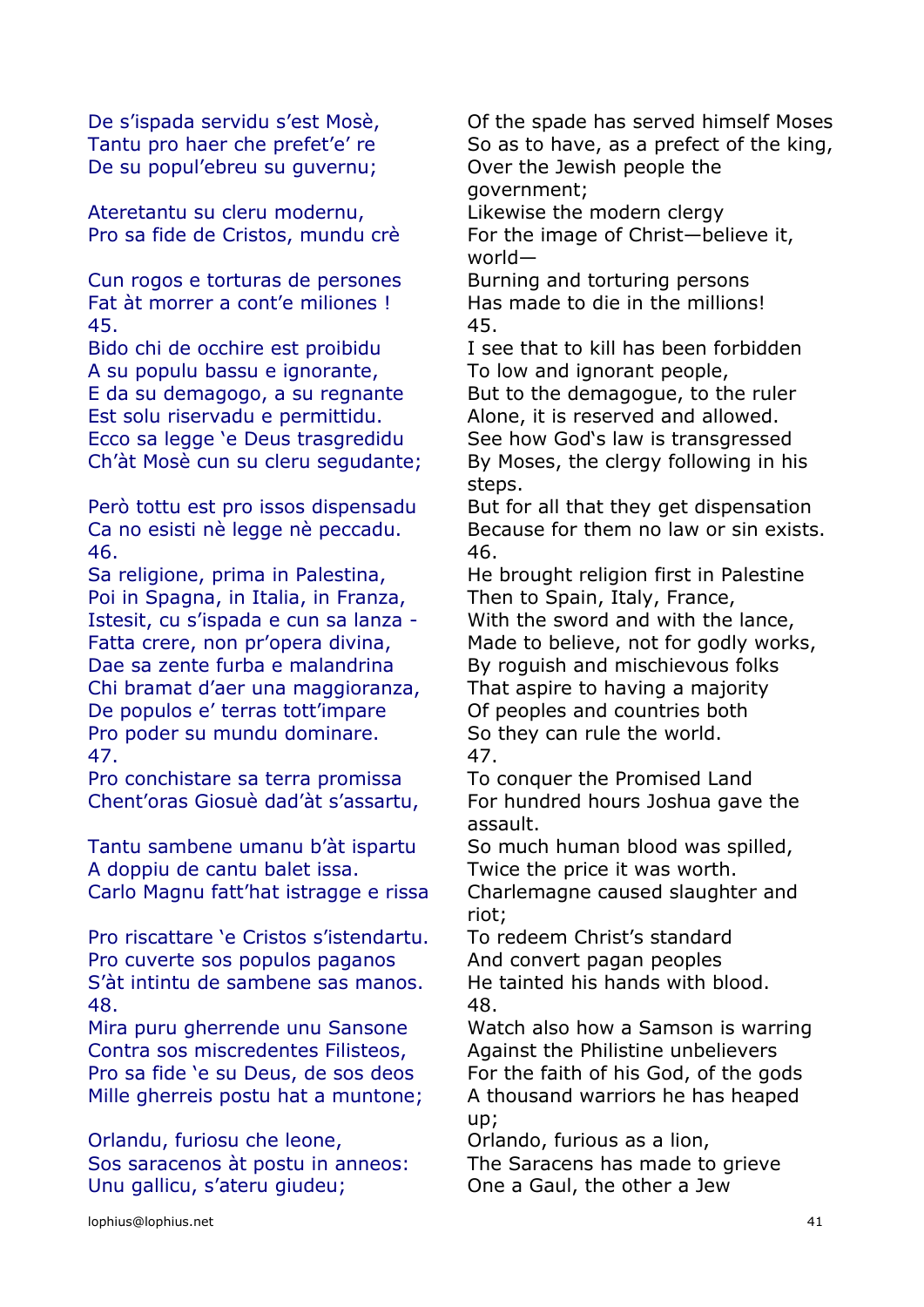| | |
|---|---|
| De s'ispada servidu s'est Mosè, | Of the spade has served himself Moses |
| Tantu pro haer che prefet'e' re | So as to have, as a prefect of the king, |
| De su popul'ebreu su guvernu; | Over the Jewish people the government; |
| Ateretantu su cleru modernu, | Likewise the modern clergy |
| Pro sa fide de Cristos, mundu crè | For the image of Christ—believe it, world— |
| Cun rogos e torturas de persones | Burning and torturing persons |
| Fat àt morrer a cont'e miliones ! | Has made to die in the millions! |
| 45. | 45. |
| Bido chi de occhire est proibidu | I see that to kill has been forbidden |
| A su populu bassu e ignorante, | To low and ignorant people, |
| E da su demagogo, a su regnante | But to the demagogue, to the ruler |
| Est solu riservadu e permittidu. | Alone, it is reserved and allowed. |
| Ecco sa legge 'e Deus trasgredidu | See how God's law is transgressed |
| Ch'àt Mosè cun su cleru segudante; | By Moses, the clergy following in his steps. |
| Però tottu est pro issos dispensadu | But for all that they get dispensation |
| Ca no esisti nè legge nè peccadu. | Because for them no law or sin exists. |
| 46. | 46. |
| Sa religione, prima in Palestina, | He brought religion first in Palestine |
| Poi in Spagna, in Italia, in Franza, | Then to Spain, Italy, France, |
| Istesit, cu s'ispada e cun sa lanza - | With the sword and with the lance, |
| Fatta crere, non pr'opera divina, | Made to believe, not for godly works, |
| Dae sa zente furba e malandrina | By roguish and mischievous folks |
| Chi bramat d'aer una maggioranza, | That aspire to having a majority |
| De populos e' terras tott'impare | Of peoples and countries both |
| Pro poder su mundu dominare. | So they can rule the world. |
| 47. | 47. |
| Pro conchistare sa terra promissa | To conquer the Promised Land |
| Chent'oras Giosuè dad'àt s'assartu, | For hundred hours Joshua gave the assault. |
| Tantu sambene umanu b'àt ispartu | So much human blood was spilled, |
| A doppiu de cantu balet issa. | Twice the price it was worth. |
| Carlo Magnu fatt'hat istragge e rissa | Charlemagne caused slaughter and riot; |
| Pro riscattare 'e Cristos s'istendartu. | To redeem Christ's standard |
| Pro cuverte sos populos paganos | And convert pagan peoples |
| S'àt intintu de sambene sas manos. | He tainted his hands with blood. |
| 48. | 48. |
| Mira puru gherrende unu Sansone | Watch also how a Samson is warring |
| Contra sos miscredentes Filisteos, | Against the Philistine unbelievers |
| Pro sa fide 'e su Deus, de sos deos | For the faith of his God, of the gods |
| Mille gherreis postu hat a muntone; | A thousand warriors he has heaped up; |
| Orlandu, furiosu che leone, | Orlando, furious as a lion, |
| Sos saracenos àt postu in anneos: | The Saracens has made to grieve |
| Unu gallicu, s'ateru giudeu; | One a Gaul, the other a Jew |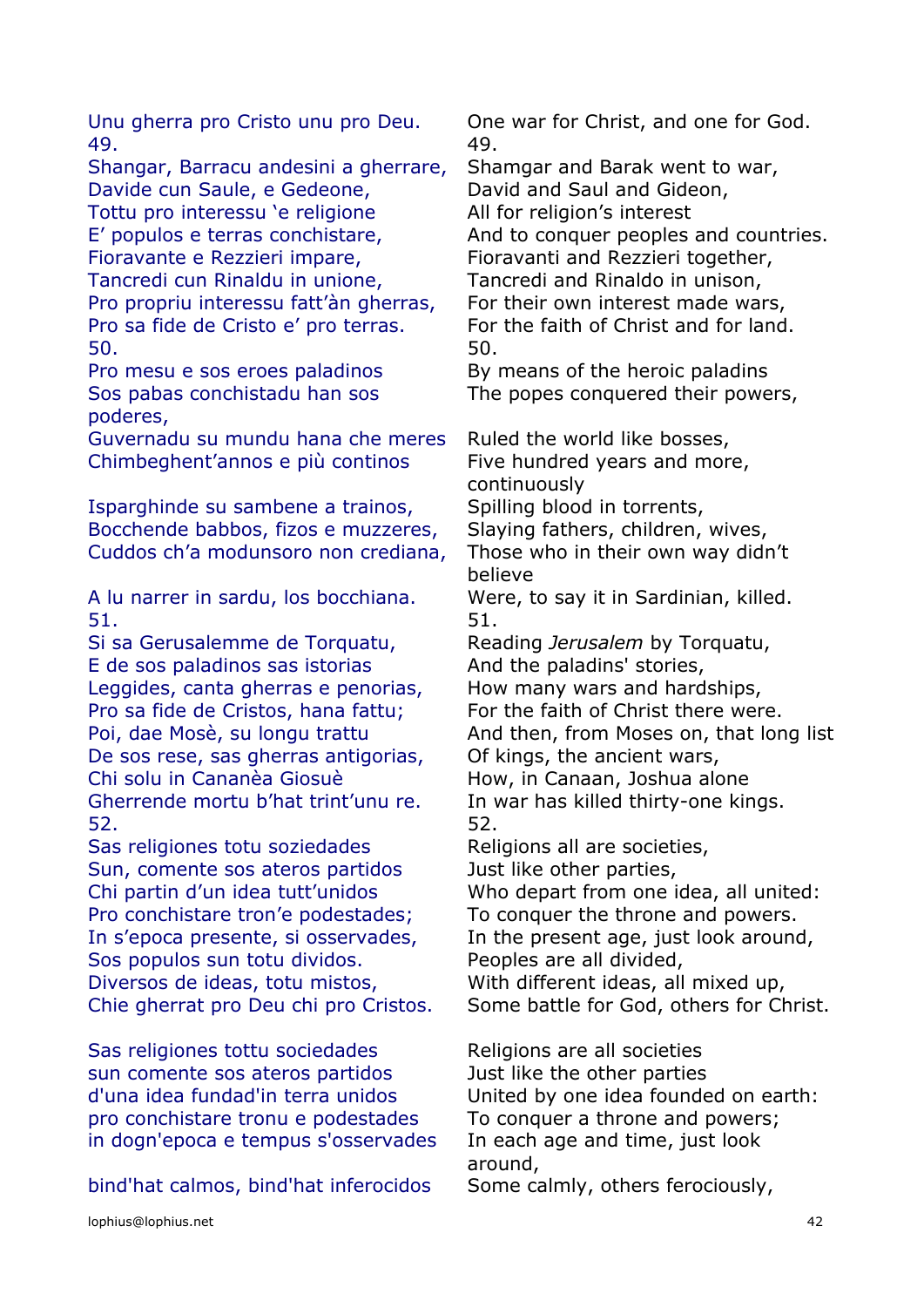| | |
|---|---|
| Unu gherra pro Cristo unu pro Deu. | One war for Christ, and one for God. |
| 49. | 49. |
| Shangar, Barracu andesini a gherrare, | Shamgar and Barak went to war, |
| Davide cun Saule, e Gedeone, | David and Saul and Gideon, |
| Tottu pro interessu ‘e religione | All for religion’s interest |
| E’ populos e terras conchistare, | And to conquer peoples and countries. |
| Fioravante e Rezzieri impare, | Fioravanti and Rezzieri together, |
| Tancredi cun Rinaldu in unione, | Tancredi and Rinaldo in unison, |
| Pro propriu interessu fatt’àn gherras, | For their own interest made wars, |
| Pro sa fide de Cristo e’ pro terras. | For the faith of Christ and for land. |
| 50. | 50. |
| Pro mesu e sos eroes paladinos | By means of the heroic paladins |
| Sos pabas conchistadu han sos poderes, | The popes conquered their powers, |
| Guvernadu su mundu hana che meres | Ruled the world like bosses, |
| Chimbeghent’annos e più continos | Five hundred years and more, continuously |
| Isparghinde su sambene a trainos, | Spilling blood in torrents, |
| Bocchende babbos, fizos e muzzeres, | Slaying fathers, children, wives, |
| Cuddos ch’a modunsoro non crediana, | Those who in their own way didn’t believe |
| A lu narrer in sardu, los bocchiana. | Were, to say it in Sardinian, killed. |
| 51. | 51. |
| Si sa Gerusalemme de Torquatu, | Reading *Jerusalem* by Torquatu, |
| E de sos paladinos sas istorias | And the paladins' stories, |
| Leggides, canta gherras e penorias, | How many wars and hardships, |
| Pro sa fide de Cristos, hana fattu; | For the faith of Christ there were. |
| Poi, dae Mosè, su longu trattu | And then, from Moses on, that long list |
| De sos rese, sas gherras antigorias, | Of kings, the ancient wars, |
| Chi solu in Cananèa Giosuè | How, in Canaan, Joshua alone |
| Gherrende mortu b’hat trint’unu re. | In war has killed thirty-one kings. |
| 52. | 52. |
| Sas religiones totu soziedades | Religions all are societies, |
| Sun, comente sos ateros partidos | Just like other parties, |
| Chi partin d’un idea tutt’unidos | Who depart from one idea, all united: |
| Pro conchistare tron’e podestades; | To conquer the throne and powers. |
| In s’epoca presente, si osservades, | In the present age, just look around, |
| Sos populos sun totu dividos. | Peoples are all divided, |
| Diversos de ideas, totu mistos, | With different ideas, all mixed up, |
| Chie gherrat pro Deu chi pro Cristos. | Some battle for God, others for Christ. |
| | |
| Sas religiones tottu sociedades | Religions are all societies |
| sun comente sos ateros partidos | Just like the other parties |
| d'una idea fundad'in terra unidos | United by one idea founded on earth: |
| pro conchistare tronu e podestades | To conquer a throne and powers; |
| in dogn'epoca e tempus s'osservades | In each age and time, just look around, |
| bind'hat calmos, bind'hat inferocidos | Some calmly, others ferociously, |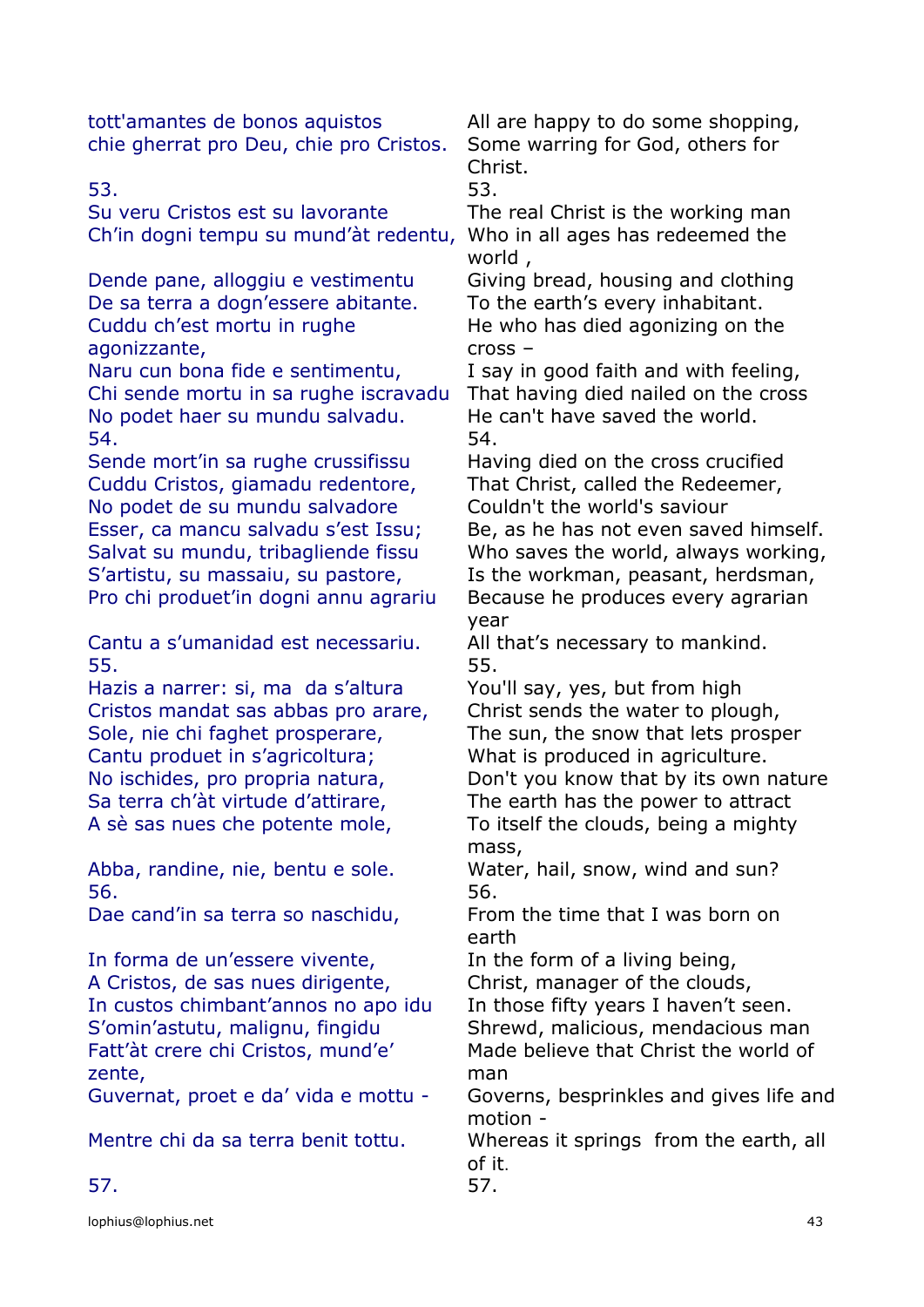| | |
|---|---|
| tott'amantes de bonos aquistos | All are happy to do some shopping, |
| chie gherrat pro Deu, chie pro Cristos. | Some warring for God, others for Christ. |
| 53. | 53. |
| Su veru Cristos est su lavorante | The real Christ is the working man |
| Ch'in dogni tempu su mund'àt redentu, | Who in all ages has redeemed the world , |
| Dende pane, alloggiu e vestimentu | Giving bread, housing and clothing |
| De sa terra a dogn'essere abitante. | To the earth's every inhabitant. |
| Cuddu ch'est mortu in rughe agonizzante, | He who has died agonizing on the cross – |
| Naru cun bona fide e sentimentu, | I say in good faith and with feeling, |
| Chi sende mortu in sa rughe iscravadu | That having died nailed on the cross |
| No podet haer su mundu salvadu. | He can't have saved the world. |
| 54. | 54. |
| Sende mort'in sa rughe crussifissu | Having died on the cross crucified |
| Cuddu Cristos, giamadu redentore, | That Christ, called the Redeemer, |
| No podet de su mundu salvadore | Couldn't the world's saviour |
| Esser, ca mancu salvadu s'est Issu; | Be, as he has not even saved himself. |
| Salvat su mundu, tribagliende fissu | Who saves the world, always working, |
| S'artistu, su massaiu, su pastore, | Is the workman, peasant, herdsman, |
| Pro chi produet'in dogni annu agrariu | Because he produces every agrarian year |
| Cantu a s'umanidad est necessariu. | All that's necessary to mankind. |
| 55. | 55. |
| Hazis a narrer: si, ma  da s'altura | You'll say, yes, but from high |
| Cristos mandat sas abbas pro arare, | Christ sends the water to plough, |
| Sole, nie chi faghet prosperare, | The sun, the snow that lets prosper |
| Cantu produet in s'agricoltura; | What is produced in agriculture. |
| No ischides, pro propria natura, | Don't you know that by its own nature |
| Sa terra ch'àt virtude d'attirare, | The earth has the power to attract |
| A sè sas nues che potente mole, | To itself the clouds, being a mighty mass, |
| Abba, randine, nie, bentu e sole. | Water, hail, snow, wind and sun? |
| 56. | 56. |
| Dae cand'in sa terra so naschidu, | From the time that I was born on earth |
| In forma de un'essere vivente, | In the form of a living being, |
| A Cristos, de sas nues dirigente, | Christ, manager of the clouds, |
| In custos chimbant'annos no apo idu | In those fifty years I haven't seen. |
| S'omin'astutu, malignu, fingidu | Shrewd, malicious, mendacious man |
| Fatt'àt crere chi Cristos, mund'e' zente, | Made believe that Christ the world of man |
| Guvernat, proet e da' vida e mottu - | Governs, besprinkles and gives life and motion - |
| Mentre chi da sa terra benit tottu. | Whereas it springs  from the earth, all of it. |
| 57. | 57. |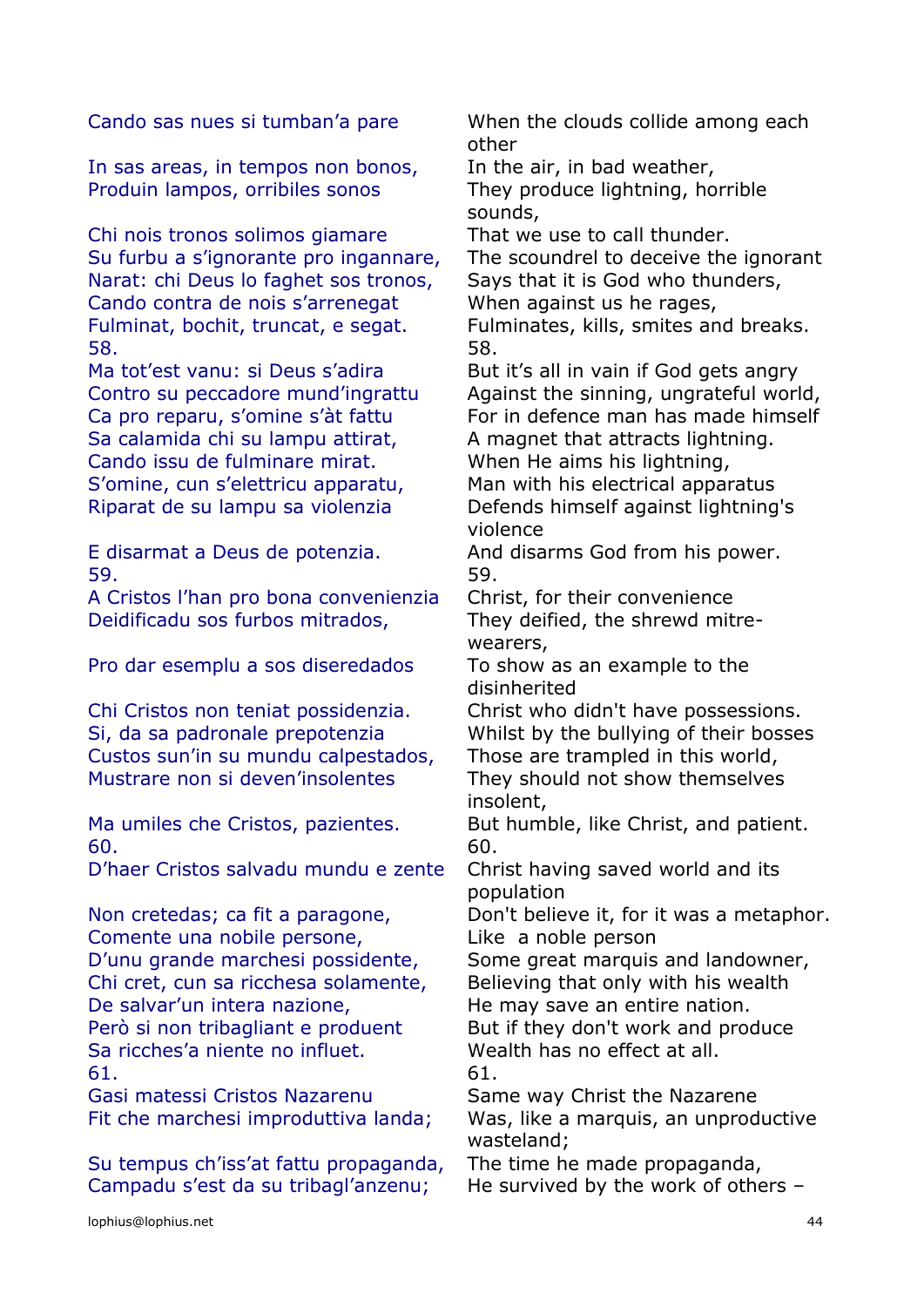| | |
|---|---|
| Cando sas nues si tumban'a pare | When the clouds collide among each other |
| In sas areas, in tempos non bonos, | In the air, in bad weather, |
| Produin lampos, orribiles sonos | They produce lightning, horrible sounds, |
| Chi nois tronos solimos giamare | That we use to call thunder. |
| Su furbu a s'ignorante pro ingannare, | The scoundrel to deceive the ignorant |
| Narat: chi Deus lo faghet sos tronos, | Says that it is God who thunders, |
| Cando contra de nois s'arrenegat | When against us he rages, |
| Fulminat, bochit, truncat, e segat. | Fulminates, kills, smites and breaks. |
| 58. | 58. |
| Ma tot'est vanu: si Deus s'adira | But it's all in vain if God gets angry |
| Contro su peccadore mund'ingrattu | Against the sinning, ungrateful world, |
| Ca pro reparu, s'omine s'àt fattu | For in defence man has made himself |
| Sa calamida chi su lampu attirat, | A magnet that attracts lightning. |
| Cando issu de fulminare mirat. | When He aims his lightning, |
| S'omine, cun s'elettricu apparatu, | Man with his electrical apparatus |
| Riparat de su lampu sa violenzia | Defends himself against lightning's violence |
| E disarmat a Deus de potenzia. | And disarms God from his power. |
| 59. | 59. |
| A Cristos l'han pro bona convenienzia | Christ, for their convenience |
| Deidificadu sos furbos mitrados, | They deified, the shrewd mitre-wearers, |
| Pro dar esemplu a sos diseredados | To show as an example to the disinherited |
| Chi Cristos non teniat possidenzia. | Christ who didn't have possessions. |
| Si, da sa padronale prepotenzia | Whilst by the bullying of their bosses |
| Custos sun'in su mundu calpestados, | Those are trampled in this world, |
| Mustrare non si deven'insolentes | They should not show themselves insolent, |
| Ma umiles che Cristos, pazientes. | But humble, like Christ, and patient. |
| 60. | 60. |
| D'haer Cristos salvadu mundu e zente | Christ having saved world and its population |
| Non cretedas; ca fit a paragone, | Don't believe it, for it was a metaphor. |
| Comente una nobile persone, | Like a noble person |
| D'unu grande marchesi possidente, | Some great marquis and landowner, |
| Chi cret, cun sa ricchesa solamente, | Believing that only with his wealth |
| De salvar'un intera nazione, | He may save an entire nation. |
| Però si non tribagliant e produent | But if they don't work and produce |
| Sa ricches'a niente no influet. | Wealth has no effect at all. |
| 61. | 61. |
| Gasi matessi Cristos Nazarenu | Same way Christ the Nazarene |
| Fit che marchesi improduttiva landa; | Was, like a marquis, an unproductive wasteland; |
| Su tempus ch'iss'at fattu propaganda, | The time he made propaganda, |
| Campadu s'est da su tribagl'anzenu; | He survived by the work of others – |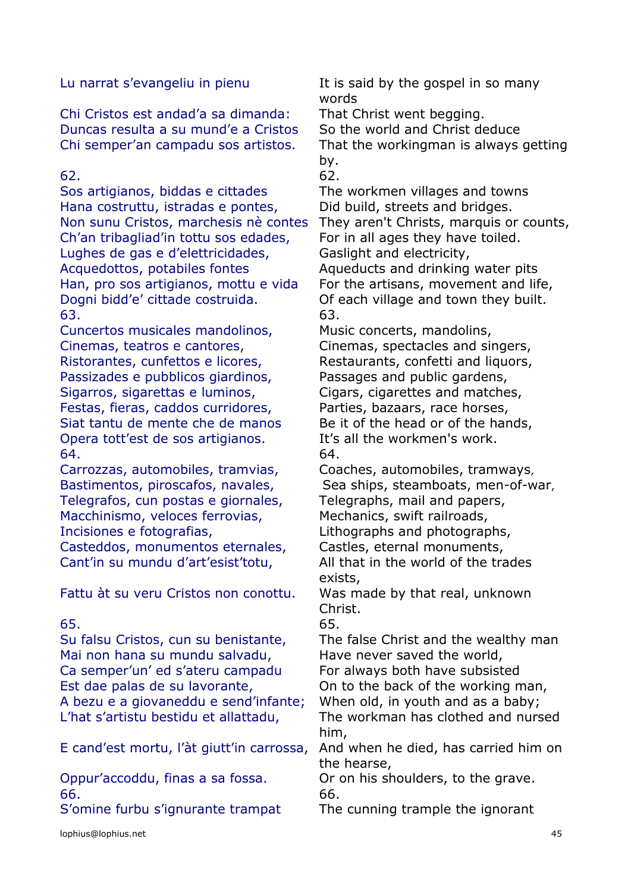| | |
|---|---|
| Lu narrat s'evangeliu in pienu | It is said by the gospel in so many words |
| Chi Cristos est andad'a sa dimanda: | That Christ went begging. |
| Duncas resulta a su mund'e a Cristos | So the world and Christ deduce |
| Chi semper'an campadu sos artistos. | That the workingman is always getting by. |
| 62. | 62. |
| Sos artigianos, biddas e cittades | The workmen villages and towns |
| Hana costruttu, istradas e pontes, | Did build, streets and bridges. |
| Non sunu Cristos, marchesis nè contes | They aren't Christs, marquis or counts, |
| Ch'an tribagliad'in tottu sos edades, | For in all ages they have toiled. |
| Lughes de gas e d'elettricidades, | Gaslight and electricity, |
| Acquedottos, potabiles fontes | Aqueducts and drinking water pits |
| Han, pro sos artigianos, mottu e vida | For the artisans, movement and life, |
| Dogni bidd'e' cittade costruida. | Of each village and town they built. |
| 63. | 63. |
| Cuncertos musicales mandolinos, | Music concerts, mandolins, |
| Cinemas, teatros e cantores, | Cinemas, spectacles and singers, |
| Ristorantes, cunfettos e licores, | Restaurants, confetti and liquors, |
| Passizades e pubblicos giardinos, | Passages and public gardens, |
| Sigarros, sigarettas e luminos, | Cigars, cigarettes and matches, |
| Festas, fieras, caddos curridores, | Parties, bazaars, race horses, |
| Siat tantu de mente che de manos | Be it of the head or of the hands, |
| Opera tott'est de sos artigianos. | It's all the workmen's work. |
| 64. | 64. |
| Carrozzas, automobiles, tramvias, | Coaches, automobiles, tramways, |
| Bastimentos, piroscafos, navales, | Sea ships, steamboats, men-of-war, |
| Telegrafos, cun postas e giornales, | Telegraphs, mail and papers, |
| Macchinismo, veloces ferrovias, | Mechanics, swift railroads, |
| Incisiones e fotografias, | Lithographs and photographs, |
| Casteddos, monumentos eternales, | Castles, eternal monuments, |
| Cant'in su mundu d'art'esist'totu, | All that in the world of the trades exists, |
| Fattu àt su veru Cristos non conottu. | Was made by that real, unknown Christ. |
| 65. | 65. |
| Su falsu Cristos, cun su benistante, | The false Christ and the wealthy man |
| Mai non hana su mundu salvadu, | Have never saved the world, |
| Ca semper'un' ed s'ateru campadu | For always both have subsisted |
| Est dae palas de su lavorante, | On to the back of the working man, |
| A bezu e a giovaneddu e send'infante; | When old, in youth and as a baby; |
| L'hat s'artistu bestidu et allattadu, | The workman has clothed and nursed him, |
| E cand'est mortu, l'àt giutt'in carrossa, | And when he died, has carried him on the hearse, |
| Oppur'accoddu, finas a sa fossa. | Or on his shoulders, to the grave. |
| 66. | 66. |
| S'omine furbu s'ignurante trampat | The cunning trample the ignorant |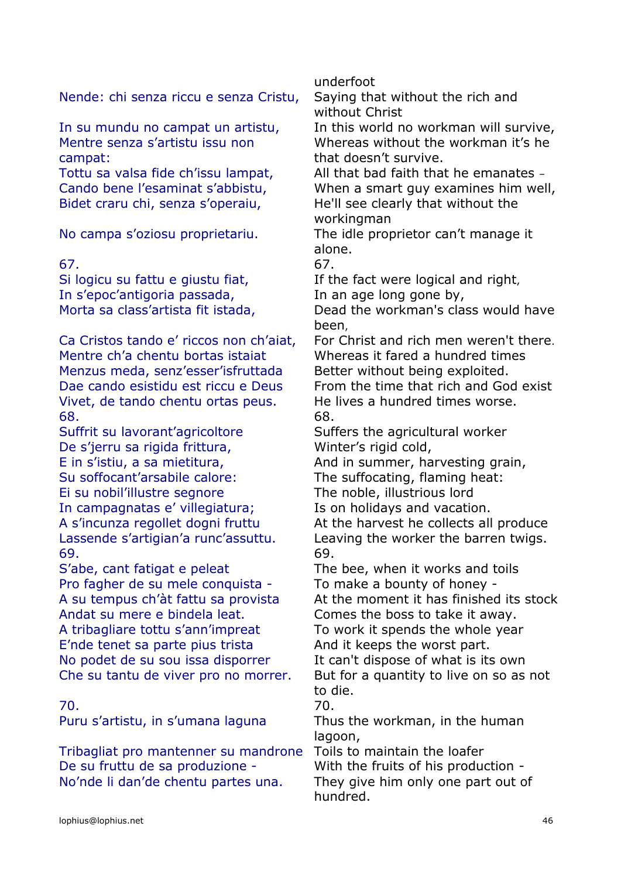| | |
|---|---|
| | underfoot |
| Nende: chi senza riccu e senza Cristu, | Saying that without the rich and without Christ |
| In su mundu no campat un artistu, | In this world no workman will survive, |
| Mentre senza s’artistu issu non campat: | Whereas without the workman it’s he that doesn’t survive. |
| Tottu sa valsa fide ch’issu lampat, | All that bad faith that he emanates – |
| Cando bene l’esaminat s’abbistu, | When a smart guy examines him well, |
| Bidet craru chi, senza s’operaiu, | He'll see clearly that without the workingman |
| No campa s’oziosu proprietariu. | The idle proprietor can’t manage it alone. |
| 67. | 67. |
| Si logicu su fattu e giustu fiat, | If the fact were logical and right, |
| In s’epoc’antigoria passada, | In an age long gone by, |
| Morta sa class’artista fit istada, | Dead the workman's class would have been, |
| Ca Cristos tando e’ riccos non ch’aiat, | For Christ and rich men weren't there. |
| Mentre ch’a chentu bortas istaiat | Whereas it fared a hundred times |
| Menzus meda, senz’esser’isfruttada | Better without being exploited. |
| Dae cando esistidu est riccu e Deus | From the time that rich and God exist |
| Vivet, de tando chentu ortas peus. | He lives a hundred times worse. |
| 68. | 68. |
| Suffrit su lavorant’agricoltore | Suffers the agricultural worker |
| De s’jerru sa rigida frittura, | Winter’s rigid cold, |
| E in s’istiu, a sa mietitura, | And in summer, harvesting grain, |
| Su soffocant’arsabile calore: | The suffocating, flaming heat: |
| Ei su nobil’illustre segnore | The noble, illustrious lord |
| In campagnatas e’ villegiatura; | Is on holidays and vacation. |
| A s’incunza regollet dogni fruttu | At the harvest he collects all produce |
| Lassende s’artigian’a runc’assuttu. | Leaving the worker the barren twigs. |
| 69. | 69. |
| S’abe, cant fatigat e peleat | The bee, when it works and toils |
| Pro fagher de su mele conquista - | To make a bounty of honey - |
| A su tempus ch’àt fattu sa provista | At the moment it has finished its stock |
| Andat su mere e bindela leat. | Comes the boss to take it away. |
| A tribagliare tottu s’ann’impreat | To work it spends the whole year |
| E’nde tenet sa parte pius trista | And it keeps the worst part. |
| No podet de su sou issa disporrer | It can't dispose of what is its own |
| Che su tantu de viver pro no morrer. | But for a quantity to live on so as not to die. |
| 70. | 70. |
| Puru s’artistu, in s’umana laguna | Thus the workman, in the human lagoon, |
| Tribagliat pro mantenner su mandrone | Toils to maintain the loafer |
| De su fruttu de sa produzione - | With the fruits of his production - |
| No’nde li dan’de chentu partes una. | They give him only one part out of hundred. |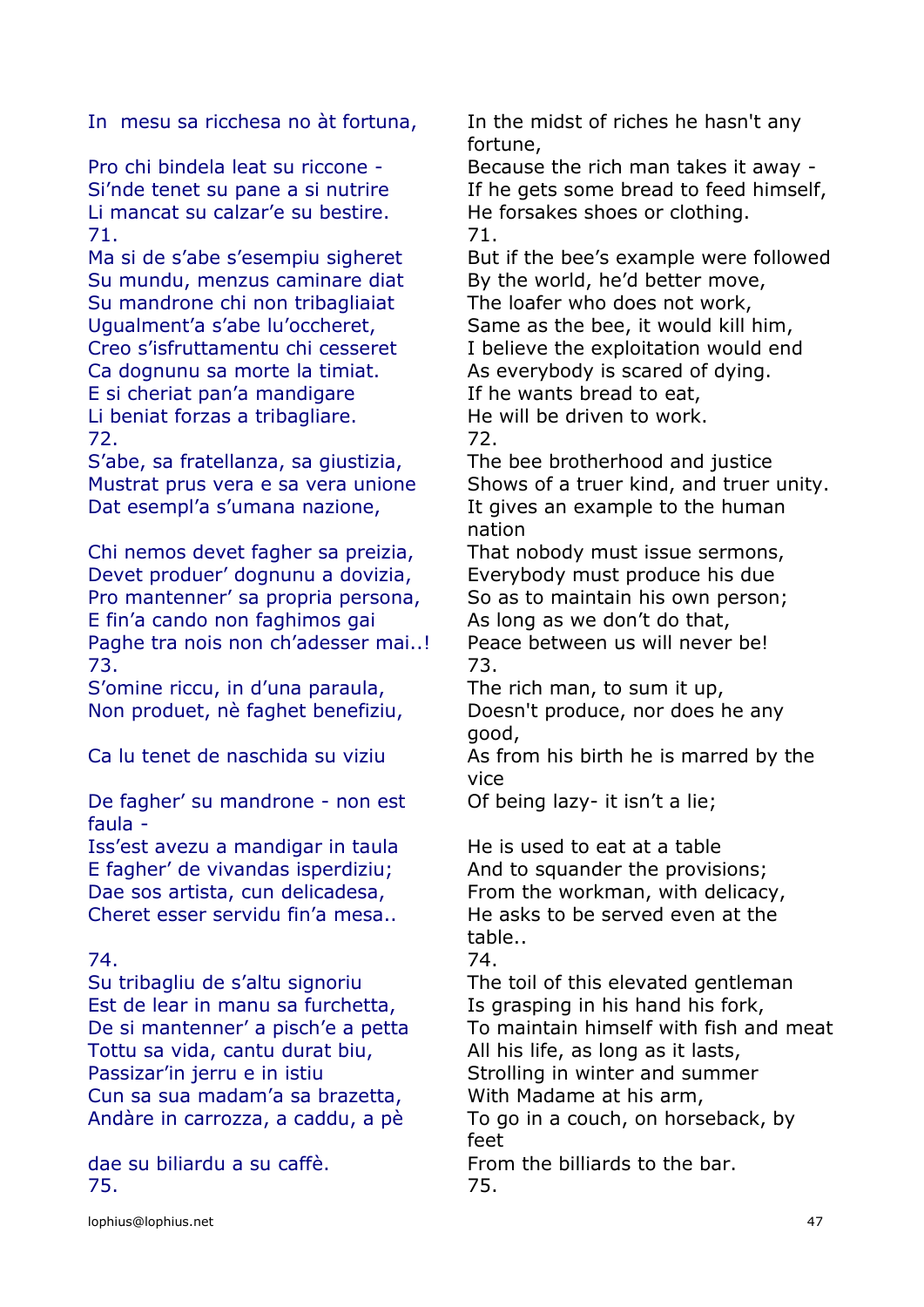| | |
|---|---|
| In mesu sa ricchesa no àt fortuna, | In the midst of riches he hasn't any fortune, |
| Pro chi bindela leat su riccone - | Because the rich man takes it away - |
| Si'nde tenet su pane a si nutrire | If he gets some bread to feed himself, |
| Li mancat su calzar'e su bestire. | He forsakes shoes or clothing. |
| 71. | 71. |
| Ma si de s'abe s'esempiu sigheret | But if the bee's example were followed |
| Su mundu, menzus caminare diat | By the world, he'd better move, |
| Su mandrone chi non tribagliaiat | The loafer who does not work, |
| Ugualment'a s'abe lu'occheret, | Same as the bee, it would kill him, |
| Creo s'isfruttamentu chi cesseret | I believe the exploitation would end |
| Ca dognunu sa morte la timiat. | As everybody is scared of dying. |
| E si cheriat pan'a mandigare | If he wants bread to eat, |
| Li beniat forzas a tribagliare. | He will be driven to work. |
| 72. | 72. |
| S'abe, sa fratellanza, sa giustizia, | The bee brotherhood and justice |
| Mustrat prus vera e sa vera unione | Shows of a truer kind, and truer unity. |
| Dat esempl'a s'umana nazione, | It gives an example to the human nation |
| Chi nemos devet fagher sa preizia, | That nobody must issue sermons, |
| Devet produer' dognunu a dovizia, | Everybody must produce his due |
| Pro mantenner' sa propria persona, | So as to maintain his own person; |
| E fin'a cando non faghimos gai | As long as we don't do that, |
| Paghe tra nois non ch'adesser mai..! | Peace between us will never be! |
| 73. | 73. |
| S'omine riccu, in d'una paraula, | The rich man, to sum it up, |
| Non produet, nè faghet benefiziu, | Doesn't produce, nor does he any good, |
| Ca lu tenet de naschida su viziu | As from his birth he is marred by the vice |
| De fagher' su mandrone - non est faula - | Of being lazy- it isn't a lie; |
| Iss'est avezu a mandigar in taula | He is used to eat at a table |
| E fagher' de vivandas isperdiziu; | And to squander the provisions; |
| Dae sos artista, cun delicadesa, | From the workman, with delicacy, |
| Cheret esser servidu fin'a mesa.. | He asks to be served even at the table.. |
| 74. | 74. |
| Su tribagliu de s'altu signoriu | The toil of this elevated gentleman |
| Est de lear in manu sa furchetta, | Is grasping in his hand his fork, |
| De si mantenner' a pisch'e a petta | To maintain himself with fish and meat |
| Tottu sa vida, cantu durat biu, | All his life, as long as it lasts, |
| Passizar'in jerru e in istiu | Strolling in winter and summer |
| Cun sa sua madam'a sa brazetta, | With Madame at his arm, |
| Andàre in carrozza, a caddu, a pè | To go in a couch, on horseback, by feet |
| dae su biliardu a su caffè. | From the billiards to the bar. |
| 75. | 75. |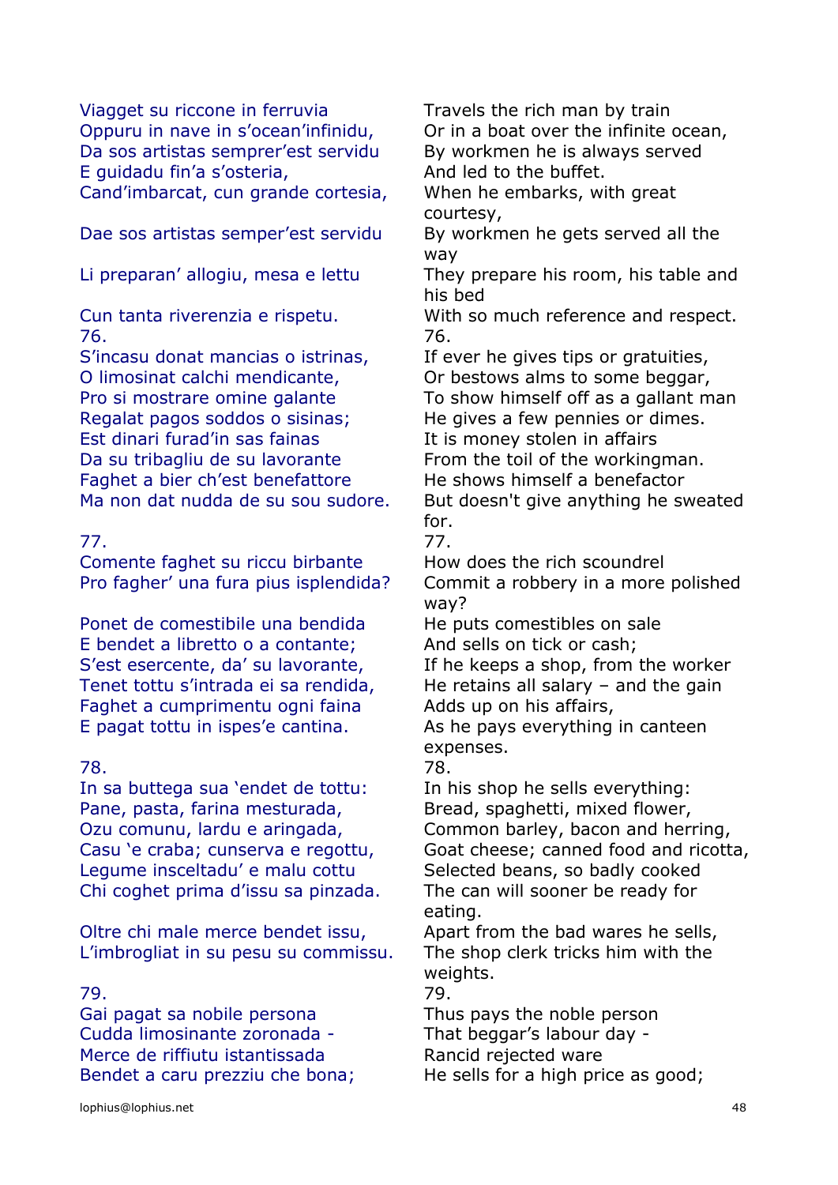| | |
|---|---|
| Viagget su riccone in ferruvia | Travels the rich man by train |
| Oppuru in nave in s'ocean'infinidu, | Or in a boat over the infinite ocean, |
| Da sos artistas semprer'est servidu | By workmen he is always served |
| E guidadu fin'a s'osteria, | And led to the buffet. |
| Cand'imbarcat, cun grande cortesia, | When he embarks, with great courtesy, |
| Dae sos artistas semper'est servidu | By workmen he gets served all the way |
| Li preparan' allogiu, mesa e lettu | They prepare his room, his table and his bed |
| Cun tanta riverenzia e rispetu. | With so much reference and respect. |
| 76. | 76. |
| S'incasu donat mancias o istrinas, | If ever he gives tips or gratuities, |
| O limosinat calchi mendicante, | Or bestows alms to some beggar, |
| Pro si mostrare omine galante | To show himself off as a gallant man |
| Regalat pagos soddos o sisinas; | He gives a few pennies or dimes. |
| Est dinari furad'in sas fainas | It is money stolen in affairs |
| Da su tribagliu de su lavorante | From the toil of the workingman. |
| Faghet a bier ch'est benefattore | He shows himself a benefactor |
| Ma non dat nudda de su sou sudore. | But doesn't give anything he sweated for. |
| 77. | 77. |
| Comente faghet su riccu birbante | How does the rich scoundrel |
| Pro fagher' una fura pius isplendida? | Commit a robbery in a more polished way? |
| Ponet de comestibile una bendida | He puts comestibles on sale |
| E bendet a libretto o a contante; | And sells on tick or cash; |
| S'est esercente, da' su lavorante, | If he keeps a shop, from the worker |
| Tenet tottu s'intrada ei sa rendida, | He retains all salary – and the gain |
| Faghet a cumprimentu ogni faina | Adds up on his affairs, |
| E pagat tottu in ispes'e cantina. | As he pays everything in canteen expenses. |
| 78. | 78. |
| In sa buttega sua 'endet de tottu: | In his shop he sells everything: |
| Pane, pasta, farina mesturada, | Bread, spaghetti, mixed flower, |
| Ozu comunu, lardu e aringada, | Common barley, bacon and herring, |
| Casu 'e craba; cunserva e regottu, | Goat cheese; canned food and ricotta, |
| Legume insceltadu' e malu cottu | Selected beans, so badly cooked |
| Chi coghet prima d'issu sa pinzada. | The can will sooner be ready for eating. |
| Oltre chi male merce bendet issu, | Apart from the bad wares he sells, |
| L'imbrogliat in su pesu su commissu. | The shop clerk tricks him with the weights. |
| 79. | 79. |
| Gai pagat sa nobile persona | Thus pays the noble person |
| Cudda limosinante zoronada - | That beggar's labour day - |
| Merce de riffiutu istantissada | Rancid rejected ware |
| Bendet a caru prezziu che bona; | He sells for a high price as good; |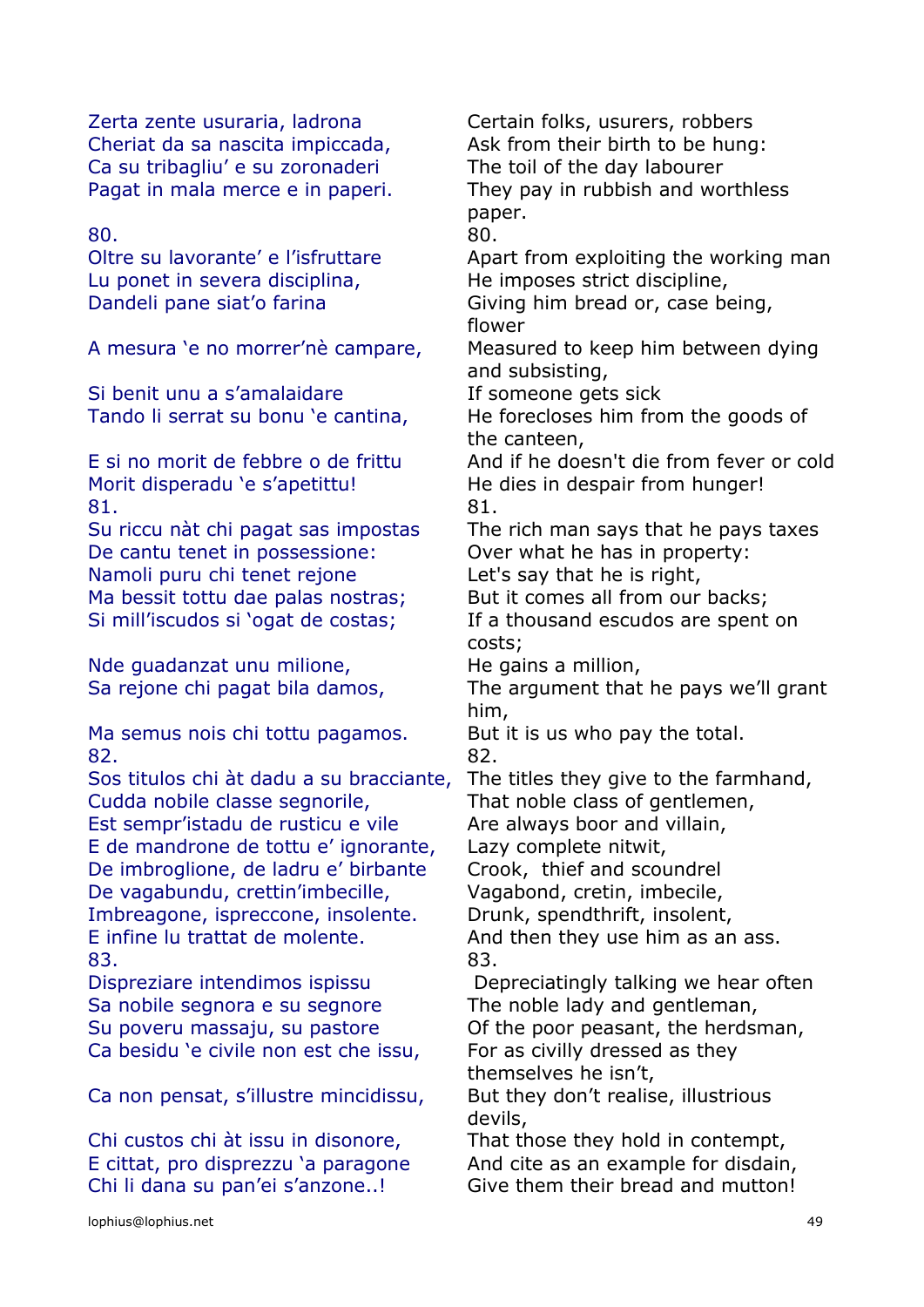| | |
|---|---|
| Zerta zente usuraria, ladrona | Certain folks, usurers, robbers |
| Cheriat da sa nascita impiccada, | Ask from their birth to be hung: |
| Ca su tribagliu' e su zoronaderi | The toil of the day labourer |
| Pagat in mala merce e in paperi. | They pay in rubbish and worthless paper. |
| 80. | 80. |
| Oltre su lavorante' e l'isfruttare | Apart from exploiting the working man |
| Lu ponet in severa disciplina, | He imposes strict discipline, |
| Dandeli pane siat'o farina | Giving him bread or, case being, flower |
| A mesura 'e no morrer'nè campare, | Measured to keep him between dying and subsisting, |
| Si benit unu a s'amalaidare | If someone gets sick |
| Tando li serrat su bonu 'e cantina, | He forecloses him from the goods of the canteen, |
| E si no morit de febbre o de frittu | And if he doesn't die from fever or cold |
| Morit disperadu 'e s'apetittu! | He dies in despair from hunger! |
| 81. | 81. |
| Su riccu nàt chi pagat sas impostas | The rich man says that he pays taxes |
| De cantu tenet in possessione: | Over what he has in property: |
| Namoli puru chi tenet rejone | Let's say that he is right, |
| Ma bessit tottu dae palas nostras; | But it comes all from our backs; |
| Si mill'iscudos si 'ogat de costas; | If a thousand escudos are spent on costs; |
| Nde guadanzat unu milione, | He gains a million, |
| Sa rejone chi pagat bila damos, | The argument that he pays we'll grant him, |
| Ma semus nois chi tottu pagamos. | But it is us who pay the total. |
| 82. | 82. |
| Sos titulos chi àt dadu a su bracciante, | The titles they give to the farmhand, |
| Cudda nobile classe segnorile, | That noble class of gentlemen, |
| Est sempr'istadu de rusticu e vile | Are always boor and villain, |
| E de mandrone de tottu e' ignorante, | Lazy complete nitwit, |
| De imbroglione, de ladru e' birbante | Crook, thief and scoundrel |
| De vagabundu, crettin'imbecille, | Vagabond, cretin, imbecile, |
| Imbreagone, ispreccone, insolente. | Drunk, spendthrift, insolent, |
| E infine lu trattat de molente. | And then they use him as an ass. |
| 83. | 83. |
| Dispreziare intendimos ispissu | Depreciatingly talking we hear often |
| Sa nobile segnora e su segnore | The noble lady and gentleman, |
| Su poveru massaju, su pastore | Of the poor peasant, the herdsman, |
| Ca besidu 'e civile non est che issu, | For as civilly dressed as they themselves he isn't, |
| Ca non pensat, s'illustre mincidissu, | But they don't realise, illustrious devils, |
| Chi custos chi àt issu in disonore, | That those they hold in contempt, |
| E cittat, pro disprezzu 'a paragone | And cite as an example for disdain, |
| Chi li dana su pan'ei s'anzone..! | Give them their bread and mutton! |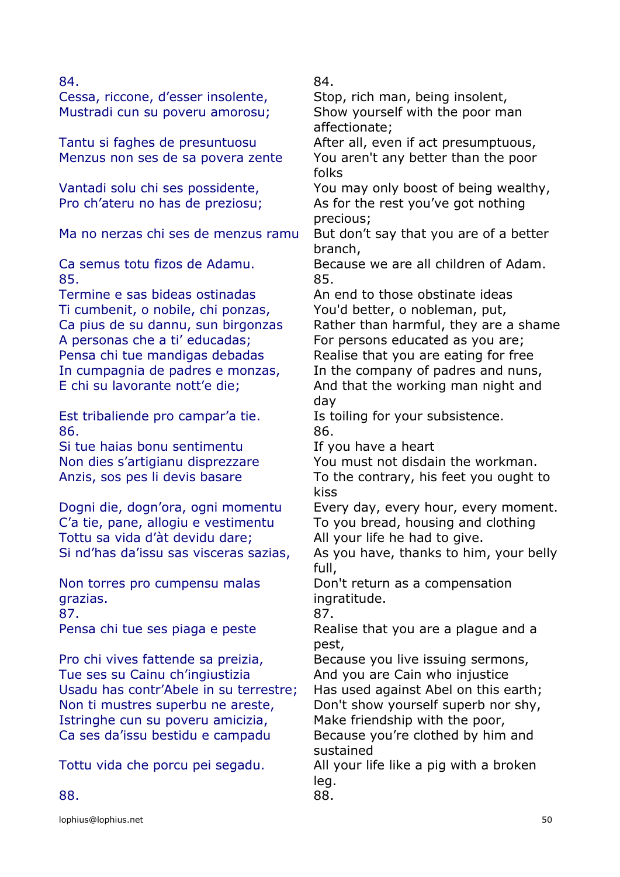| | |
|---|---|
| 84. | 84. |
| Cessa, riccone, d'esser insolente, | Stop, rich man, being insolent, |
| Mustradi cun su poveru amorosu; | Show yourself with the poor man affectionate; |
| Tantu si faghes de presuntuosu | After all, even if act presumptuous, |
| Menzus non ses de sa povera zente | You aren't any better than the poor folks |
| Vantadi solu chi ses possidente, | You may only boost of being wealthy, |
| Pro ch'ateru no has de preziosu; | As for the rest you've got nothing precious; |
| Ma no nerzas chi ses de menzus ramu | But don't say that you are of a better branch, |
| Ca semus totu fizos de Adamu. | Because we are all children of Adam. |
| 85. | 85. |
| Termine e sas bideas ostinadas | An end to those obstinate ideas |
| Ti cumbenit, o nobile, chi ponzas, | You'd better, o nobleman, put, |
| Ca pius de su dannu, sun birgonzas | Rather than harmful, they are a shame |
| A personas che a ti' educadas; | For persons educated as you are; |
| Pensa chi tue mandigas debadas | Realise that you are eating for free |
| In cumpagnia de padres e monzas, | In the company of padres and nuns, |
| E chi su lavorante nott'e die; | And that the working man night and day |
| Est tribaliende pro campar'a tie. | Is toiling for your subsistence. |
| 86. | 86. |
| Si tue haias bonu sentimentu | If you have a heart |
| Non dies s'artigianu disprezzare | You must not disdain the workman. |
| Anzis, sos pes li devis basare | To the contrary, his feet you ought to kiss |
| Dogni die, dogn'ora, ogni momentu | Every day, every hour, every moment. |
| C'a tie, pane, allogiu e vestimentu | To you bread, housing and clothing |
| Tottu sa vida d'àt devidu dare; | All your life he had to give. |
| Si nd'has da'issu sas visceras sazias, | As you have, thanks to him, your belly full, |
| Non torres pro cumpensu malas grazias. | Don't return as a compensation ingratitude. |
| 87. | 87. |
| Pensa chi tue ses piaga e peste | Realise that you are a plague and a pest, |
| Pro chi vives fattende sa preizia, | Because you live issuing sermons, |
| Tue ses su Cainu ch'ingiustizia | And you are Cain who injustice |
| Usadu has contr'Abele in su terrestre; | Has used against Abel on this earth; |
| Non ti mustres superbu ne areste, | Don't show yourself superb nor shy, |
| Istringhe cun su poveru amicizia, | Make friendship with the poor, |
| Ca ses da'issu bestidu e campadu | Because you're clothed by him and sustained |
| Tottu vida che porcu pei segadu. | All your life like a pig with a broken leg. |
| 88. | 88. |

lophius@lophius.net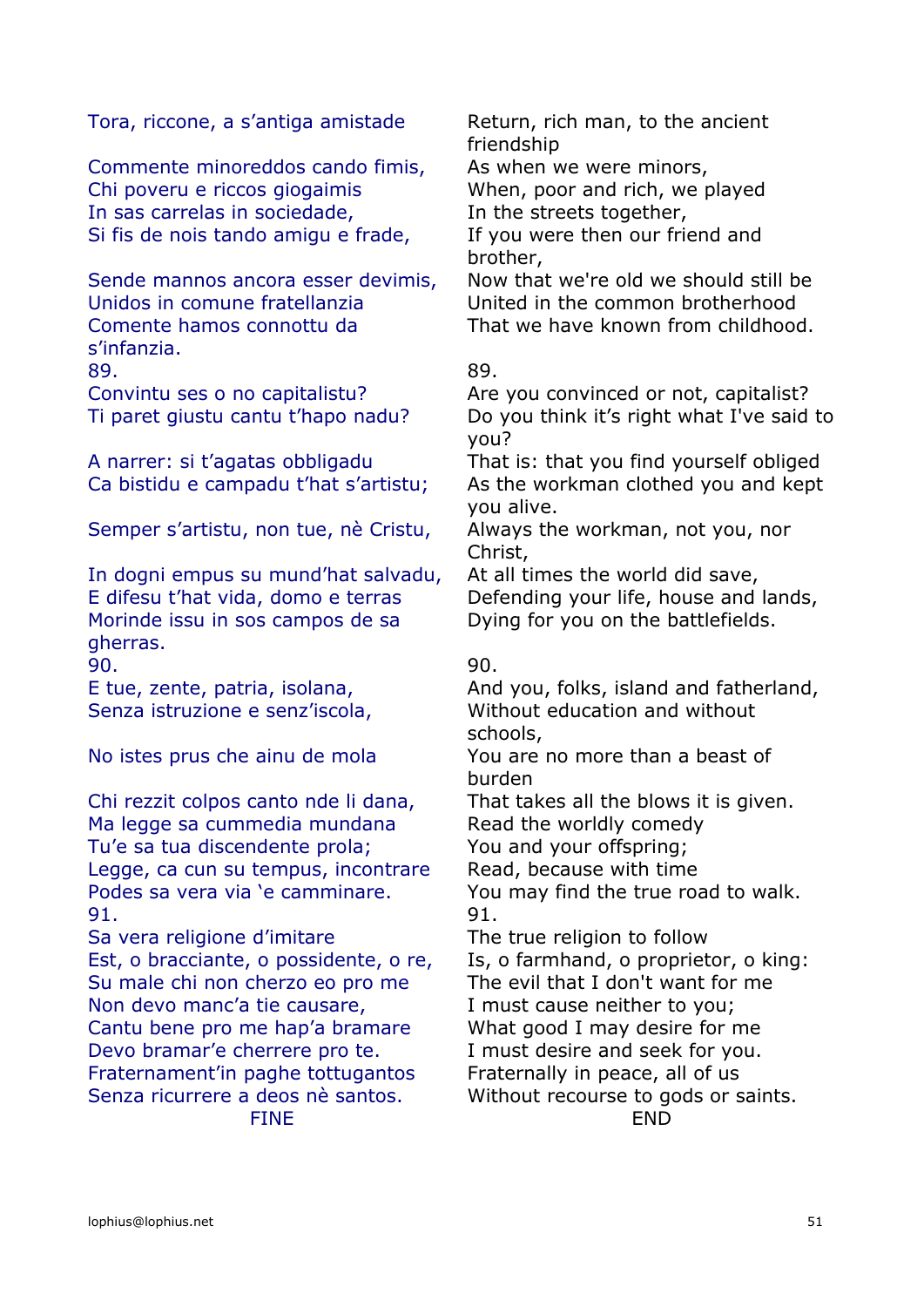| | |
|---|---|
| Tora, riccone, a s'antiga amistade | Return, rich man, to the ancient friendship |
| Commente minoreddos cando fimis, | As when we were minors, |
| Chi poveru e riccos giogaimis | When, poor and rich, we played |
| In sas carrelas in sociedade, | In the streets together, |
| Si fis de nois tando amigu e frade, | If you were then our friend and brother, |
| Sende mannos ancora esser devimis, | Now that we're old we should still be |
| Unidos in comune fratellanzia | United in the common brotherhood |
| Comente hamos connottu da s'infanzia. | That we have known from childhood. |
| 89. | 89. |
| Convintu ses o no capitalistu? | Are you convinced or not, capitalist? |
| Ti paret giustu cantu t'hapo nadu? | Do you think it's right what I've said to you? |
| A narrer: si t'agatas obbligadu | That is: that you find yourself obliged |
| Ca bistidu e campadu t'hat s'artistu; | As the workman clothed you and kept you alive. |
| Semper s'artistu, non tue, nè Cristu, | Always the workman, not you, nor Christ, |
| In dogni empus su mund'hat salvadu, | At all times the world did save, |
| E difesu t'hat vida, domo e terras | Defending your life, house and lands, |
| Morinde issu in sos campos de sa gherras. | Dying for you on the battlefields. |
| 90. | 90. |
| E tue, zente, patria, isolana, | And you, folks, island and fatherland, |
| Senza istruzione e senz'iscola, | Without education and without schools, |
| No istes prus che ainu de mola | You are no more than a beast of burden |
| Chi rezzit colpos canto nde li dana, | That takes all the blows it is given. |
| Ma legge sa cummedia mundana | Read the worldly comedy |
| Tu'e sa tua discendente prola; | You and your offspring; |
| Legge, ca cun su tempus, incontrare | Read, because with time |
| Podes sa vera via 'e camminare. | You may find the true road to walk. |
| 91. | 91. |
| Sa vera religione d'imitare | The true religion to follow |
| Est, o bracciante, o possidente, o re, | Is, o farmhand, o proprietor, o king: |
| Su male chi non cherzo eo pro me | The evil that I don't want for me |
| Non devo manc'a tie causare, | I must cause neither to you; |
| Cantu bene pro me hap'a bramare | What good I may desire for me |
| Devo bramar'e cherrere pro te. | I must desire and seek for you. |
| Fraternament'in paghe tottugantos | Fraternally in peace, all of us |
| Senza ricurrere a deos nè santos. | Without recourse to gods or saints. |
| FINE | END |

lophius@lophius.net